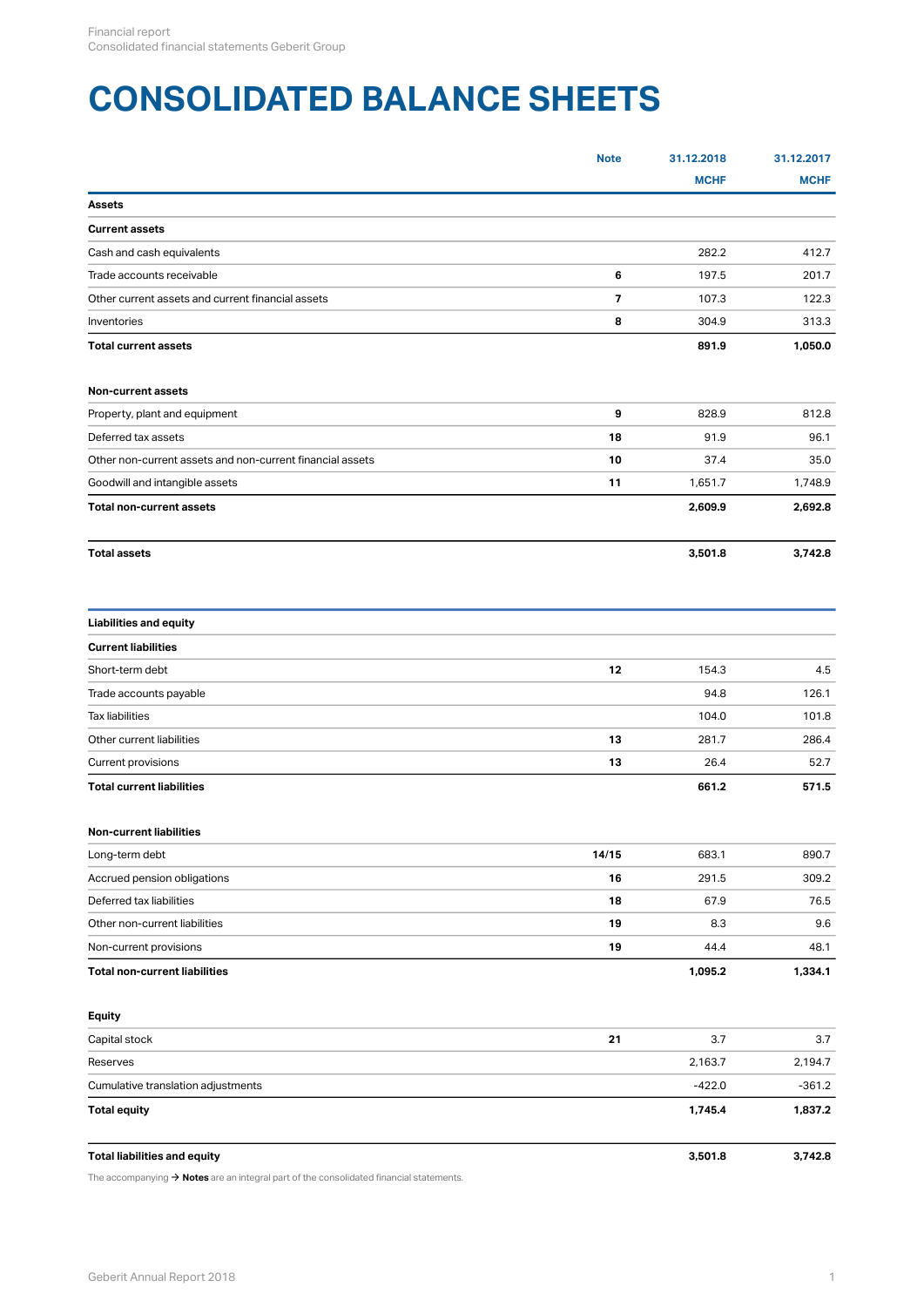# CONSOLIDATED BALANCE SHEETS

| | Note | 31.12.2018 | 31.12.2017 |
|---|---|---|---|
| | | MCHF | MCHF |
| **Assets** | | | |
| **Current assets** | | | |
| Cash and cash equivalents | | 282.2 | 412.7 |
| Trade accounts receivable | 6 | 197.5 | 201.7 |
| Other current assets and current financial assets | 7 | 107.3 | 122.3 |
| Inventories | 8 | 304.9 | 313.3 |
| **Total current assets** | | **891.9** | **1,050.0** |
| | | | |
| **Non-current assets** | | | |
| Property, plant and equipment | 9 | 828.9 | 812.8 |
| Deferred tax assets | 18 | 91.9 | 96.1 |
| Other non-current assets and non-current financial assets | 10 | 37.4 | 35.0 |
| Goodwill and intangible assets | 11 | 1,651.7 | 1,748.9 |
| **Total non-current assets** | | **2,609.9** | **2,692.8** |
| | | | |
| **Total assets** | | **3,501.8** | **3,742.8** |
| | | | |
| **Liabilities and equity** | | | |
| **Current liabilities** | | | |
| Short-term debt | 12 | 154.3 | 4.5 |
| Trade accounts payable | | 94.8 | 126.1 |
| Tax liabilities | | 104.0 | 101.8 |
| Other current liabilities | 13 | 281.7 | 286.4 |
| Current provisions | 13 | 26.4 | 52.7 |
| **Total current liabilities** | | **661.2** | **571.5** |
| | | | |
| **Non-current liabilities** | | | |
| Long-term debt | 14/15 | 683.1 | 890.7 |
| Accrued pension obligations | 16 | 291.5 | 309.2 |
| Deferred tax liabilities | 18 | 67.9 | 76.5 |
| Other non-current liabilities | 19 | 8.3 | 9.6 |
| Non-current provisions | 19 | 44.4 | 48.1 |
| **Total non-current liabilities** | | **1,095.2** | **1,334.1** |
| | | | |
| **Equity** | | | |
| Capital stock | 21 | 3.7 | 3.7 |
| Reserves | | 2,163.7 | 2,194.7 |
| Cumulative translation adjustments | | -422.0 | -361.2 |
| **Total equity** | | **1,745.4** | **1,837.2** |
| | | | |
| **Total liabilities and equity** | | **3,501.8** | **3,742.8** |

The accompanying → **Notes** are an integral part of the consolidated financial statements.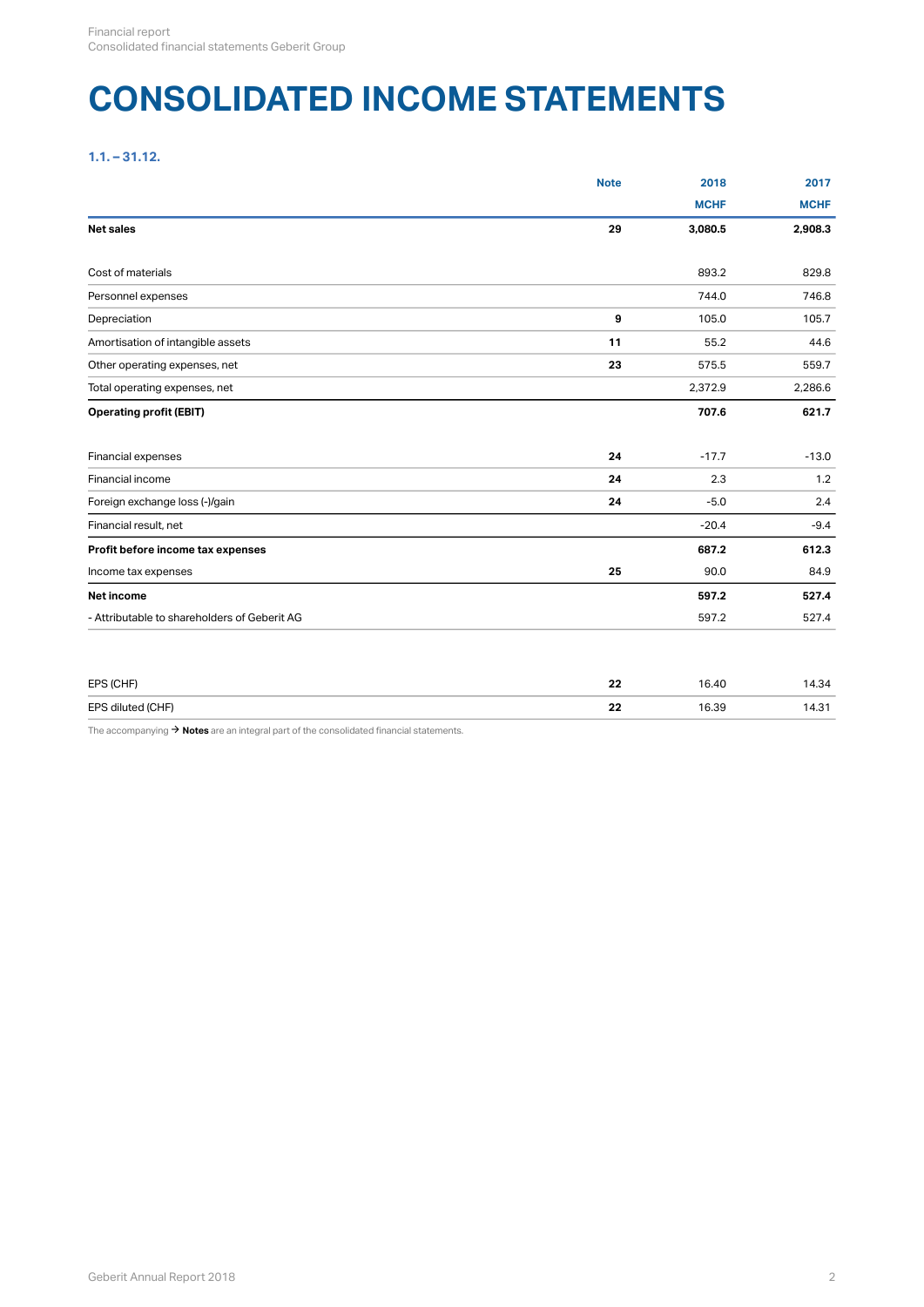# CONSOLIDATED INCOME STATEMENTS

**1.1. – 31.12.**

| | Note | 2018 | 2017 |
|---|---|---|---|
| | | MCHF | MCHF |
| **Net sales** | **29** | **3,080.5** | **2,908.3** |
| | | | |
| Cost of materials | | 893.2 | 829.8 |
| Personnel expenses | | 744.0 | 746.8 |
| Depreciation | **9** | 105.0 | 105.7 |
| Amortisation of intangible assets | **11** | 55.2 | 44.6 |
| Other operating expenses, net | **23** | 575.5 | 559.7 |
| Total operating expenses, net | | 2,372.9 | 2,286.6 |
| **Operating profit (EBIT)** | | **707.6** | **621.7** |
| | | | |
| Financial expenses | **24** | -17.7 | -13.0 |
| Financial income | **24** | 2.3 | 1.2 |
| Foreign exchange loss (-)/gain | **24** | -5.0 | 2.4 |
| Financial result, net | | -20.4 | -9.4 |
| **Profit before income tax expenses** | | **687.2** | **612.3** |
| Income tax expenses | **25** | 90.0 | 84.9 |
| **Net income** | | **597.2** | **527.4** |
| - Attributable to shareholders of Geberit AG | | 597.2 | 527.4 |
| | | | |
| EPS (CHF) | **22** | 16.40 | 14.34 |
| EPS diluted (CHF) | **22** | 16.39 | 14.31 |

The accompanying → **Notes** are an integral part of the consolidated financial statements.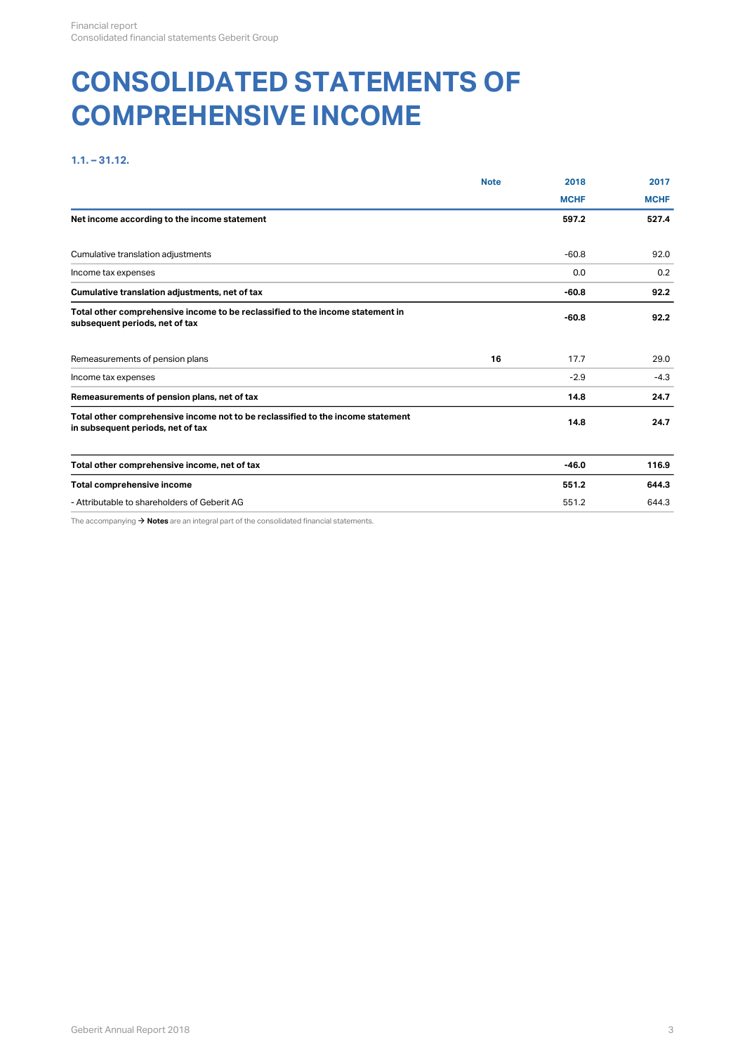# CONSOLIDATED STATEMENTS OF COMPREHENSIVE INCOME

### 1.1. – 31.12.

| | Note | 2018 | 2017 |
|---|---|---|---|
| | | **MCHF** | **MCHF** |
| **Net income according to the income statement** | | **597.2** | **527.4** |
| | | | |
| Cumulative translation adjustments | | -60.8 | 92.0 |
| Income tax expenses | | 0.0 | 0.2 |
| **Cumulative translation adjustments, net of tax** | | **-60.8** | **92.2** |
| **Total other comprehensive income to be reclassified to the income statement in subsequent periods, net of tax** | | **-60.8** | **92.2** |
| | | | |
| Remeasurements of pension plans | **16** | 17.7 | 29.0 |
| Income tax expenses | | -2.9 | -4.3 |
| **Remeasurements of pension plans, net of tax** | | **14.8** | **24.7** |
| **Total other comprehensive income not to be reclassified to the income statement in subsequent periods, net of tax** | | **14.8** | **24.7** |
| | | | |
| **Total other comprehensive income, net of tax** | | **-46.0** | **116.9** |
| **Total comprehensive income** | | **551.2** | **644.3** |
| - Attributable to shareholders of Geberit AG | | 551.2 | 644.3 |

The accompanying → **Notes** are an integral part of the consolidated financial statements.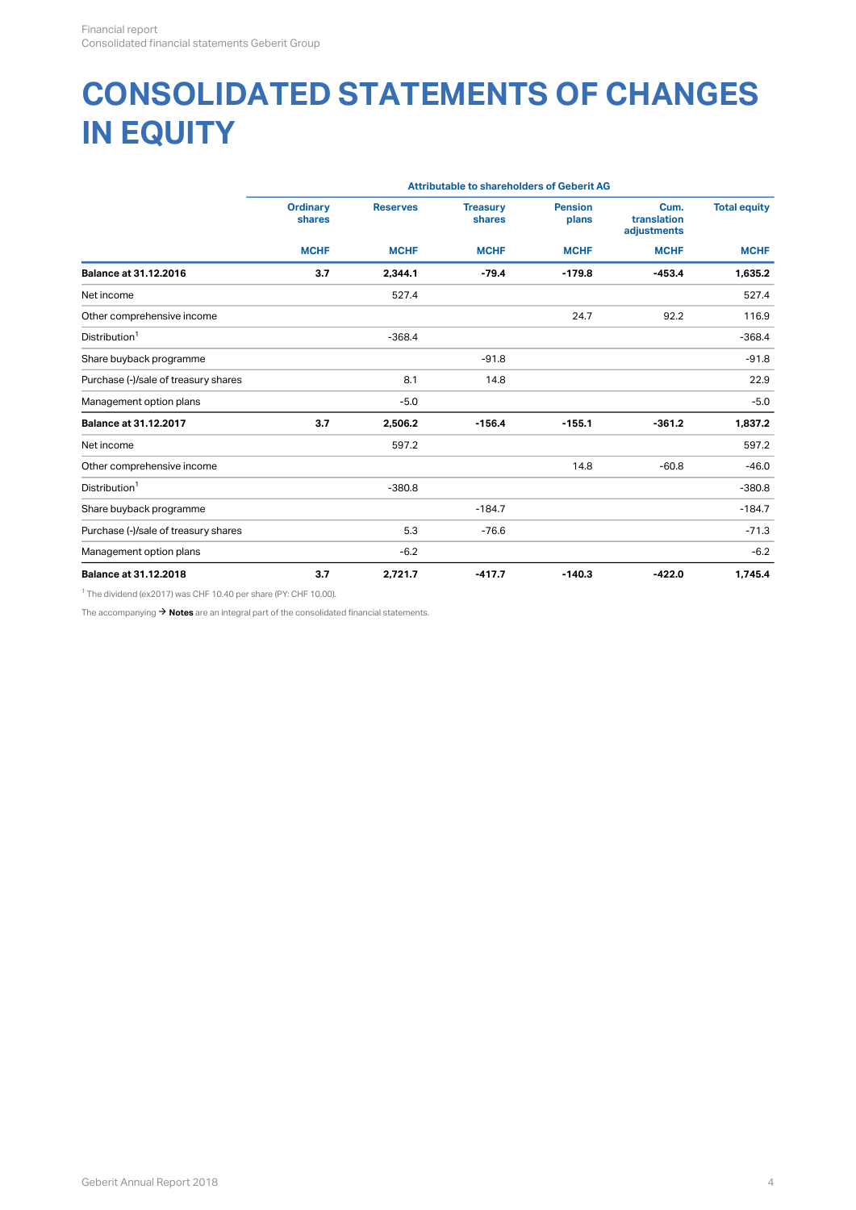# CONSOLIDATED STATEMENTS OF CHANGES IN EQUITY

| | Attributable to shareholders of Geberit AG | | | | | |
|---|---|---|---|---|---|---|
| | Ordinary shares | Reserves | Treasury shares | Pension plans | Cum. translation adjustments | Total equity |
| | MCHF | MCHF | MCHF | MCHF | MCHF | MCHF |
| **Balance at 31.12.2016** | **3.7** | **2,344.1** | **-79.4** | **-179.8** | **-453.4** | **1,635.2** |
| Net income | | 527.4 | | | | 527.4 |
| Other comprehensive income | | | | 24.7 | 92.2 | 116.9 |
| Distribution[1] | | -368.4 | | | | -368.4 |
| Share buyback programme | | | -91.8 | | | -91.8 |
| Purchase (-)/sale of treasury shares | | 8.1 | 14.8 | | | 22.9 |
| Management option plans | | -5.0 | | | | -5.0 |
| **Balance at 31.12.2017** | **3.7** | **2,506.2** | **-156.4** | **-155.1** | **-361.2** | **1,837.2** |
| Net income | | 597.2 | | | | 597.2 |
| Other comprehensive income | | | | 14.8 | -60.8 | -46.0 |
| Distribution[1] | | -380.8 | | | | -380.8 |
| Share buyback programme | | | -184.7 | | | -184.7 |
| Purchase (-)/sale of treasury shares | | 5.3 | -76.6 | | | -71.3 |
| Management option plans | | -6.2 | | | | -6.2 |
| **Balance at 31.12.2018** | **3.7** | **2,721.7** | **-417.7** | **-140.3** | **-422.0** | **1,745.4** |

[1] The dividend (ex2017) was CHF 10.40 per share (PY: CHF 10.00).

The accompanying → **Notes** are an integral part of the consolidated financial statements.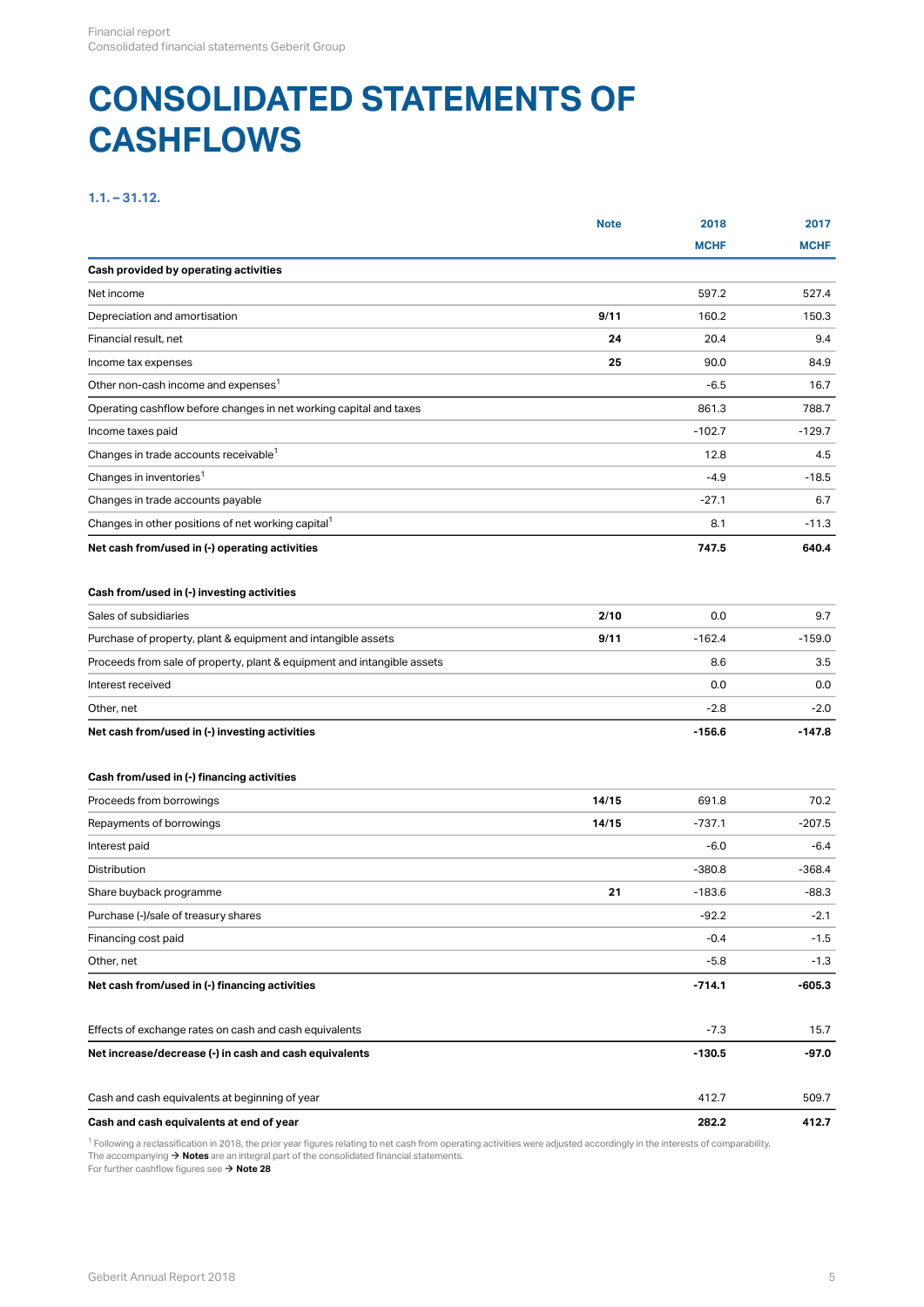# CONSOLIDATED STATEMENTS OF CASHFLOWS

**1.1. – 31.12.**

| | Note | 2018 MCHF | 2017 MCHF |
|---|---|---|---|
| **Cash provided by operating activities** | | | |
| Net income | | 597.2 | 527.4 |
| Depreciation and amortisation | **9/11** | 160.2 | 150.3 |
| Financial result, net | **24** | 20.4 | 9.4 |
| Income tax expenses | **25** | 90.0 | 84.9 |
| Other non-cash income and expenses[1] | | -6.5 | 16.7 |
| Operating cashflow before changes in net working capital and taxes | | 861.3 | 788.7 |
| Income taxes paid | | -102.7 | -129.7 |
| Changes in trade accounts receivable[1] | | 12.8 | 4.5 |
| Changes in inventories[1] | | -4.9 | -18.5 |
| Changes in trade accounts payable | | -27.1 | 6.7 |
| Changes in other positions of net working capital[1] | | 8.1 | -11.3 |
| **Net cash from/used in (-) operating activities** | | **747.5** | **640.4** |
| | | | |
| **Cash from/used in (-) investing activities** | | | |
| Sales of subsidiaries | **2/10** | 0.0 | 9.7 |
| Purchase of property, plant & equipment and intangible assets | **9/11** | -162.4 | -159.0 |
| Proceeds from sale of property, plant & equipment and intangible assets | | 8.6 | 3.5 |
| Interest received | | 0.0 | 0.0 |
| Other, net | | -2.8 | -2.0 |
| **Net cash from/used in (-) investing activities** | | **-156.6** | **-147.8** |
| | | | |
| **Cash from/used in (-) financing activities** | | | |
| Proceeds from borrowings | **14/15** | 691.8 | 70.2 |
| Repayments of borrowings | **14/15** | -737.1 | -207.5 |
| Interest paid | | -6.0 | -6.4 |
| Distribution | | -380.8 | -368.4 |
| Share buyback programme | **21** | -183.6 | -88.3 |
| Purchase (-)/sale of treasury shares | | -92.2 | -2.1 |
| Financing cost paid | | -0.4 | -1.5 |
| Other, net | | -5.8 | -1.3 |
| **Net cash from/used in (-) financing activities** | | **-714.1** | **-605.3** |
| | | | |
| Effects of exchange rates on cash and cash equivalents | | -7.3 | 15.7 |
| **Net increase/decrease (-) in cash and cash equivalents** | | **-130.5** | **-97.0** |
| | | | |
| Cash and cash equivalents at beginning of year | | 412.7 | 509.7 |
| **Cash and cash equivalents at end of year** | | **282.2** | **412.7** |

[1] Following a reclassification in 2018, the prior year figures relating to net cash from operating activities were adjusted accordingly in the interests of comparability.
The accompanying → **Notes** are an integral part of the consolidated financial statements.
For further cashflow figures see → **Note 28**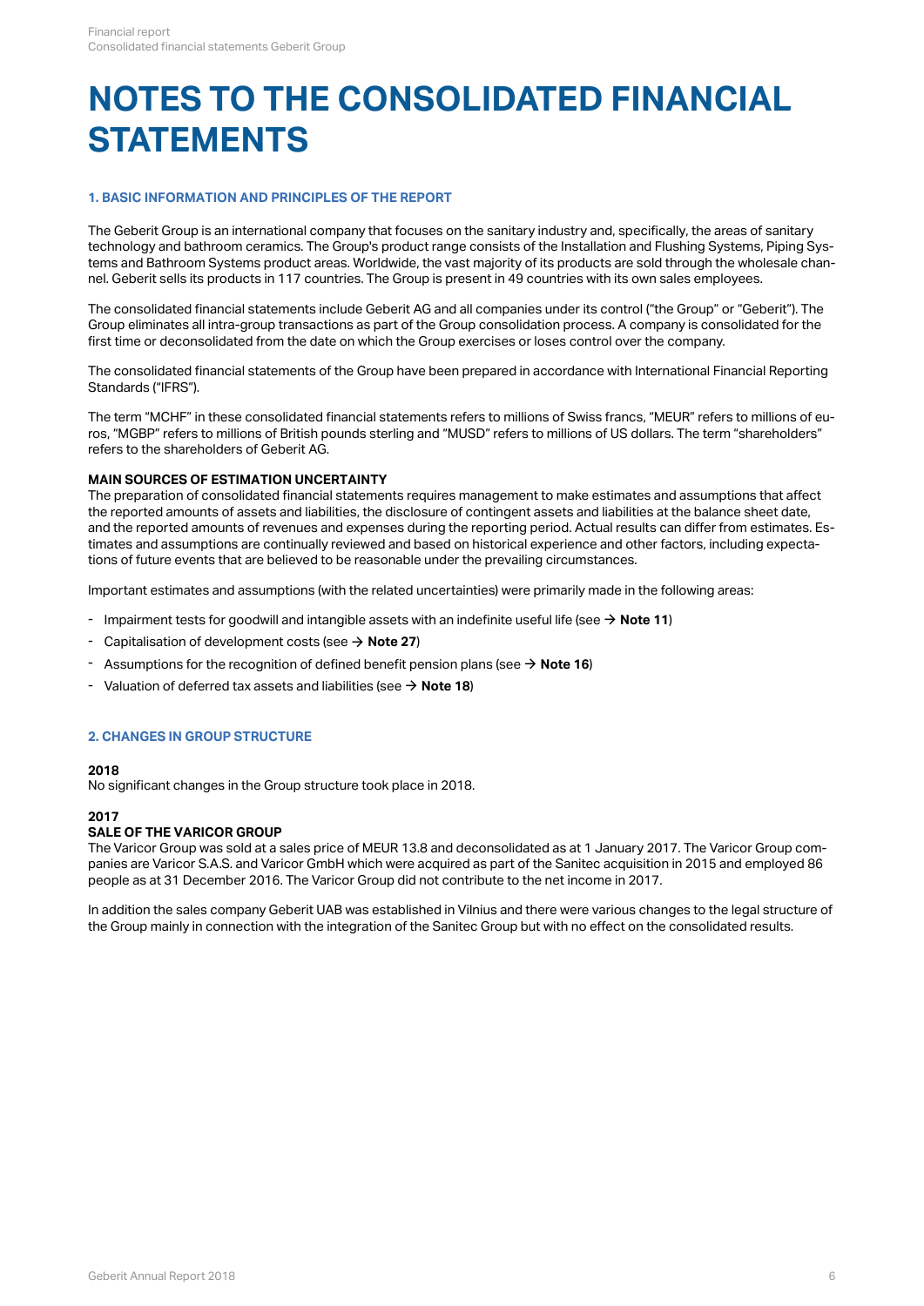# NOTES TO THE CONSOLIDATED FINANCIAL STATEMENTS

## 1. BASIC INFORMATION AND PRINCIPLES OF THE REPORT

The Geberit Group is an international company that focuses on the sanitary industry and, specifically, the areas of sanitary technology and bathroom ceramics. The Group's product range consists of the Installation and Flushing Systems, Piping Systems and Bathroom Systems product areas. Worldwide, the vast majority of its products are sold through the wholesale channel. Geberit sells its products in 117 countries. The Group is present in 49 countries with its own sales employees.

The consolidated financial statements include Geberit AG and all companies under its control ("the Group" or "Geberit"). The Group eliminates all intra-group transactions as part of the Group consolidation process. A company is consolidated for the first time or deconsolidated from the date on which the Group exercises or loses control over the company.

The consolidated financial statements of the Group have been prepared in accordance with International Financial Reporting Standards ("IFRS").

The term "MCHF" in these consolidated financial statements refers to millions of Swiss francs, "MEUR" refers to millions of euros, "MGBP" refers to millions of British pounds sterling and "MUSD" refers to millions of US dollars. The term "shareholders" refers to the shareholders of Geberit AG.

### MAIN SOURCES OF ESTIMATION UNCERTAINTY

The preparation of consolidated financial statements requires management to make estimates and assumptions that affect the reported amounts of assets and liabilities, the disclosure of contingent assets and liabilities at the balance sheet date, and the reported amounts of revenues and expenses during the reporting period. Actual results can differ from estimates. Estimates and assumptions are continually reviewed and based on historical experience and other factors, including expectations of future events that are believed to be reasonable under the prevailing circumstances.

Important estimates and assumptions (with the related uncertainties) were primarily made in the following areas:

- Impairment tests for goodwill and intangible assets with an indefinite useful life (see → **Note 11**)
- Capitalisation of development costs (see → **Note 27**)
- Assumptions for the recognition of defined benefit pension plans (see → **Note 16**)
- Valuation of deferred tax assets and liabilities (see → **Note 18**)

## 2. CHANGES IN GROUP STRUCTURE

### 2018

No significant changes in the Group structure took place in 2018.

### 2017

#### SALE OF THE VARICOR GROUP

The Varicor Group was sold at a sales price of MEUR 13.8 and deconsolidated as at 1 January 2017. The Varicor Group companies are Varicor S.A.S. and Varicor GmbH which were acquired as part of the Sanitec acquisition in 2015 and employed 86 people as at 31 December 2016. The Varicor Group did not contribute to the net income in 2017.

In addition the sales company Geberit UAB was established in Vilnius and there were various changes to the legal structure of the Group mainly in connection with the integration of the Sanitec Group but with no effect on the consolidated results.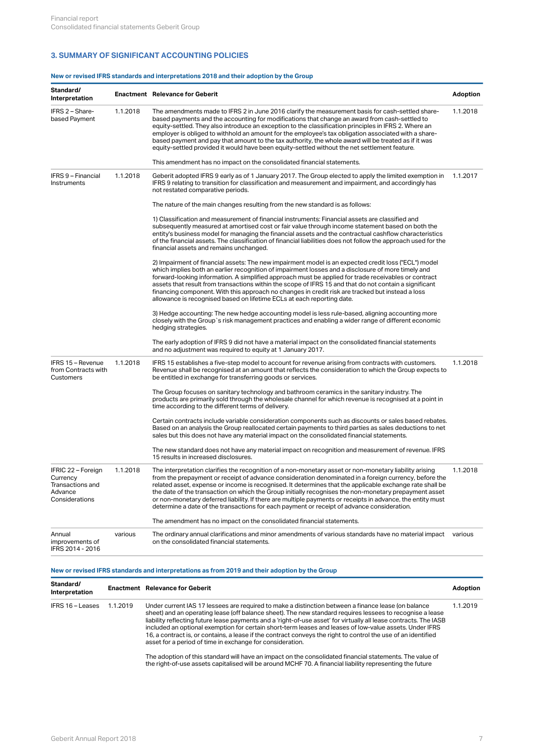## 3. SUMMARY OF SIGNIFICANT ACCOUNTING POLICIES

### New or revised IFRS standards and interpretations 2018 and their adoption by the Group

| Standard/ Interpretation | Enactment | Relevance for Geberit | Adoption |
|---|---|---|---|
| IFRS 2 – Share-based Payment | 1.1.2018 | The amendments made to IFRS 2 in June 2016 clarify the measurement basis for cash-settled share-based payments and the accounting for modifications that change an award from cash-settled to equity-settled. They also introduce an exception to the classification principles in IFRS 2. Where an employer is obliged to withhold an amount for the employee's tax obligation associated with a share-based payment and pay that amount to the tax authority, the whole award will be treated as if it was equity-settled provided it would have been equity-settled without the net settlement feature.<br><br>This amendment has no impact on the consolidated financial statements. | 1.1.2018 |
| IFRS 9 – Financial Instruments | 1.1.2018 | Geberit adopted IFRS 9 early as of 1 January 2017. The Group elected to apply the limited exemption in IFRS 9 relating to transition for classification and measurement and impairment, and accordingly has not restated comparative periods.<br><br>The nature of the main changes resulting from the new standard is as follows:<br><br>1) Classification and measurement of financial instruments: Financial assets are classified and subsequently measured at amortised cost or fair value through income statement based on both the entity's business model for managing the financial assets and the contractual cashflow characteristics of the financial assets. The classification of financial liabilities does not follow the approach used for the financial assets and remains unchanged.<br><br>2) Impairment of financial assets: The new impairment model is an expected credit loss ("ECL") model which implies both an earlier recognition of impairment losses and a disclosure of more timely and forward-looking information. A simplified approach must be applied for trade receivables or contract assets that result from transactions within the scope of IFRS 15 and that do not contain a significant financing component. With this approach no changes in credit risk are tracked but instead a loss allowance is recognised based on lifetime ECLs at each reporting date.<br><br>3) Hedge accounting: The new hedge accounting model is less rule-based, aligning accounting more closely with the Group`s risk management practices and enabling a wider range of different economic hedging strategies.<br><br>The early adoption of IFRS 9 did not have a material impact on the consolidated financial statements and no adjustment was required to equity at 1 January 2017. | 1.1.2017 |
| IFRS 15 – Revenue from Contracts with Customers | 1.1.2018 | IFRS 15 establishes a five-step model to account for revenue arising from contracts with customers. Revenue shall be recognised at an amount that reflects the consideration to which the Group expects to be entitled in exchange for transferring goods or services.<br><br>The Group focuses on sanitary technology and bathroom ceramics in the sanitary industry. The products are primarily sold through the wholesale channel for which revenue is recognised at a point in time according to the different terms of delivery.<br><br>Certain contracts include variable consideration components such as discounts or sales based rebates. Based on an analysis the Group reallocated certain payments to third parties as sales deductions to net sales but this does not have any material impact on the consolidated financial statements.<br><br>The new standard does not have any material impact on recognition and measurement of revenue. IFRS 15 results in increased disclosures. | 1.1.2018 |
| IFRIC 22 – Foreign Currency Transactions and Advance Considerations | 1.1.2018 | The interpretation clarifies the recognition of a non-monetary asset or non-monetary liability arising from the prepayment or receipt of advance consideration denominated in a foreign currency, before the related asset, expense or income is recognised. It determines that the applicable exchange rate shall be the date of the transaction on which the Group initially recognises the non-monetary prepayment asset or non-monetary deferred liability. If there are multiple payments or receipts in advance, the entity must determine a date of the transactions for each payment or receipt of advance consideration.<br><br>The amendment has no impact on the consolidated financial statements. | 1.1.2018 |
| Annual improvements of IFRS 2014 - 2016 | various | The ordinary annual clarifications and minor amendments of various standards have no material impact on the consolidated financial statements. | various |

### New or revised IFRS standards and interpretations as from 2019 and their adoption by the Group

| Standard/ Interpretation | Enactment | Relevance for Geberit | Adoption |
|---|---|---|---|
| IFRS 16 – Leases | 1.1.2019 | Under current IAS 17 lessees are required to make a distinction between a finance lease (on balance sheet) and an operating lease (off balance sheet). The new standard requires lessees to recognise a lease liability reflecting future lease payments and a 'right-of-use asset' for virtually all lease contracts. The IASB included an optional exemption for certain short-term leases and leases of low-value assets. Under IFRS 16, a contract is, or contains, a lease if the contract conveys the right to control the use of an identified asset for a period of time in exchange for consideration.<br><br>The adoption of this standard will have an impact on the consolidated financial statements. The value of the right-of-use assets capitalised will be around MCHF 70. A financial liability representing the future | 1.1.2019 |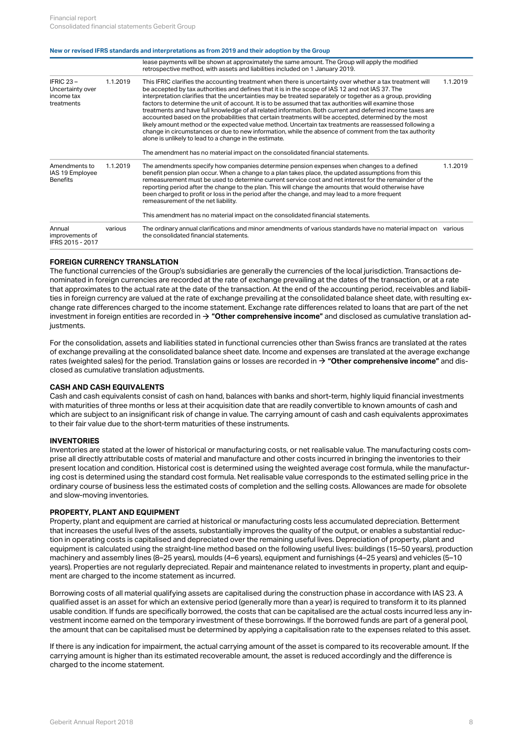**New or revised IFRS standards and interpretations as from 2019 and their adoption by the Group**

| | | | |
|---|---|---|---|
| | | lease payments will be shown at approximately the same amount. The Group will apply the modified retrospective method, with assets and liabilities included on 1 January 2019. | |
| IFRIC 23 – Uncertainty over income tax treatments | 1.1.2019 | This IFRIC clarifies the accounting treatment when there is uncertainty over whether a tax treatment will be accepted by tax authorities and defines that it is in the scope of IAS 12 and not IAS 37. The interpretation clarifies that the uncertainties may be treated separately or together as a group, providing factors to determine the unit of account. It is to be assumed that tax authorities will examine those treatments and have full knowledge of all related information. Both current and deferred income taxes are accounted based on the probabilities that certain treatments will be accepted, determined by the most likely amount method or the expected value method. Uncertain tax treatments are reassessed following a change in circumstances or due to new information, while the absence of comment from the tax authority alone is unlikely to lead to a change in the estimate.<br><br>The amendment has no material impact on the consolidated financial statements. | 1.1.2019 |
| Amendments to IAS 19 Employee Benefits | 1.1.2019 | The amendments specify how companies determine pension expenses when changes to a defined benefit pension plan occur. When a change to a plan takes place, the updated assumptions from this remeasurement must be used to determine current service cost and net interest for the remainder of the reporting period after the change to the plan. This will change the amounts that would otherwise have been charged to profit or loss in the period after the change, and may lead to a more frequent remeasurement of the net liability.<br><br>This amendment has no material impact on the consolidated financial statements. | 1.1.2019 |
| Annual improvements of IFRS 2015 - 2017 | various | The ordinary annual clarifications and minor amendments of various standards have no material impact on the consolidated financial statements. | various |

**FOREIGN CURRENCY TRANSLATION**

The functional currencies of the Group's subsidiaries are generally the currencies of the local jurisdiction. Transactions denominated in foreign currencies are recorded at the rate of exchange prevailing at the dates of the transaction, or at a rate that approximates to the actual rate at the date of the transaction. At the end of the accounting period, receivables and liabilities in foreign currency are valued at the rate of exchange prevailing at the consolidated balance sheet date, with resulting exchange rate differences charged to the income statement. Exchange rate differences related to loans that are part of the net investment in foreign entities are recorded in → **"Other comprehensive income"** and disclosed as cumulative translation adjustments.

For the consolidation, assets and liabilities stated in functional currencies other than Swiss francs are translated at the rates of exchange prevailing at the consolidated balance sheet date. Income and expenses are translated at the average exchange rates (weighted sales) for the period. Translation gains or losses are recorded in → **"Other comprehensive income"** and disclosed as cumulative translation adjustments.

**CASH AND CASH EQUIVALENTS**

Cash and cash equivalents consist of cash on hand, balances with banks and short-term, highly liquid financial investments with maturities of three months or less at their acquisition date that are readily convertible to known amounts of cash and which are subject to an insignificant risk of change in value. The carrying amount of cash and cash equivalents approximates to their fair value due to the short-term maturities of these instruments.

**INVENTORIES**

Inventories are stated at the lower of historical or manufacturing costs, or net realisable value. The manufacturing costs comprise all directly attributable costs of material and manufacture and other costs incurred in bringing the inventories to their present location and condition. Historical cost is determined using the weighted average cost formula, while the manufacturing cost is determined using the standard cost formula. Net realisable value corresponds to the estimated selling price in the ordinary course of business less the estimated costs of completion and the selling costs. Allowances are made for obsolete and slow-moving inventories.

**PROPERTY, PLANT AND EQUIPMENT**

Property, plant and equipment are carried at historical or manufacturing costs less accumulated depreciation. Betterment that increases the useful lives of the assets, substantially improves the quality of the output, or enables a substantial reduction in operating costs is capitalised and depreciated over the remaining useful lives. Depreciation of property, plant and equipment is calculated using the straight-line method based on the following useful lives: buildings (15–50 years), production machinery and assembly lines (8–25 years), moulds (4–6 years), equipment and furnishings (4–25 years) and vehicles (5–10 years). Properties are not regularly depreciated. Repair and maintenance related to investments in property, plant and equipment are charged to the income statement as incurred.

Borrowing costs of all material qualifying assets are capitalised during the construction phase in accordance with IAS 23. A qualified asset is an asset for which an extensive period (generally more than a year) is required to transform it to its planned usable condition. If funds are specifically borrowed, the costs that can be capitalised are the actual costs incurred less any investment income earned on the temporary investment of these borrowings. If the borrowed funds are part of a general pool, the amount that can be capitalised must be determined by applying a capitalisation rate to the expenses related to this asset.

If there is any indication for impairment, the actual carrying amount of the asset is compared to its recoverable amount. If the carrying amount is higher than its estimated recoverable amount, the asset is reduced accordingly and the difference is charged to the income statement.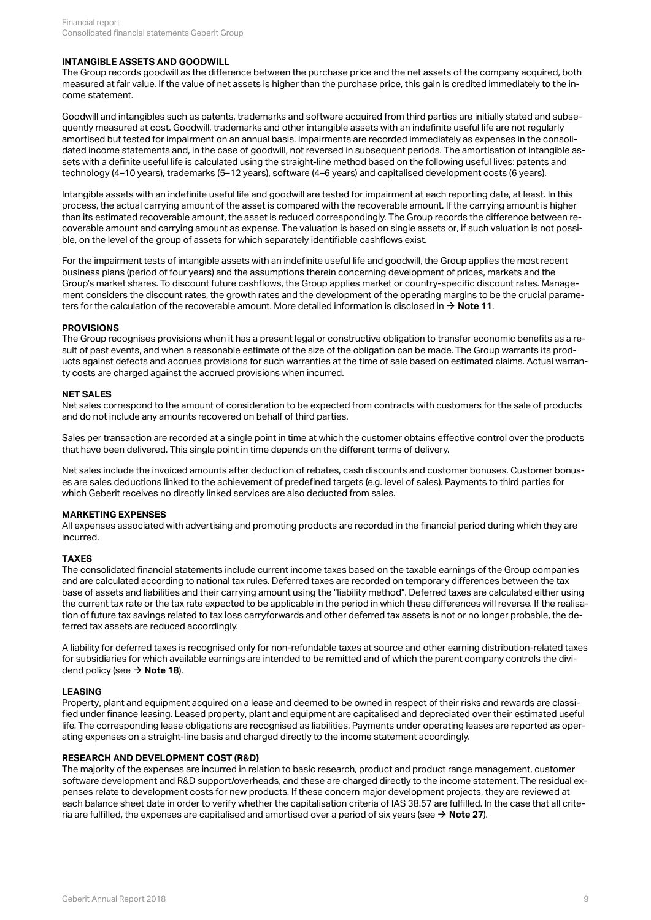### INTANGIBLE ASSETS AND GOODWILL

The Group records goodwill as the difference between the purchase price and the net assets of the company acquired, both measured at fair value. If the value of net assets is higher than the purchase price, this gain is credited immediately to the income statement.

Goodwill and intangibles such as patents, trademarks and software acquired from third parties are initially stated and subsequently measured at cost. Goodwill, trademarks and other intangible assets with an indefinite useful life are not regularly amortised but tested for impairment on an annual basis. Impairments are recorded immediately as expenses in the consolidated income statements and, in the case of goodwill, not reversed in subsequent periods. The amortisation of intangible assets with a definite useful life is calculated using the straight-line method based on the following useful lives: patents and technology (4–10 years), trademarks (5–12 years), software (4–6 years) and capitalised development costs (6 years).

Intangible assets with an indefinite useful life and goodwill are tested for impairment at each reporting date, at least. In this process, the actual carrying amount of the asset is compared with the recoverable amount. If the carrying amount is higher than its estimated recoverable amount, the asset is reduced correspondingly. The Group records the difference between recoverable amount and carrying amount as expense. The valuation is based on single assets or, if such valuation is not possible, on the level of the group of assets for which separately identifiable cashflows exist.

For the impairment tests of intangible assets with an indefinite useful life and goodwill, the Group applies the most recent business plans (period of four years) and the assumptions therein concerning development of prices, markets and the Group's market shares. To discount future cashflows, the Group applies market or country-specific discount rates. Management considers the discount rates, the growth rates and the development of the operating margins to be the crucial parameters for the calculation of the recoverable amount. More detailed information is disclosed in → **Note 11**.

### PROVISIONS

The Group recognises provisions when it has a present legal or constructive obligation to transfer economic benefits as a result of past events, and when a reasonable estimate of the size of the obligation can be made. The Group warrants its products against defects and accrues provisions for such warranties at the time of sale based on estimated claims. Actual warranty costs are charged against the accrued provisions when incurred.

### NET SALES

Net sales correspond to the amount of consideration to be expected from contracts with customers for the sale of products and do not include any amounts recovered on behalf of third parties.

Sales per transaction are recorded at a single point in time at which the customer obtains effective control over the products that have been delivered. This single point in time depends on the different terms of delivery.

Net sales include the invoiced amounts after deduction of rebates, cash discounts and customer bonuses. Customer bonuses are sales deductions linked to the achievement of predefined targets (e.g. level of sales). Payments to third parties for which Geberit receives no directly linked services are also deducted from sales.

### MARKETING EXPENSES

All expenses associated with advertising and promoting products are recorded in the financial period during which they are incurred.

### TAXES

The consolidated financial statements include current income taxes based on the taxable earnings of the Group companies and are calculated according to national tax rules. Deferred taxes are recorded on temporary differences between the tax base of assets and liabilities and their carrying amount using the "liability method". Deferred taxes are calculated either using the current tax rate or the tax rate expected to be applicable in the period in which these differences will reverse. If the realisation of future tax savings related to tax loss carryforwards and other deferred tax assets is not or no longer probable, the deferred tax assets are reduced accordingly.

A liability for deferred taxes is recognised only for non-refundable taxes at source and other earning distribution-related taxes for subsidiaries for which available earnings are intended to be remitted and of which the parent company controls the dividend policy (see → **Note 18**).

### LEASING

Property, plant and equipment acquired on a lease and deemed to be owned in respect of their risks and rewards are classified under finance leasing. Leased property, plant and equipment are capitalised and depreciated over their estimated useful life. The corresponding lease obligations are recognised as liabilities. Payments under operating leases are reported as operating expenses on a straight-line basis and charged directly to the income statement accordingly.

### RESEARCH AND DEVELOPMENT COST (R&D)

The majority of the expenses are incurred in relation to basic research, product and product range management, customer software development and R&D support/overheads, and these are charged directly to the income statement. The residual expenses relate to development costs for new products. If these concern major development projects, they are reviewed at each balance sheet date in order to verify whether the capitalisation criteria of IAS 38.57 are fulfilled. In the case that all criteria are fulfilled, the expenses are capitalised and amortised over a period of six years (see → **Note 27**).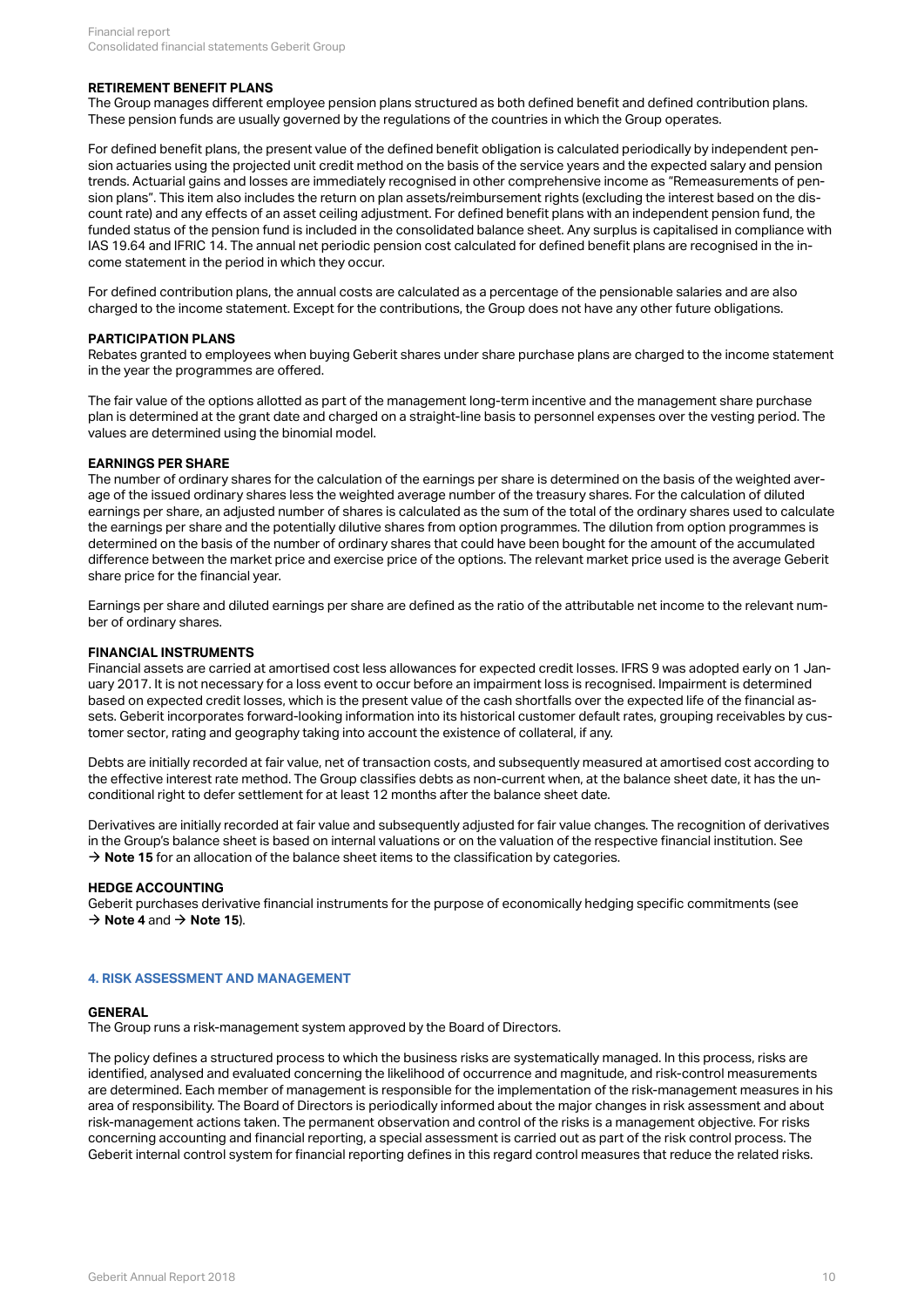#### RETIREMENT BENEFIT PLANS

The Group manages different employee pension plans structured as both defined benefit and defined contribution plans. These pension funds are usually governed by the regulations of the countries in which the Group operates.

For defined benefit plans, the present value of the defined benefit obligation is calculated periodically by independent pension actuaries using the projected unit credit method on the basis of the service years and the expected salary and pension trends. Actuarial gains and losses are immediately recognised in other comprehensive income as "Remeasurements of pension plans". This item also includes the return on plan assets/reimbursement rights (excluding the interest based on the discount rate) and any effects of an asset ceiling adjustment. For defined benefit plans with an independent pension fund, the funded status of the pension fund is included in the consolidated balance sheet. Any surplus is capitalised in compliance with IAS 19.64 and IFRIC 14. The annual net periodic pension cost calculated for defined benefit plans are recognised in the income statement in the period in which they occur.

For defined contribution plans, the annual costs are calculated as a percentage of the pensionable salaries and are also charged to the income statement. Except for the contributions, the Group does not have any other future obligations.

#### PARTICIPATION PLANS

Rebates granted to employees when buying Geberit shares under share purchase plans are charged to the income statement in the year the programmes are offered.

The fair value of the options allotted as part of the management long-term incentive and the management share purchase plan is determined at the grant date and charged on a straight-line basis to personnel expenses over the vesting period. The values are determined using the binomial model.

#### EARNINGS PER SHARE

The number of ordinary shares for the calculation of the earnings per share is determined on the basis of the weighted average of the issued ordinary shares less the weighted average number of the treasury shares. For the calculation of diluted earnings per share, an adjusted number of shares is calculated as the sum of the total of the ordinary shares used to calculate the earnings per share and the potentially dilutive shares from option programmes. The dilution from option programmes is determined on the basis of the number of ordinary shares that could have been bought for the amount of the accumulated difference between the market price and exercise price of the options. The relevant market price used is the average Geberit share price for the financial year.

Earnings per share and diluted earnings per share are defined as the ratio of the attributable net income to the relevant number of ordinary shares.

#### FINANCIAL INSTRUMENTS

Financial assets are carried at amortised cost less allowances for expected credit losses. IFRS 9 was adopted early on 1 January 2017. It is not necessary for a loss event to occur before an impairment loss is recognised. Impairment is determined based on expected credit losses, which is the present value of the cash shortfalls over the expected life of the financial assets. Geberit incorporates forward-looking information into its historical customer default rates, grouping receivables by customer sector, rating and geography taking into account the existence of collateral, if any.

Debts are initially recorded at fair value, net of transaction costs, and subsequently measured at amortised cost according to the effective interest rate method. The Group classifies debts as non-current when, at the balance sheet date, it has the unconditional right to defer settlement for at least 12 months after the balance sheet date.

Derivatives are initially recorded at fair value and subsequently adjusted for fair value changes. The recognition of derivatives in the Group's balance sheet is based on internal valuations or on the valuation of the respective financial institution. See → **Note 15** for an allocation of the balance sheet items to the classification by categories.

#### HEDGE ACCOUNTING

Geberit purchases derivative financial instruments for the purpose of economically hedging specific commitments (see → **Note 4** and → **Note 15**).

### 4. RISK ASSESSMENT AND MANAGEMENT

#### GENERAL

The Group runs a risk-management system approved by the Board of Directors.

The policy defines a structured process to which the business risks are systematically managed. In this process, risks are identified, analysed and evaluated concerning the likelihood of occurrence and magnitude, and risk-control measurements are determined. Each member of management is responsible for the implementation of the risk-management measures in his area of responsibility. The Board of Directors is periodically informed about the major changes in risk assessment and about risk-management actions taken. The permanent observation and control of the risks is a management objective. For risks concerning accounting and financial reporting, a special assessment is carried out as part of the risk control process. The Geberit internal control system for financial reporting defines in this regard control measures that reduce the related risks.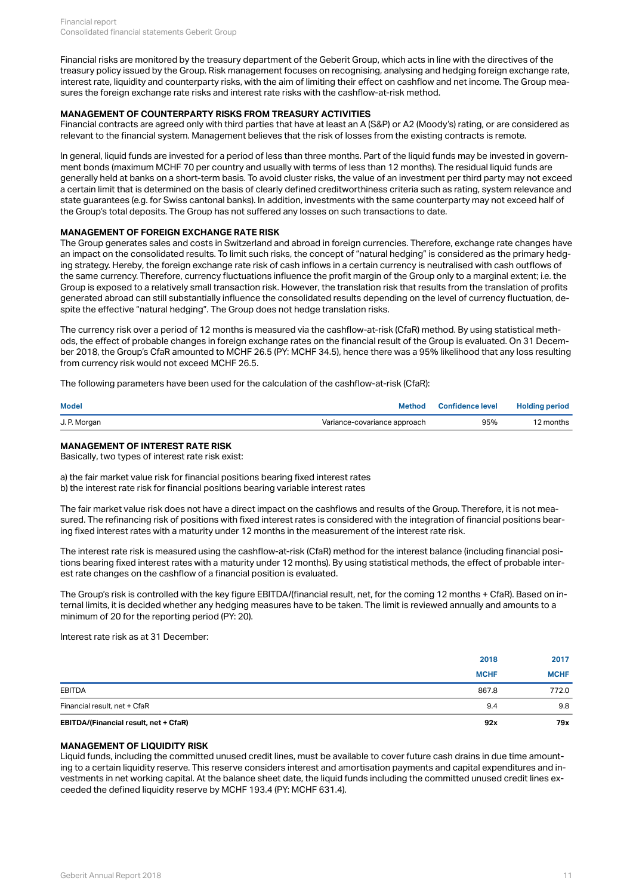Financial risks are monitored by the treasury department of the Geberit Group, which acts in line with the directives of the treasury policy issued by the Group. Risk management focuses on recognising, analysing and hedging foreign exchange rate, interest rate, liquidity and counterparty risks, with the aim of limiting their effect on cashflow and net income. The Group measures the foreign exchange rate risks and interest rate risks with the cashflow-at-risk method.

### MANAGEMENT OF COUNTERPARTY RISKS FROM TREASURY ACTIVITIES

Financial contracts are agreed only with third parties that have at least an A (S&P) or A2 (Moody's) rating, or are considered as relevant to the financial system. Management believes that the risk of losses from the existing contracts is remote.

In general, liquid funds are invested for a period of less than three months. Part of the liquid funds may be invested in government bonds (maximum MCHF 70 per country and usually with terms of less than 12 months). The residual liquid funds are generally held at banks on a short-term basis. To avoid cluster risks, the value of an investment per third party may not exceed a certain limit that is determined on the basis of clearly defined creditworthiness criteria such as rating, system relevance and state guarantees (e.g. for Swiss cantonal banks). In addition, investments with the same counterparty may not exceed half of the Group's total deposits. The Group has not suffered any losses on such transactions to date.

### MANAGEMENT OF FOREIGN EXCHANGE RATE RISK

The Group generates sales and costs in Switzerland and abroad in foreign currencies. Therefore, exchange rate changes have an impact on the consolidated results. To limit such risks, the concept of "natural hedging" is considered as the primary hedging strategy. Hereby, the foreign exchange rate risk of cash inflows in a certain currency is neutralised with cash outflows of the same currency. Therefore, currency fluctuations influence the profit margin of the Group only to a marginal extent; i.e. the Group is exposed to a relatively small transaction risk. However, the translation risk that results from the translation of profits generated abroad can still substantially influence the consolidated results depending on the level of currency fluctuation, despite the effective "natural hedging". The Group does not hedge translation risks.

The currency risk over a period of 12 months is measured via the cashflow-at-risk (CfaR) method. By using statistical methods, the effect of probable changes in foreign exchange rates on the financial result of the Group is evaluated. On 31 December 2018, the Group's CfaR amounted to MCHF 26.5 (PY: MCHF 34.5), hence there was a 95% likelihood that any loss resulting from currency risk would not exceed MCHF 26.5.

The following parameters have been used for the calculation of the cashflow-at-risk (CfaR):

| Model | Method | Confidence level | Holding period |
|---|---|---|---|
| J. P. Morgan | Variance-covariance approach | 95% | 12 months |

### MANAGEMENT OF INTEREST RATE RISK

Basically, two types of interest rate risk exist:

a) the fair market value risk for financial positions bearing fixed interest rates
b) the interest rate risk for financial positions bearing variable interest rates

The fair market value risk does not have a direct impact on the cashflows and results of the Group. Therefore, it is not measured. The refinancing risk of positions with fixed interest rates is considered with the integration of financial positions bearing fixed interest rates with a maturity under 12 months in the measurement of the interest rate risk.

The interest rate risk is measured using the cashflow-at-risk (CfaR) method for the interest balance (including financial positions bearing fixed interest rates with a maturity under 12 months). By using statistical methods, the effect of probable interest rate changes on the cashflow of a financial position is evaluated.

The Group's risk is controlled with the key figure EBITDA/(financial result, net, for the coming 12 months + CfaR). Based on internal limits, it is decided whether any hedging measures have to be taken. The limit is reviewed annually and amounts to a minimum of 20 for the reporting period (PY: 20).

Interest rate risk as at 31 December:

| | 2018 | 2017 |
|---|---|---|
| | MCHF | MCHF |
| EBITDA | 867.8 | 772.0 |
| Financial result, net + CfaR | 9.4 | 9.8 |
| **EBITDA/(Financial result, net + CfaR)** | **92x** | **79x** |

### MANAGEMENT OF LIQUIDITY RISK

Liquid funds, including the committed unused credit lines, must be available to cover future cash drains in due time amounting to a certain liquidity reserve. This reserve considers interest and amortisation payments and capital expenditures and investments in net working capital. At the balance sheet date, the liquid funds including the committed unused credit lines exceeded the defined liquidity reserve by MCHF 193.4 (PY: MCHF 631.4).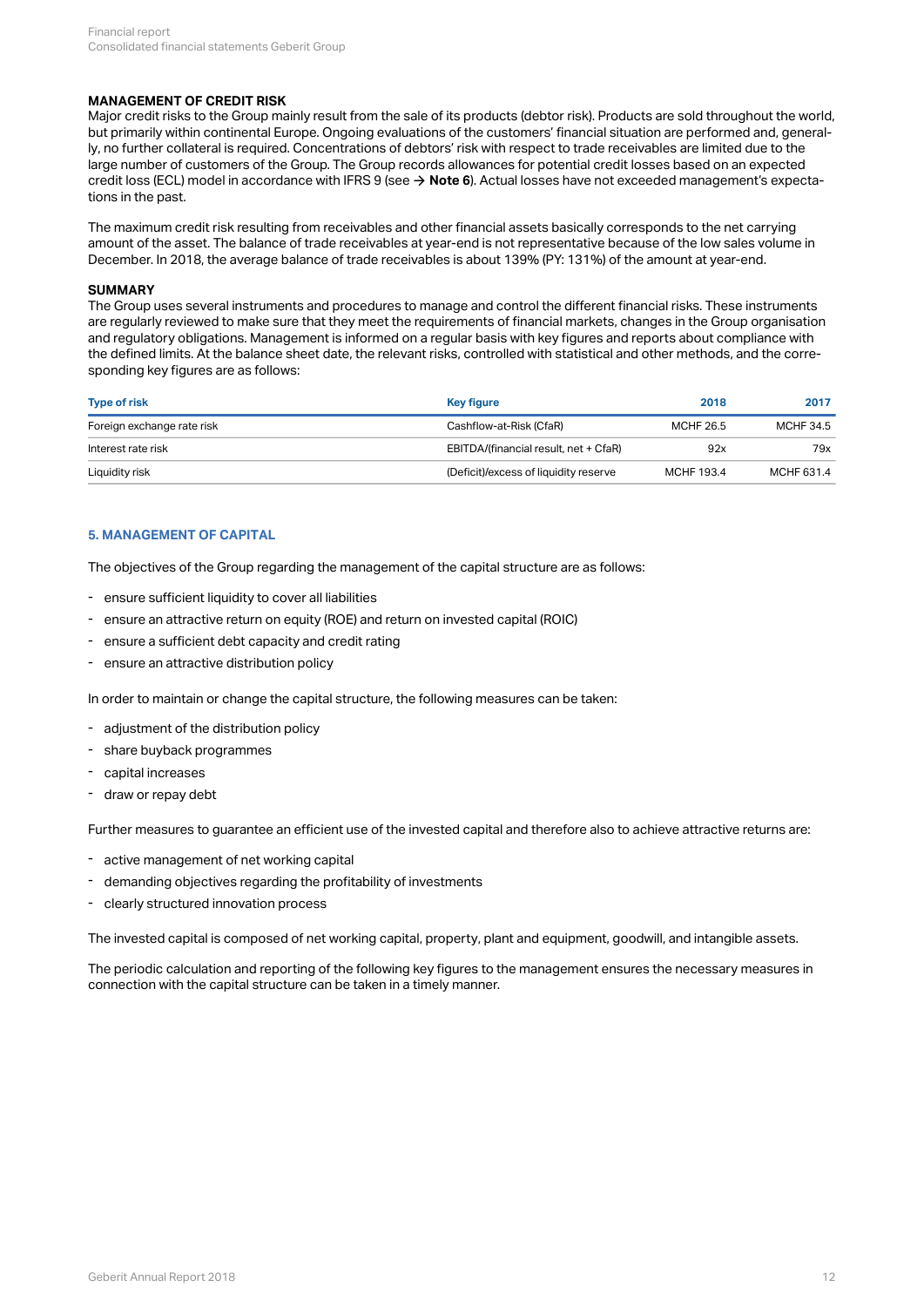### MANAGEMENT OF CREDIT RISK

Major credit risks to the Group mainly result from the sale of its products (debtor risk). Products are sold throughout the world, but primarily within continental Europe. Ongoing evaluations of the customers' financial situation are performed and, generally, no further collateral is required. Concentrations of debtors' risk with respect to trade receivables are limited due to the large number of customers of the Group. The Group records allowances for potential credit losses based on an expected credit loss (ECL) model in accordance with IFRS 9 (see → **Note 6**). Actual losses have not exceeded management's expectations in the past.

The maximum credit risk resulting from receivables and other financial assets basically corresponds to the net carrying amount of the asset. The balance of trade receivables at year-end is not representative because of the low sales volume in December. In 2018, the average balance of trade receivables is about 139% (PY: 131%) of the amount at year-end.

### SUMMARY

The Group uses several instruments and procedures to manage and control the different financial risks. These instruments are regularly reviewed to make sure that they meet the requirements of financial markets, changes in the Group organisation and regulatory obligations. Management is informed on a regular basis with key figures and reports about compliance with the defined limits. At the balance sheet date, the relevant risks, controlled with statistical and other methods, and the corresponding key figures are as follows:

| Type of risk | Key figure | 2018 | 2017 |
|---|---|---|---|
| Foreign exchange rate risk | Cashflow-at-Risk (CfaR) | MCHF 26.5 | MCHF 34.5 |
| Interest rate risk | EBITDA/(financial result, net + CfaR) | 92x | 79x |
| Liquidity risk | (Deficit)/excess of liquidity reserve | MCHF 193.4 | MCHF 631.4 |

## 5. MANAGEMENT OF CAPITAL

The objectives of the Group regarding the management of the capital structure are as follows:

- ensure sufficient liquidity to cover all liabilities
- ensure an attractive return on equity (ROE) and return on invested capital (ROIC)
- ensure a sufficient debt capacity and credit rating
- ensure an attractive distribution policy

In order to maintain or change the capital structure, the following measures can be taken:

- adjustment of the distribution policy
- share buyback programmes
- capital increases
- draw or repay debt

Further measures to guarantee an efficient use of the invested capital and therefore also to achieve attractive returns are:

- active management of net working capital
- demanding objectives regarding the profitability of investments
- clearly structured innovation process

The invested capital is composed of net working capital, property, plant and equipment, goodwill, and intangible assets.

The periodic calculation and reporting of the following key figures to the management ensures the necessary measures in connection with the capital structure can be taken in a timely manner.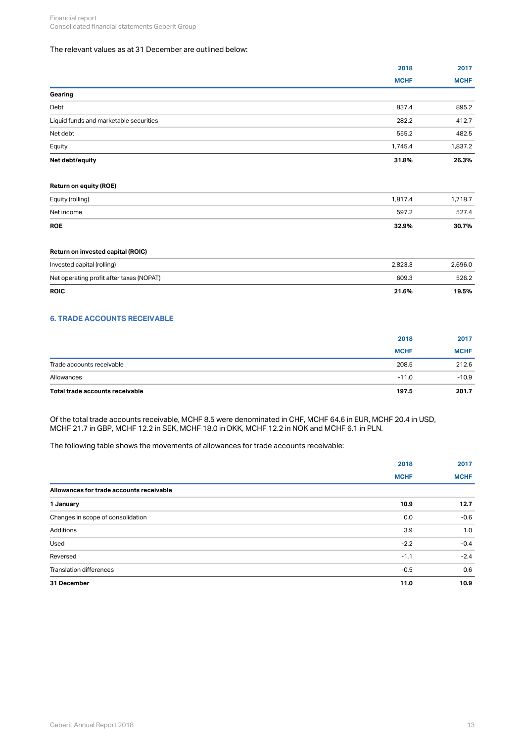The relevant values as at 31 December are outlined below:

| | 2018 MCHF | 2017 MCHF |
|---|---|---|
| **Gearing** | | |
| Debt | 837.4 | 895.2 |
| Liquid funds and marketable securities | 282.2 | 412.7 |
| Net debt | 555.2 | 482.5 |
| Equity | 1,745.4 | 1,837.2 |
| **Net debt/equity** | **31.8%** | **26.3%** |
| | | |
| **Return on equity (ROE)** | | |
| Equity (rolling) | 1,817.4 | 1,718.7 |
| Net income | 597.2 | 527.4 |
| **ROE** | **32.9%** | **30.7%** |
| | | |
| **Return on invested capital (ROIC)** | | |
| Invested capital (rolling) | 2,823.3 | 2,696.0 |
| Net operating profit after taxes (NOPAT) | 609.3 | 526.2 |
| **ROIC** | **21.6%** | **19.5%** |

## 6. TRADE ACCOUNTS RECEIVABLE

| | 2018 MCHF | 2017 MCHF |
|---|---|---|
| Trade accounts receivable | 208.5 | 212.6 |
| Allowances | -11.0 | -10.9 |
| **Total trade accounts receivable** | **197.5** | **201.7** |

Of the total trade accounts receivable, MCHF 8.5 were denominated in CHF, MCHF 64.6 in EUR, MCHF 20.4 in USD, MCHF 21.7 in GBP, MCHF 12.2 in SEK, MCHF 18.0 in DKK, MCHF 12.2 in NOK and MCHF 6.1 in PLN.

The following table shows the movements of allowances for trade accounts receivable:

| | 2018 MCHF | 2017 MCHF |
|---|---|---|
| **Allowances for trade accounts receivable** | | |
| **1 January** | **10.9** | **12.7** |
| Changes in scope of consolidation | 0.0 | -0.6 |
| Additions | 3.9 | 1.0 |
| Used | -2.2 | -0.4 |
| Reversed | -1.1 | -2.4 |
| Translation differences | -0.5 | 0.6 |
| **31 December** | **11.0** | **10.9** |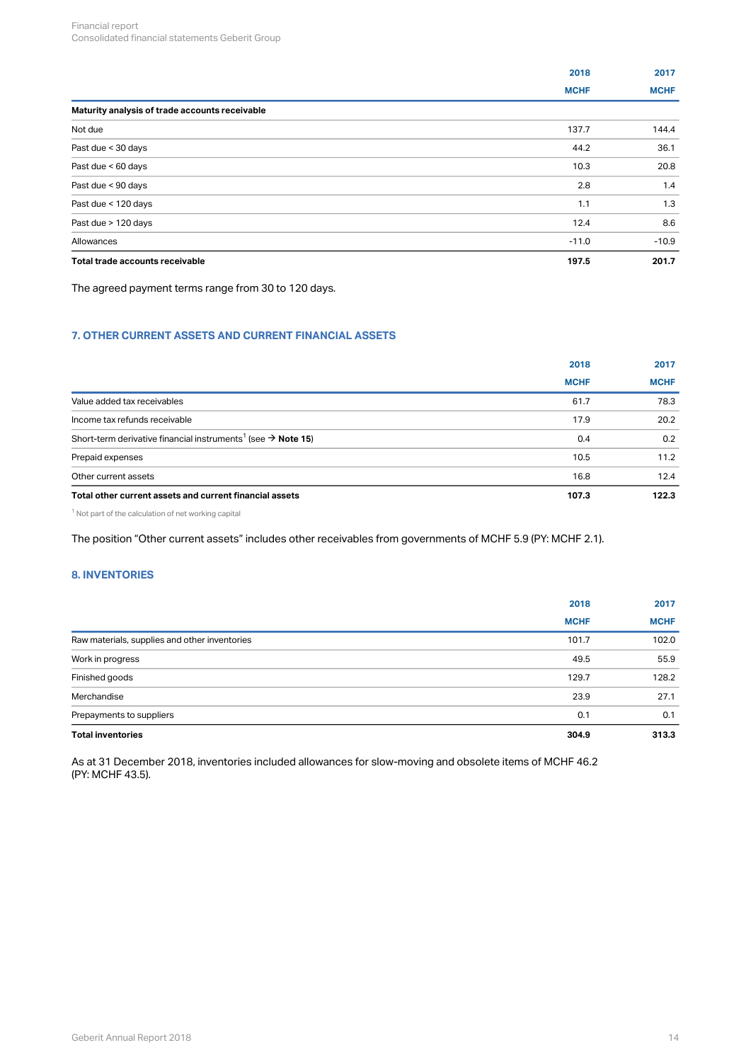| | 2018 | 2017 |
|---|---|---|
| | MCHF | MCHF |
| **Maturity analysis of trade accounts receivable** | | |
| Not due | 137.7 | 144.4 |
| Past due < 30 days | 44.2 | 36.1 |
| Past due < 60 days | 10.3 | 20.8 |
| Past due < 90 days | 2.8 | 1.4 |
| Past due < 120 days | 1.1 | 1.3 |
| Past due > 120 days | 12.4 | 8.6 |
| Allowances | -11.0 | -10.9 |
| **Total trade accounts receivable** | **197.5** | **201.7** |

The agreed payment terms range from 30 to 120 days.

## 7. OTHER CURRENT ASSETS AND CURRENT FINANCIAL ASSETS

| | 2018 | 2017 |
|---|---|---|
| | MCHF | MCHF |
| Value added tax receivables | 61.7 | 78.3 |
| Income tax refunds receivable | 17.9 | 20.2 |
| Short-term derivative financial instruments[1] (see → **Note 15**) | 0.4 | 0.2 |
| Prepaid expenses | 10.5 | 11.2 |
| Other current assets | 16.8 | 12.4 |
| **Total other current assets and current financial assets** | **107.3** | **122.3** |

[1] Not part of the calculation of net working capital

The position "Other current assets" includes other receivables from governments of MCHF 5.9 (PY: MCHF 2.1).

## 8. INVENTORIES

| | 2018 | 2017 |
|---|---|---|
| | MCHF | MCHF |
| Raw materials, supplies and other inventories | 101.7 | 102.0 |
| Work in progress | 49.5 | 55.9 |
| Finished goods | 129.7 | 128.2 |
| Merchandise | 23.9 | 27.1 |
| Prepayments to suppliers | 0.1 | 0.1 |
| **Total inventories** | **304.9** | **313.3** |

As at 31 December 2018, inventories included allowances for slow-moving and obsolete items of MCHF 46.2 (PY: MCHF 43.5).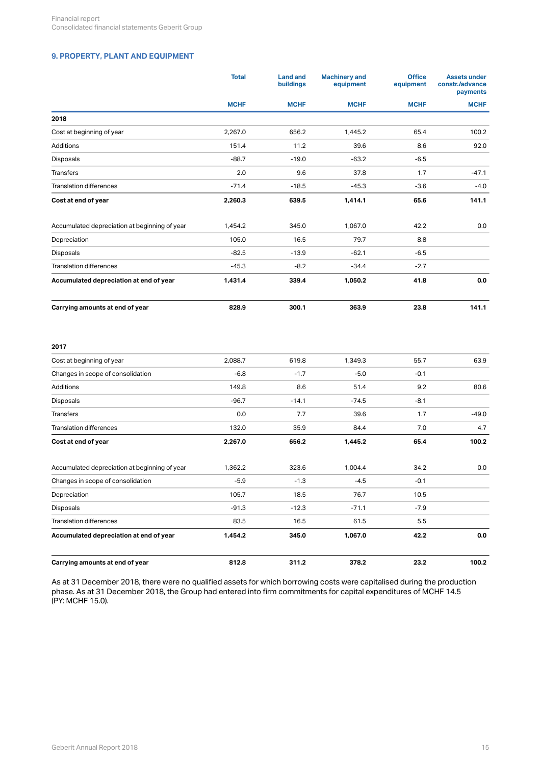## 9. PROPERTY, PLANT AND EQUIPMENT

| | Total | Land and buildings | Machinery and equipment | Office equipment | Assets under constr./advance payments |
|---|---|---|---|---|---|
| | MCHF | MCHF | MCHF | MCHF | MCHF |
| **2018** | | | | | |
| Cost at beginning of year | 2,267.0 | 656.2 | 1,445.2 | 65.4 | 100.2 |
| Additions | 151.4 | 11.2 | 39.6 | 8.6 | 92.0 |
| Disposals | -88.7 | -19.0 | -63.2 | -6.5 | |
| Transfers | 2.0 | 9.6 | 37.8 | 1.7 | -47.1 |
| Translation differences | -71.4 | -18.5 | -45.3 | -3.6 | -4.0 |
| **Cost at end of year** | **2,260.3** | **639.5** | **1,414.1** | **65.6** | **141.1** |
| | | | | | |
| Accumulated depreciation at beginning of year | 1,454.2 | 345.0 | 1,067.0 | 42.2 | 0.0 |
| Depreciation | 105.0 | 16.5 | 79.7 | 8.8 | |
| Disposals | -82.5 | -13.9 | -62.1 | -6.5 | |
| Translation differences | -45.3 | -8.2 | -34.4 | -2.7 | |
| **Accumulated depreciation at end of year** | **1,431.4** | **339.4** | **1,050.2** | **41.8** | **0.0** |
| | | | | | |
| **Carrying amounts at end of year** | **828.9** | **300.1** | **363.9** | **23.8** | **141.1** |
| | | | | | |
| **2017** | | | | | |
| Cost at beginning of year | 2,088.7 | 619.8 | 1,349.3 | 55.7 | 63.9 |
| Changes in scope of consolidation | -6.8 | -1.7 | -5.0 | -0.1 | |
| Additions | 149.8 | 8.6 | 51.4 | 9.2 | 80.6 |
| Disposals | -96.7 | -14.1 | -74.5 | -8.1 | |
| Transfers | 0.0 | 7.7 | 39.6 | 1.7 | -49.0 |
| Translation differences | 132.0 | 35.9 | 84.4 | 7.0 | 4.7 |
| **Cost at end of year** | **2,267.0** | **656.2** | **1,445.2** | **65.4** | **100.2** |
| | | | | | |
| Accumulated depreciation at beginning of year | 1,362.2 | 323.6 | 1,004.4 | 34.2 | 0.0 |
| Changes in scope of consolidation | -5.9 | -1.3 | -4.5 | -0.1 | |
| Depreciation | 105.7 | 18.5 | 76.7 | 10.5 | |
| Disposals | -91.3 | -12.3 | -71.1 | -7.9 | |
| Translation differences | 83.5 | 16.5 | 61.5 | 5.5 | |
| **Accumulated depreciation at end of year** | **1,454.2** | **345.0** | **1,067.0** | **42.2** | **0.0** |
| | | | | | |
| **Carrying amounts at end of year** | **812.8** | **311.2** | **378.2** | **23.2** | **100.2** |

As at 31 December 2018, there were no qualified assets for which borrowing costs were capitalised during the production phase. As at 31 December 2018, the Group had entered into firm commitments for capital expenditures of MCHF 14.5 (PY: MCHF 15.0).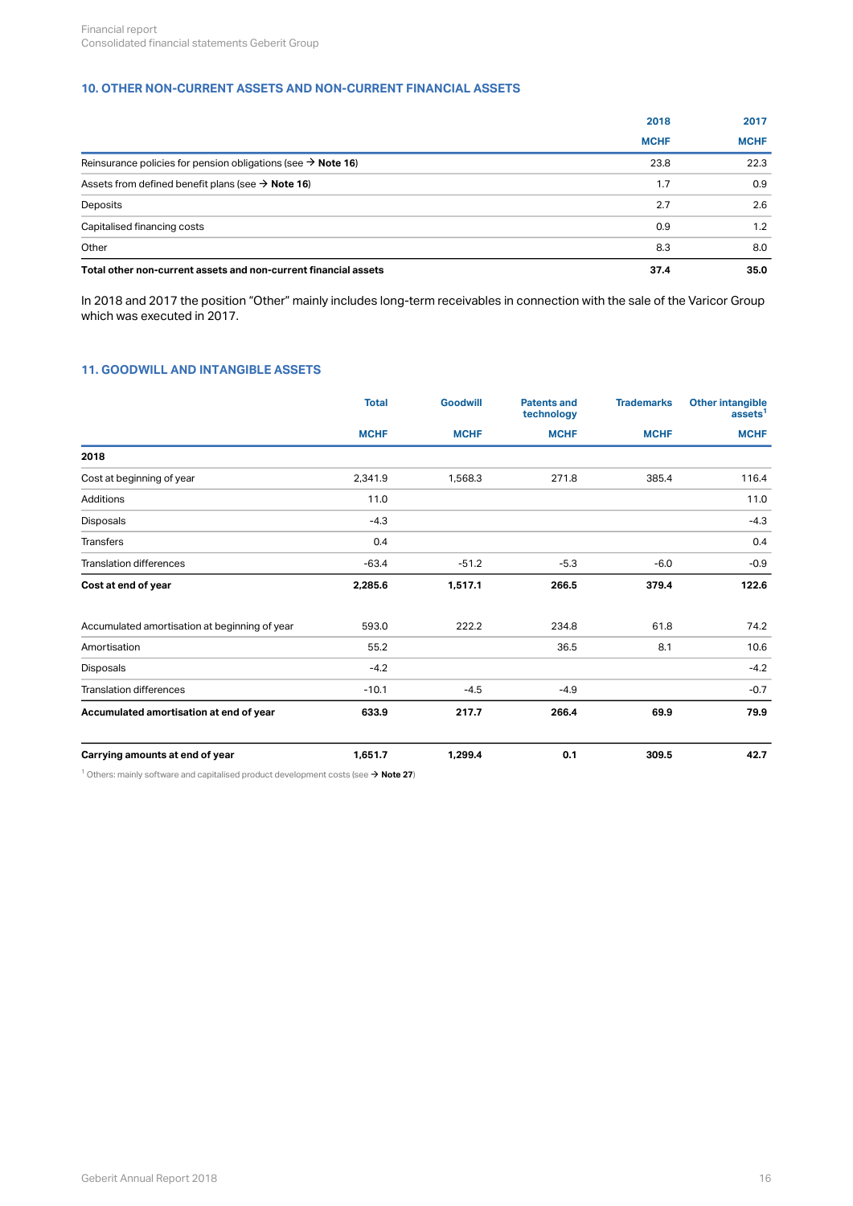## 10. OTHER NON-CURRENT ASSETS AND NON-CURRENT FINANCIAL ASSETS

| | 2018 | 2017 |
|---|---|---|
| | MCHF | MCHF |
| Reinsurance policies for pension obligations (see → **Note 16**) | 23.8 | 22.3 |
| Assets from defined benefit plans (see → **Note 16**) | 1.7 | 0.9 |
| Deposits | 2.7 | 2.6 |
| Capitalised financing costs | 0.9 | 1.2 |
| Other | 8.3 | 8.0 |
| **Total other non-current assets and non-current financial assets** | **37.4** | **35.0** |

In 2018 and 2017 the position "Other" mainly includes long-term receivables in connection with the sale of the Varicor Group which was executed in 2017.

## 11. GOODWILL AND INTANGIBLE ASSETS

| | Total | Goodwill | Patents and technology | Trademarks | Other intangible assets[1] |
|---|---|---|---|---|---|
| | MCHF | MCHF | MCHF | MCHF | MCHF |
| **2018** | | | | | |
| Cost at beginning of year | 2,341.9 | 1,568.3 | 271.8 | 385.4 | 116.4 |
| Additions | 11.0 | | | | 11.0 |
| Disposals | -4.3 | | | | -4.3 |
| Transfers | 0.4 | | | | 0.4 |
| Translation differences | -63.4 | -51.2 | -5.3 | -6.0 | -0.9 |
| **Cost at end of year** | **2,285.6** | **1,517.1** | **266.5** | **379.4** | **122.6** |
| | | | | | |
| Accumulated amortisation at beginning of year | 593.0 | 222.2 | 234.8 | 61.8 | 74.2 |
| Amortisation | 55.2 | | 36.5 | 8.1 | 10.6 |
| Disposals | -4.2 | | | | -4.2 |
| Translation differences | -10.1 | -4.5 | -4.9 | | -0.7 |
| **Accumulated amortisation at end of year** | **633.9** | **217.7** | **266.4** | **69.9** | **79.9** |
| | | | | | |
| **Carrying amounts at end of year** | **1,651.7** | **1,299.4** | **0.1** | **309.5** | **42.7** |

[1] Others: mainly software and capitalised product development costs (see → **Note 27**)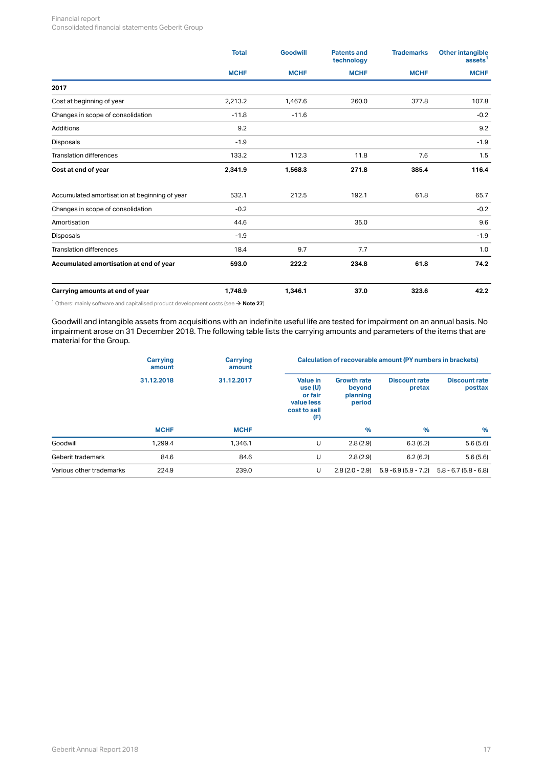| | Total | Goodwill | Patents and technology | Trademarks | Other intangible assets[1] |
|---|---|---|---|---|---|
| | MCHF | MCHF | MCHF | MCHF | MCHF |
| **2017** | | | | | |
| Cost at beginning of year | 2,213.2 | 1,467.6 | 260.0 | 377.8 | 107.8 |
| Changes in scope of consolidation | -11.8 | -11.6 | | | -0.2 |
| Additions | 9.2 | | | | 9.2 |
| Disposals | -1.9 | | | | -1.9 |
| Translation differences | 133.2 | 112.3 | 11.8 | 7.6 | 1.5 |
| **Cost at end of year** | **2,341.9** | **1,568.3** | **271.8** | **385.4** | **116.4** |
| | | | | | |
| Accumulated amortisation at beginning of year | 532.1 | 212.5 | 192.1 | 61.8 | 65.7 |
| Changes in scope of consolidation | -0.2 | | | | -0.2 |
| Amortisation | 44.6 | | 35.0 | | 9.6 |
| Disposals | -1.9 | | | | -1.9 |
| Translation differences | 18.4 | 9.7 | 7.7 | | 1.0 |
| **Accumulated amortisation at end of year** | **593.0** | **222.2** | **234.8** | **61.8** | **74.2** |
| | | | | | |
| **Carrying amounts at end of year** | **1,748.9** | **1,346.1** | **37.0** | **323.6** | **42.2** |

[1] Others: mainly software and capitalised product development costs (see → **Note 27**)

Goodwill and intangible assets from acquisitions with an indefinite useful life are tested for impairment on an annual basis. No impairment arose on 31 December 2018. The following table lists the carrying amounts and parameters of the items that are material for the Group.

| | Carrying amount | Carrying amount | Calculation of recoverable amount (PY numbers in brackets) | | | |
|---|---|---|---|---|---|---|
| | 31.12.2018 | 31.12.2017 | Value in use (U) or fair value less cost to sell (F) | Growth rate beyond planning period | Discount rate pretax | Discount rate posttax |
| | MCHF | MCHF | | % | % | % |
| Goodwill | 1,299.4 | 1,346.1 | U | 2.8 (2.9) | 6.3 (6.2) | 5.6 (5.6) |
| Geberit trademark | 84.6 | 84.6 | U | 2.8 (2.9) | 6.2 (6.2) | 5.6 (5.6) |
| Various other trademarks | 224.9 | 239.0 | U | 2.8 (2.0 - 2.9) | 5.9 -6.9 (5.9 - 7.2) | 5.8 - 6.7 (5.8 - 6.8) |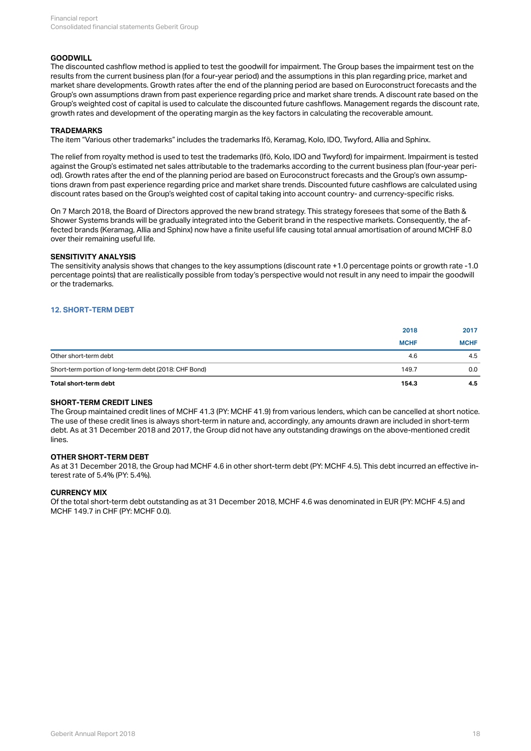### GOODWILL

The discounted cashflow method is applied to test the goodwill for impairment. The Group bases the impairment test on the results from the current business plan (for a four-year period) and the assumptions in this plan regarding price, market and market share developments. Growth rates after the end of the planning period are based on Euroconstruct forecasts and the Group's own assumptions drawn from past experience regarding price and market share trends. A discount rate based on the Group's weighted cost of capital is used to calculate the discounted future cashflows. Management regards the discount rate, growth rates and development of the operating margin as the key factors in calculating the recoverable amount.

### TRADEMARKS

The item "Various other trademarks" includes the trademarks Ifö, Keramag, Kolo, IDO, Twyford, Allia and Sphinx.

The relief from royalty method is used to test the trademarks (Ifö, Kolo, IDO and Twyford) for impairment. Impairment is tested against the Group's estimated net sales attributable to the trademarks according to the current business plan (four-year period). Growth rates after the end of the planning period are based on Euroconstruct forecasts and the Group's own assumptions drawn from past experience regarding price and market share trends. Discounted future cashflows are calculated using discount rates based on the Group's weighted cost of capital taking into account country- and currency-specific risks.

On 7 March 2018, the Board of Directors approved the new brand strategy. This strategy foresees that some of the Bath & Shower Systems brands will be gradually integrated into the Geberit brand in the respective markets. Consequently, the affected brands (Keramag, Allia and Sphinx) now have a finite useful life causing total annual amortisation of around MCHF 8.0 over their remaining useful life.

### SENSITIVITY ANALYSIS

The sensitivity analysis shows that changes to the key assumptions (discount rate +1.0 percentage points or growth rate -1.0 percentage points) that are realistically possible from today's perspective would not result in any need to impair the goodwill or the trademarks.

## 12. SHORT-TERM DEBT

| | 2018 | 2017 |
|---|---|---|
| | MCHF | MCHF |
| Other short-term debt | 4.6 | 4.5 |
| Short-term portion of long-term debt (2018: CHF Bond) | 149.7 | 0.0 |
| **Total short-term debt** | **154.3** | **4.5** |

### SHORT-TERM CREDIT LINES

The Group maintained credit lines of MCHF 41.3 (PY: MCHF 41.9) from various lenders, which can be cancelled at short notice. The use of these credit lines is always short-term in nature and, accordingly, any amounts drawn are included in short-term debt. As at 31 December 2018 and 2017, the Group did not have any outstanding drawings on the above-mentioned credit lines.

### OTHER SHORT-TERM DEBT

As at 31 December 2018, the Group had MCHF 4.6 in other short-term debt (PY: MCHF 4.5). This debt incurred an effective interest rate of 5.4% (PY: 5.4%).

### CURRENCY MIX

Of the total short-term debt outstanding as at 31 December 2018, MCHF 4.6 was denominated in EUR (PY: MCHF 4.5) and MCHF 149.7 in CHF (PY: MCHF 0.0).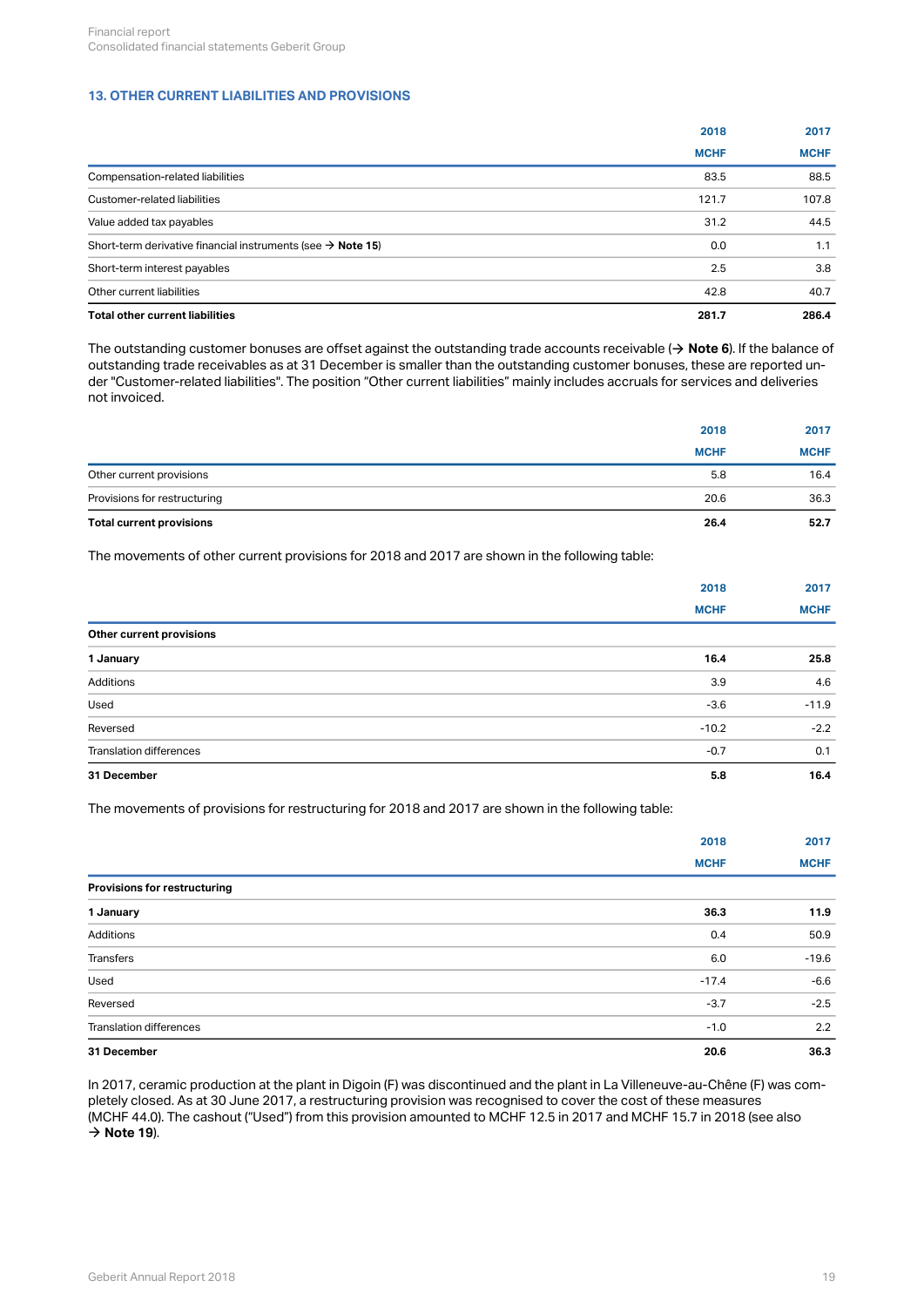## 13. OTHER CURRENT LIABILITIES AND PROVISIONS

| | 2018 | 2017 |
|---|---|---|
| | MCHF | MCHF |
| Compensation-related liabilities | 83.5 | 88.5 |
| Customer-related liabilities | 121.7 | 107.8 |
| Value added tax payables | 31.2 | 44.5 |
| Short-term derivative financial instruments (see → **Note 15**) | 0.0 | 1.1 |
| Short-term interest payables | 2.5 | 3.8 |
| Other current liabilities | 42.8 | 40.7 |
| **Total other current liabilities** | **281.7** | **286.4** |

The outstanding customer bonuses are offset against the outstanding trade accounts receivable (→ **Note 6**). If the balance of outstanding trade receivables as at 31 December is smaller than the outstanding customer bonuses, these are reported under "Customer-related liabilities". The position "Other current liabilities" mainly includes accruals for services and deliveries not invoiced.

| | 2018 | 2017 |
|---|---|---|
| | MCHF | MCHF |
| Other current provisions | 5.8 | 16.4 |
| Provisions for restructuring | 20.6 | 36.3 |
| **Total current provisions** | **26.4** | **52.7** |

The movements of other current provisions for 2018 and 2017 are shown in the following table:

| | 2018 | 2017 |
|---|---|---|
| | MCHF | MCHF |
| **Other current provisions** | | |
| **1 January** | **16.4** | **25.8** |
| Additions | 3.9 | 4.6 |
| Used | -3.6 | -11.9 |
| Reversed | -10.2 | -2.2 |
| Translation differences | -0.7 | 0.1 |
| **31 December** | **5.8** | **16.4** |

The movements of provisions for restructuring for 2018 and 2017 are shown in the following table:

| | 2018 | 2017 |
|---|---|---|
| | MCHF | MCHF |
| **Provisions for restructuring** | | |
| **1 January** | **36.3** | **11.9** |
| Additions | 0.4 | 50.9 |
| Transfers | 6.0 | -19.6 |
| Used | -17.4 | -6.6 |
| Reversed | -3.7 | -2.5 |
| Translation differences | -1.0 | 2.2 |
| **31 December** | **20.6** | **36.3** |

In 2017, ceramic production at the plant in Digoin (F) was discontinued and the plant in La Villeneuve-au-Chêne (F) was completely closed. As at 30 June 2017, a restructuring provision was recognised to cover the cost of these measures (MCHF 44.0). The cashout ("Used") from this provision amounted to MCHF 12.5 in 2017 and MCHF 15.7 in 2018 (see also → **Note 19**).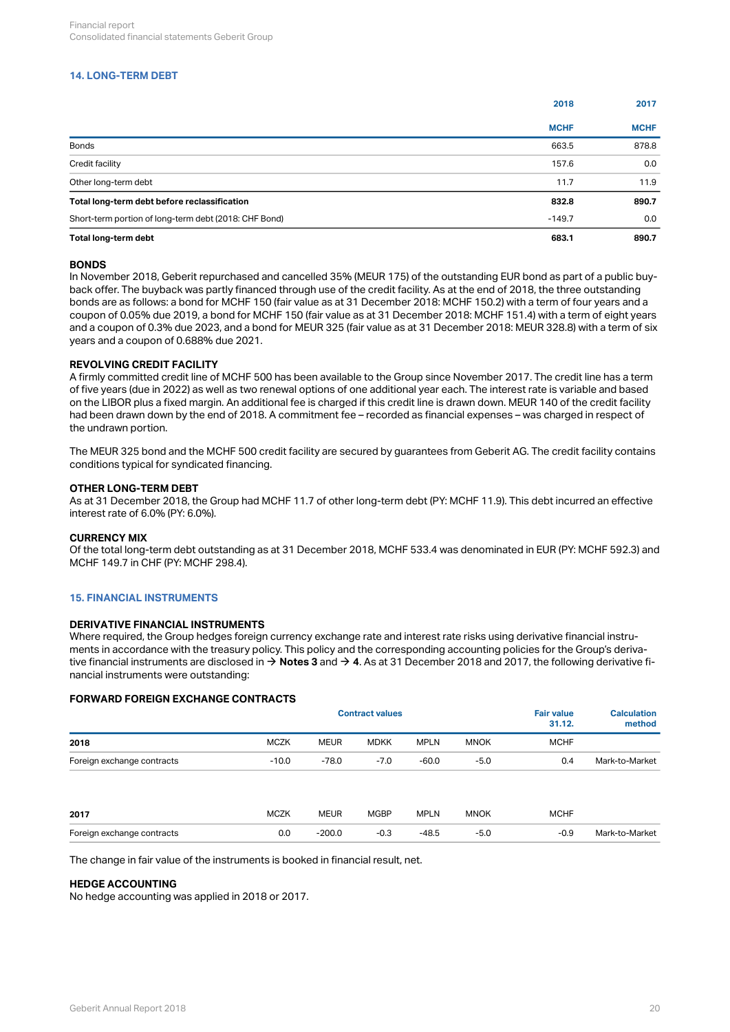## 14. LONG-TERM DEBT

| | 2018 | 2017 |
|---|---|---|
| | MCHF | MCHF |
| Bonds | 663.5 | 878.8 |
| Credit facility | 157.6 | 0.0 |
| Other long-term debt | 11.7 | 11.9 |
| **Total long-term debt before reclassification** | **832.8** | **890.7** |
| Short-term portion of long-term debt (2018: CHF Bond) | -149.7 | 0.0 |
| **Total long-term debt** | **683.1** | **890.7** |

### BONDS

In November 2018, Geberit repurchased and cancelled 35% (MEUR 175) of the outstanding EUR bond as part of a public buy-back offer. The buyback was partly financed through use of the credit facility. As at the end of 2018, the three outstanding bonds are as follows: a bond for MCHF 150 (fair value as at 31 December 2018: MCHF 150.2) with a term of four years and a coupon of 0.05% due 2019, a bond for MCHF 150 (fair value as at 31 December 2018: MCHF 151.4) with a term of eight years and a coupon of 0.3% due 2023, and a bond for MEUR 325 (fair value as at 31 December 2018: MEUR 328.8) with a term of six years and a coupon of 0.688% due 2021.

### REVOLVING CREDIT FACILITY

A firmly committed credit line of MCHF 500 has been available to the Group since November 2017. The credit line has a term of five years (due in 2022) as well as two renewal options of one additional year each. The interest rate is variable and based on the LIBOR plus a fixed margin. An additional fee is charged if this credit line is drawn down. MEUR 140 of the credit facility had been drawn down by the end of 2018. A commitment fee – recorded as financial expenses – was charged in respect of the undrawn portion.

The MEUR 325 bond and the MCHF 500 credit facility are secured by guarantees from Geberit AG. The credit facility contains conditions typical for syndicated financing.

### OTHER LONG-TERM DEBT

As at 31 December 2018, the Group had MCHF 11.7 of other long-term debt (PY: MCHF 11.9). This debt incurred an effective interest rate of 6.0% (PY: 6.0%).

### CURRENCY MIX

Of the total long-term debt outstanding as at 31 December 2018, MCHF 533.4 was denominated in EUR (PY: MCHF 592.3) and MCHF 149.7 in CHF (PY: MCHF 298.4).

## 15. FINANCIAL INSTRUMENTS

### DERIVATIVE FINANCIAL INSTRUMENTS

Where required, the Group hedges foreign currency exchange rate and interest rate risks using derivative financial instruments in accordance with the treasury policy. This policy and the corresponding accounting policies for the Group's derivative financial instruments are disclosed in → **Notes 3** and → **4**. As at 31 December 2018 and 2017, the following derivative financial instruments were outstanding:

### FORWARD FOREIGN EXCHANGE CONTRACTS

| | Contract values | | | | | Fair value 31.12. | Calculation method |
|---|---|---|---|---|---|---|---|
| **2018** | MCZK | MEUR | MDKK | MPLN | MNOK | MCHF | |
| Foreign exchange contracts | -10.0 | -78.0 | -7.0 | -60.0 | -5.0 | 0.4 | Mark-to-Market |

| **2017** | MCZK | MEUR | MGBP | MPLN | MNOK | MCHF | |
|---|---|---|---|---|---|---|---|
| Foreign exchange contracts | 0.0 | -200.0 | -0.3 | -48.5 | -5.0 | -0.9 | Mark-to-Market |

The change in fair value of the instruments is booked in financial result, net.

### HEDGE ACCOUNTING

No hedge accounting was applied in 2018 or 2017.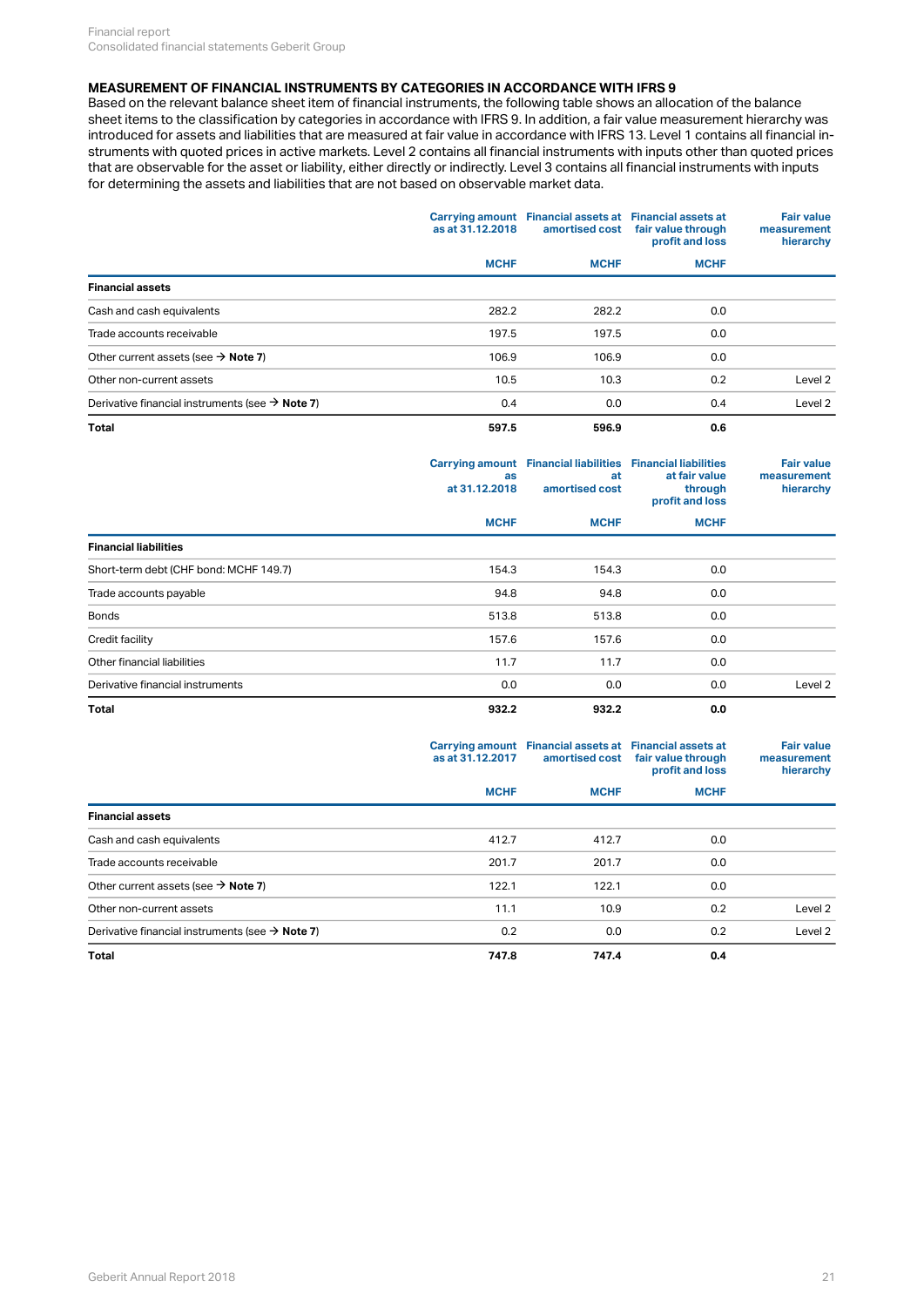### MEASUREMENT OF FINANCIAL INSTRUMENTS BY CATEGORIES IN ACCORDANCE WITH IFRS 9

Based on the relevant balance sheet item of financial instruments, the following table shows an allocation of the balance sheet items to the classification by categories in accordance with IFRS 9. In addition, a fair value measurement hierarchy was introduced for assets and liabilities that are measured at fair value in accordance with IFRS 13. Level 1 contains all financial instruments with quoted prices in active markets. Level 2 contains all financial instruments with inputs other than quoted prices that are observable for the asset or liability, either directly or indirectly. Level 3 contains all financial instruments with inputs for determining the assets and liabilities that are not based on observable market data.

| | Carrying amount as at 31.12.2018 | Financial assets at amortised cost | Financial assets at fair value through profit and loss | Fair value measurement hierarchy |
|---|---|---|---|---|
| | MCHF | MCHF | MCHF | |
| **Financial assets** | | | | |
| Cash and cash equivalents | 282.2 | 282.2 | 0.0 | |
| Trade accounts receivable | 197.5 | 197.5 | 0.0 | |
| Other current assets (see → **Note 7**) | 106.9 | 106.9 | 0.0 | |
| Other non-current assets | 10.5 | 10.3 | 0.2 | Level 2 |
| Derivative financial instruments (see → **Note 7**) | 0.4 | 0.0 | 0.4 | Level 2 |
| **Total** | **597.5** | **596.9** | **0.6** | |

| | Carrying amount as at 31.12.2018 | Financial liabilities at amortised cost | Financial liabilities at fair value through profit and loss | Fair value measurement hierarchy |
|---|---|---|---|---|
| | MCHF | MCHF | MCHF | |
| **Financial liabilities** | | | | |
| Short-term debt (CHF bond: MCHF 149.7) | 154.3 | 154.3 | 0.0 | |
| Trade accounts payable | 94.8 | 94.8 | 0.0 | |
| Bonds | 513.8 | 513.8 | 0.0 | |
| Credit facility | 157.6 | 157.6 | 0.0 | |
| Other financial liabilities | 11.7 | 11.7 | 0.0 | |
| Derivative financial instruments | 0.0 | 0.0 | 0.0 | Level 2 |
| **Total** | **932.2** | **932.2** | **0.0** | |

| | Carrying amount as at 31.12.2017 | Financial assets at amortised cost | Financial assets at fair value through profit and loss | Fair value measurement hierarchy |
|---|---|---|---|---|
| | MCHF | MCHF | MCHF | |
| **Financial assets** | | | | |
| Cash and cash equivalents | 412.7 | 412.7 | 0.0 | |
| Trade accounts receivable | 201.7 | 201.7 | 0.0 | |
| Other current assets (see → **Note 7**) | 122.1 | 122.1 | 0.0 | |
| Other non-current assets | 11.1 | 10.9 | 0.2 | Level 2 |
| Derivative financial instruments (see → **Note 7**) | 0.2 | 0.0 | 0.2 | Level 2 |
| **Total** | **747.8** | **747.4** | **0.4** | |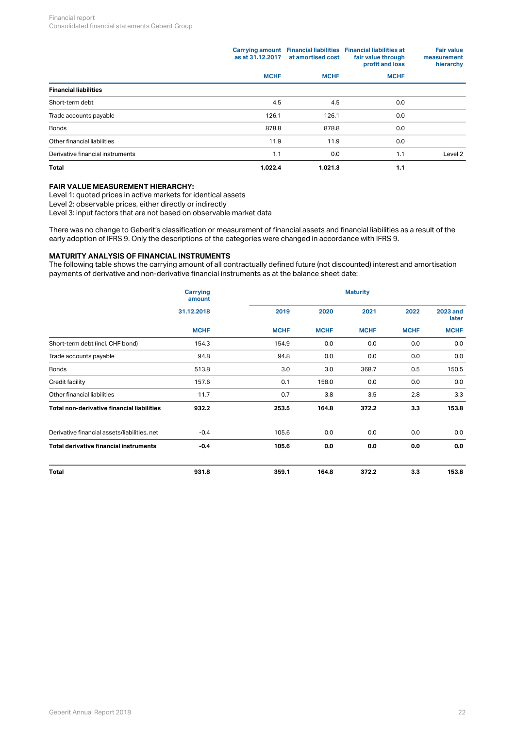| | Carrying amount as at 31.12.2017 | Financial liabilities at amortised cost | Financial liabilities at fair value through profit and loss | Fair value measurement hierarchy |
|---|---|---|---|---|
| | MCHF | MCHF | MCHF | |
| **Financial liabilities** | | | | |
| Short-term debt | 4.5 | 4.5 | 0.0 | |
| Trade accounts payable | 126.1 | 126.1 | 0.0 | |
| Bonds | 878.8 | 878.8 | 0.0 | |
| Other financial liabilities | 11.9 | 11.9 | 0.0 | |
| Derivative financial instruments | 1.1 | 0.0 | 1.1 | Level 2 |
| **Total** | **1,022.4** | **1,021.3** | **1.1** | |

**FAIR VALUE MEASUREMENT HIERARCHY:**
Level 1: quoted prices in active markets for identical assets
Level 2: observable prices, either directly or indirectly
Level 3: input factors that are not based on observable market data

There was no change to Geberit's classification or measurement of financial assets and financial liabilities as a result of the early adoption of IFRS 9. Only the descriptions of the categories were changed in accordance with IFRS 9.

**MATURITY ANALYSIS OF FINANCIAL INSTRUMENTS**
The following table shows the carrying amount of all contractually defined future (not discounted) interest and amortisation payments of derivative and non-derivative financial instruments as at the balance sheet date:

| | Carrying amount | Maturity | | | | |
|---|---|---|---|---|---|---|
| | 31.12.2018 | 2019 | 2020 | 2021 | 2022 | 2023 and later |
| | MCHF | MCHF | MCHF | MCHF | MCHF | MCHF |
| Short-term debt (incl. CHF bond) | 154.3 | 154.9 | 0.0 | 0.0 | 0.0 | 0.0 |
| Trade accounts payable | 94.8 | 94.8 | 0.0 | 0.0 | 0.0 | 0.0 |
| Bonds | 513.8 | 3.0 | 3.0 | 368.7 | 0.5 | 150.5 |
| Credit facility | 157.6 | 0.1 | 158.0 | 0.0 | 0.0 | 0.0 |
| Other financial liabilities | 11.7 | 0.7 | 3.8 | 3.5 | 2.8 | 3.3 |
| **Total non-derivative financial liabilities** | **932.2** | **253.5** | **164.8** | **372.2** | **3.3** | **153.8** |
| Derivative financial assets/liabilities, net | -0.4 | 105.6 | 0.0 | 0.0 | 0.0 | 0.0 |
| **Total derivative financial instruments** | **-0.4** | **105.6** | **0.0** | **0.0** | **0.0** | **0.0** |
| **Total** | **931.8** | **359.1** | **164.8** | **372.2** | **3.3** | **153.8** |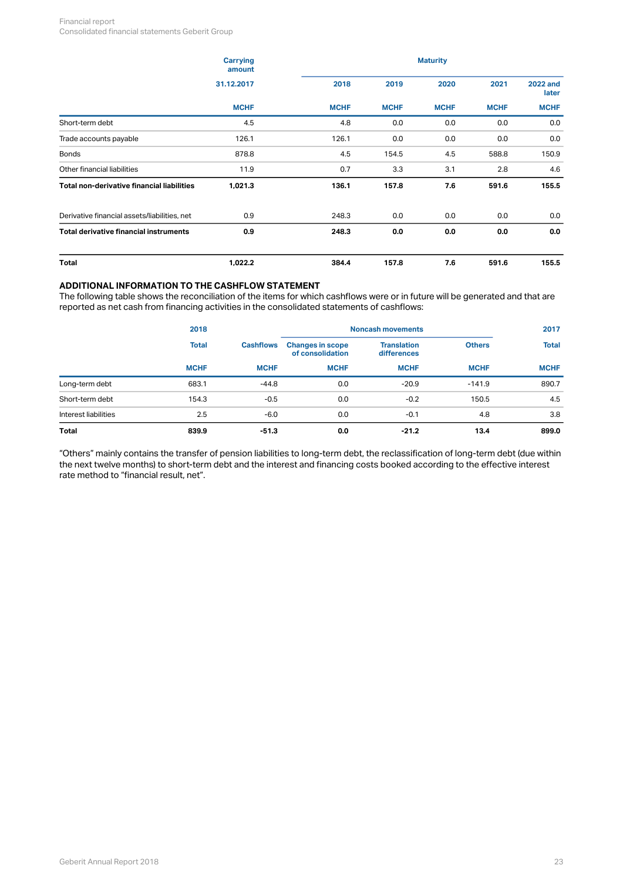| | Carrying amount | Maturity | | | | |
|---|---|---|---|---|---|---|
| | 31.12.2017 | 2018 | 2019 | 2020 | 2021 | 2022 and later |
| | MCHF | MCHF | MCHF | MCHF | MCHF | MCHF |
| Short-term debt | 4.5 | 4.8 | 0.0 | 0.0 | 0.0 | 0.0 |
| Trade accounts payable | 126.1 | 126.1 | 0.0 | 0.0 | 0.0 | 0.0 |
| Bonds | 878.8 | 4.5 | 154.5 | 4.5 | 588.8 | 150.9 |
| Other financial liabilities | 11.9 | 0.7 | 3.3 | 3.1 | 2.8 | 4.6 |
| **Total non-derivative financial liabilities** | **1,021.3** | **136.1** | **157.8** | **7.6** | **591.6** | **155.5** |
| Derivative financial assets/liabilities, net | 0.9 | 248.3 | 0.0 | 0.0 | 0.0 | 0.0 |
| **Total derivative financial instruments** | **0.9** | **248.3** | **0.0** | **0.0** | **0.0** | **0.0** |
| **Total** | **1,022.2** | **384.4** | **157.8** | **7.6** | **591.6** | **155.5** |

## ADDITIONAL INFORMATION TO THE CASHFLOW STATEMENT

The following table shows the reconciliation of the items for which cashflows were or in future will be generated and that are reported as net cash from financing activities in the consolidated statements of cashflows:

| | 2018 | | Noncash movements | | | 2017 |
|---|---|---|---|---|---|---|
| | Total | Cashflows | Changes in scope of consolidation | Translation differences | Others | Total |
| | MCHF | MCHF | MCHF | MCHF | MCHF | MCHF |
| Long-term debt | 683.1 | -44.8 | 0.0 | -20.9 | -141.9 | 890.7 |
| Short-term debt | 154.3 | -0.5 | 0.0 | -0.2 | 150.5 | 4.5 |
| Interest liabilities | 2.5 | -6.0 | 0.0 | -0.1 | 4.8 | 3.8 |
| **Total** | **839.9** | **-51.3** | **0.0** | **-21.2** | **13.4** | **899.0** |

"Others" mainly contains the transfer of pension liabilities to long-term debt, the reclassification of long-term debt (due within the next twelve months) to short-term debt and the interest and financing costs booked according to the effective interest rate method to "financial result, net".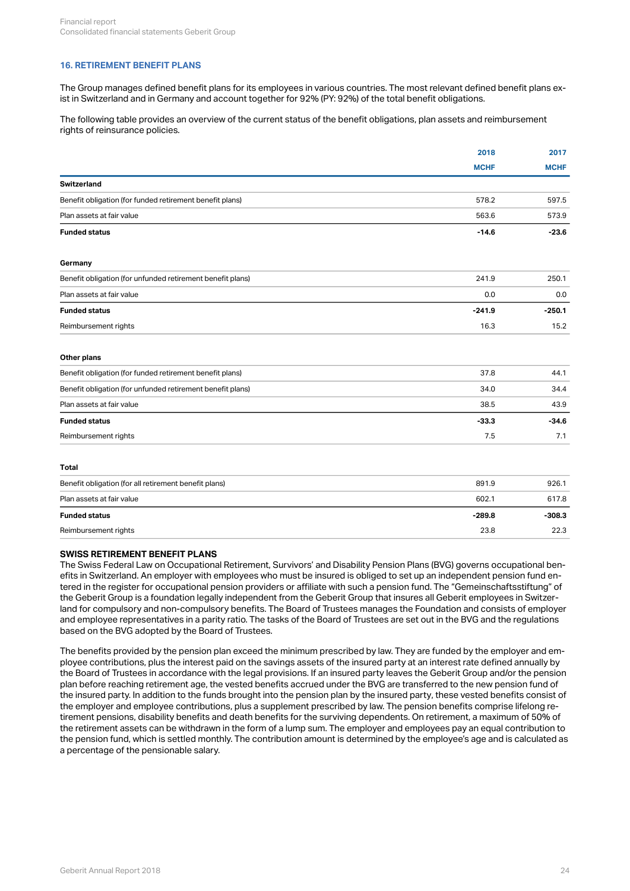## 16. RETIREMENT BENEFIT PLANS

The Group manages defined benefit plans for its employees in various countries. The most relevant defined benefit plans exist in Switzerland and in Germany and account together for 92% (PY: 92%) of the total benefit obligations.

The following table provides an overview of the current status of the benefit obligations, plan assets and reimbursement rights of reinsurance policies.

| | 2018 | 2017 |
|---|---|---|
| | MCHF | MCHF |
| **Switzerland** | | |
| Benefit obligation (for funded retirement benefit plans) | 578.2 | 597.5 |
| Plan assets at fair value | 563.6 | 573.9 |
| **Funded status** | **-14.6** | **-23.6** |
| | | |
| **Germany** | | |
| Benefit obligation (for unfunded retirement benefit plans) | 241.9 | 250.1 |
| Plan assets at fair value | 0.0 | 0.0 |
| **Funded status** | **-241.9** | **-250.1** |
| Reimbursement rights | 16.3 | 15.2 |
| | | |
| **Other plans** | | |
| Benefit obligation (for funded retirement benefit plans) | 37.8 | 44.1 |
| Benefit obligation (for unfunded retirement benefit plans) | 34.0 | 34.4 |
| Plan assets at fair value | 38.5 | 43.9 |
| **Funded status** | **-33.3** | **-34.6** |
| Reimbursement rights | 7.5 | 7.1 |
| | | |
| **Total** | | |
| Benefit obligation (for all retirement benefit plans) | 891.9 | 926.1 |
| Plan assets at fair value | 602.1 | 617.8 |
| **Funded status** | **-289.8** | **-308.3** |
| Reimbursement rights | 23.8 | 22.3 |

### SWISS RETIREMENT BENEFIT PLANS

The Swiss Federal Law on Occupational Retirement, Survivors' and Disability Pension Plans (BVG) governs occupational benefits in Switzerland. An employer with employees who must be insured is obliged to set up an independent pension fund entered in the register for occupational pension providers or affiliate with such a pension fund. The "Gemeinschaftsstiftung" of the Geberit Group is a foundation legally independent from the Geberit Group that insures all Geberit employees in Switzerland for compulsory and non-compulsory benefits. The Board of Trustees manages the Foundation and consists of employer and employee representatives in a parity ratio. The tasks of the Board of Trustees are set out in the BVG and the regulations based on the BVG adopted by the Board of Trustees.

The benefits provided by the pension plan exceed the minimum prescribed by law. They are funded by the employer and employee contributions, plus the interest paid on the savings assets of the insured party at an interest rate defined annually by the Board of Trustees in accordance with the legal provisions. If an insured party leaves the Geberit Group and/or the pension plan before reaching retirement age, the vested benefits accrued under the BVG are transferred to the new pension fund of the insured party. In addition to the funds brought into the pension plan by the insured party, these vested benefits consist of the employer and employee contributions, plus a supplement prescribed by law. The pension benefits comprise lifelong retirement pensions, disability benefits and death benefits for the surviving dependents. On retirement, a maximum of 50% of the retirement assets can be withdrawn in the form of a lump sum. The employer and employees pay an equal contribution to the pension fund, which is settled monthly. The contribution amount is determined by the employee's age and is calculated as a percentage of the pensionable salary.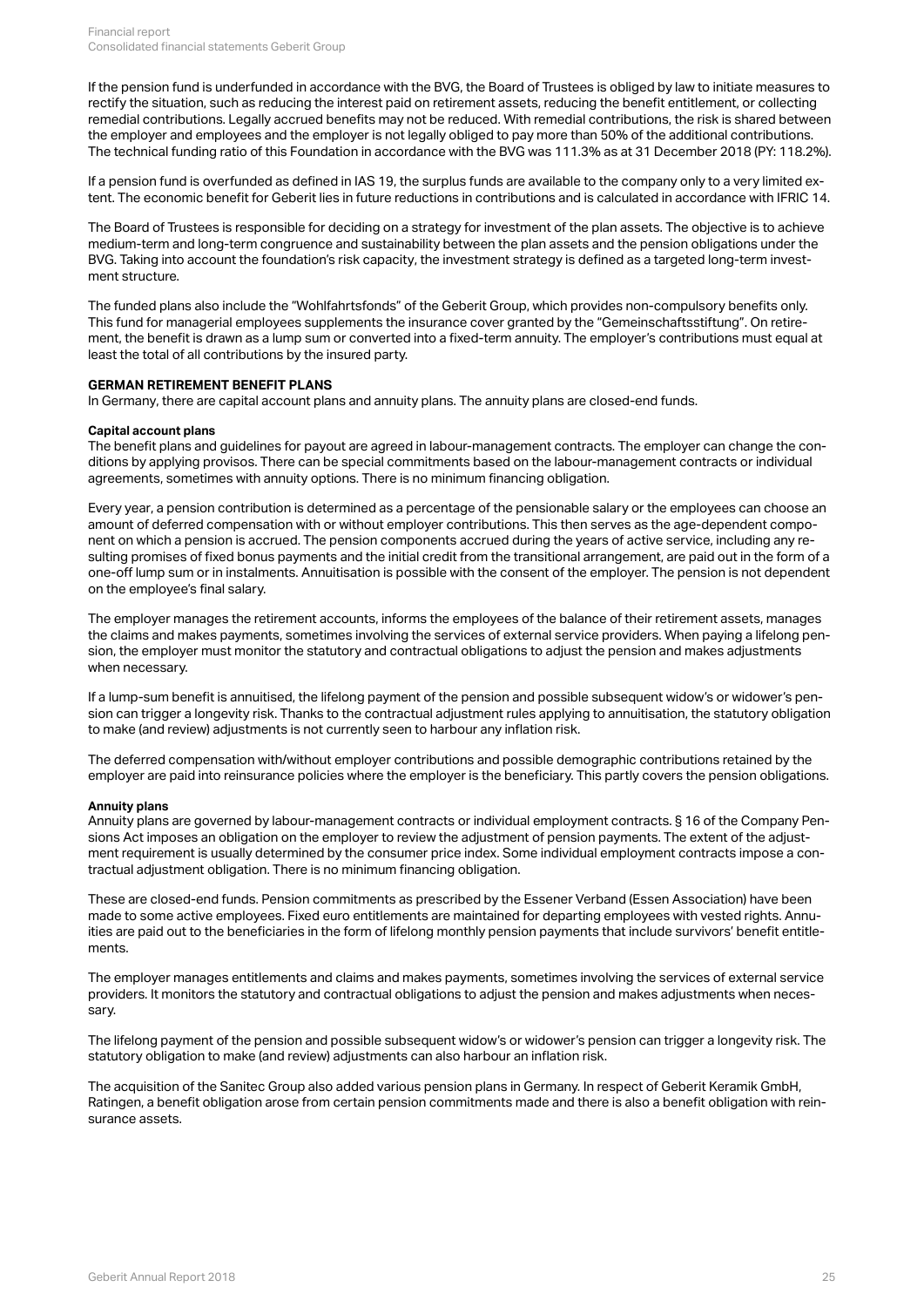If the pension fund is underfunded in accordance with the BVG, the Board of Trustees is obliged by law to initiate measures to rectify the situation, such as reducing the interest paid on retirement assets, reducing the benefit entitlement, or collecting remedial contributions. Legally accrued benefits may not be reduced. With remedial contributions, the risk is shared between the employer and employees and the employer is not legally obliged to pay more than 50% of the additional contributions. The technical funding ratio of this Foundation in accordance with the BVG was 111.3% as at 31 December 2018 (PY: 118.2%).

If a pension fund is overfunded as defined in IAS 19, the surplus funds are available to the company only to a very limited extent. The economic benefit for Geberit lies in future reductions in contributions and is calculated in accordance with IFRIC 14.

The Board of Trustees is responsible for deciding on a strategy for investment of the plan assets. The objective is to achieve medium-term and long-term congruence and sustainability between the plan assets and the pension obligations under the BVG. Taking into account the foundation's risk capacity, the investment strategy is defined as a targeted long-term investment structure.

The funded plans also include the "Wohlfahrtsfonds" of the Geberit Group, which provides non-compulsory benefits only. This fund for managerial employees supplements the insurance cover granted by the "Gemeinschaftsstiftung". On retirement, the benefit is drawn as a lump sum or converted into a fixed-term annuity. The employer's contributions must equal at least the total of all contributions by the insured party.

**GERMAN RETIREMENT BENEFIT PLANS**

In Germany, there are capital account plans and annuity plans. The annuity plans are closed-end funds.

**Capital account plans**

The benefit plans and guidelines for payout are agreed in labour-management contracts. The employer can change the conditions by applying provisos. There can be special commitments based on the labour-management contracts or individual agreements, sometimes with annuity options. There is no minimum financing obligation.

Every year, a pension contribution is determined as a percentage of the pensionable salary or the employees can choose an amount of deferred compensation with or without employer contributions. This then serves as the age-dependent component on which a pension is accrued. The pension components accrued during the years of active service, including any resulting promises of fixed bonus payments and the initial credit from the transitional arrangement, are paid out in the form of a one-off lump sum or in instalments. Annuitisation is possible with the consent of the employer. The pension is not dependent on the employee's final salary.

The employer manages the retirement accounts, informs the employees of the balance of their retirement assets, manages the claims and makes payments, sometimes involving the services of external service providers. When paying a lifelong pension, the employer must monitor the statutory and contractual obligations to adjust the pension and makes adjustments when necessary.

If a lump-sum benefit is annuitised, the lifelong payment of the pension and possible subsequent widow's or widower's pension can trigger a longevity risk. Thanks to the contractual adjustment rules applying to annuitisation, the statutory obligation to make (and review) adjustments is not currently seen to harbour any inflation risk.

The deferred compensation with/without employer contributions and possible demographic contributions retained by the employer are paid into reinsurance policies where the employer is the beneficiary. This partly covers the pension obligations.

**Annuity plans**

Annuity plans are governed by labour-management contracts or individual employment contracts. § 16 of the Company Pensions Act imposes an obligation on the employer to review the adjustment of pension payments. The extent of the adjustment requirement is usually determined by the consumer price index. Some individual employment contracts impose a contractual adjustment obligation. There is no minimum financing obligation.

These are closed-end funds. Pension commitments as prescribed by the Essener Verband (Essen Association) have been made to some active employees. Fixed euro entitlements are maintained for departing employees with vested rights. Annuities are paid out to the beneficiaries in the form of lifelong monthly pension payments that include survivors' benefit entitlements.

The employer manages entitlements and claims and makes payments, sometimes involving the services of external service providers. It monitors the statutory and contractual obligations to adjust the pension and makes adjustments when necessary.

The lifelong payment of the pension and possible subsequent widow's or widower's pension can trigger a longevity risk. The statutory obligation to make (and review) adjustments can also harbour an inflation risk.

The acquisition of the Sanitec Group also added various pension plans in Germany. In respect of Geberit Keramik GmbH, Ratingen, a benefit obligation arose from certain pension commitments made and there is also a benefit obligation with reinsurance assets.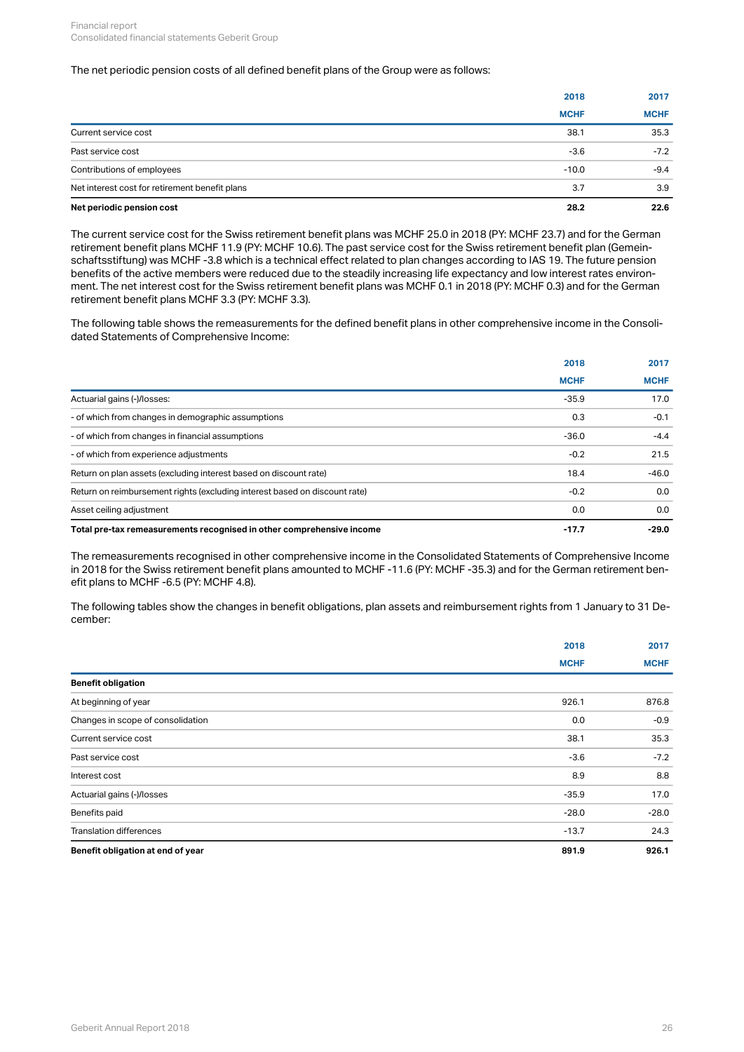The net periodic pension costs of all defined benefit plans of the Group were as follows:

| | 2018 | 2017 |
|---|---|---|
| | MCHF | MCHF |
| Current service cost | 38.1 | 35.3 |
| Past service cost | -3.6 | -7.2 |
| Contributions of employees | -10.0 | -9.4 |
| Net interest cost for retirement benefit plans | 3.7 | 3.9 |
| **Net periodic pension cost** | **28.2** | **22.6** |

The current service cost for the Swiss retirement benefit plans was MCHF 25.0 in 2018 (PY: MCHF 23.7) and for the German retirement benefit plans MCHF 11.9 (PY: MCHF 10.6). The past service cost for the Swiss retirement benefit plan (Gemeinschaftsstiftung) was MCHF -3.8 which is a technical effect related to plan changes according to IAS 19. The future pension benefits of the active members were reduced due to the steadily increasing life expectancy and low interest rates environment. The net interest cost for the Swiss retirement benefit plans was MCHF 0.1 in 2018 (PY: MCHF 0.3) and for the German retirement benefit plans MCHF 3.3 (PY: MCHF 3.3).

The following table shows the remeasurements for the defined benefit plans in other comprehensive income in the Consolidated Statements of Comprehensive Income:

| | 2018 | 2017 |
|---|---|---|
| | MCHF | MCHF |
| Actuarial gains (-)/losses: | -35.9 | 17.0 |
| - of which from changes in demographic assumptions | 0.3 | -0.1 |
| - of which from changes in financial assumptions | -36.0 | -4.4 |
| - of which from experience adjustments | -0.2 | 21.5 |
| Return on plan assets (excluding interest based on discount rate) | 18.4 | -46.0 |
| Return on reimbursement rights (excluding interest based on discount rate) | -0.2 | 0.0 |
| Asset ceiling adjustment | 0.0 | 0.0 |
| **Total pre-tax remeasurements recognised in other comprehensive income** | **-17.7** | **-29.0** |

The remeasurements recognised in other comprehensive income in the Consolidated Statements of Comprehensive Income in 2018 for the Swiss retirement benefit plans amounted to MCHF -11.6 (PY: MCHF -35.3) and for the German retirement benefit plans to MCHF -6.5 (PY: MCHF 4.8).

The following tables show the changes in benefit obligations, plan assets and reimbursement rights from 1 January to 31 December:

| | 2018 | 2017 |
|---|---|---|
| | MCHF | MCHF |
| **Benefit obligation** | | |
| At beginning of year | 926.1 | 876.8 |
| Changes in scope of consolidation | 0.0 | -0.9 |
| Current service cost | 38.1 | 35.3 |
| Past service cost | -3.6 | -7.2 |
| Interest cost | 8.9 | 8.8 |
| Actuarial gains (-)/losses | -35.9 | 17.0 |
| Benefits paid | -28.0 | -28.0 |
| Translation differences | -13.7 | 24.3 |
| **Benefit obligation at end of year** | **891.9** | **926.1** |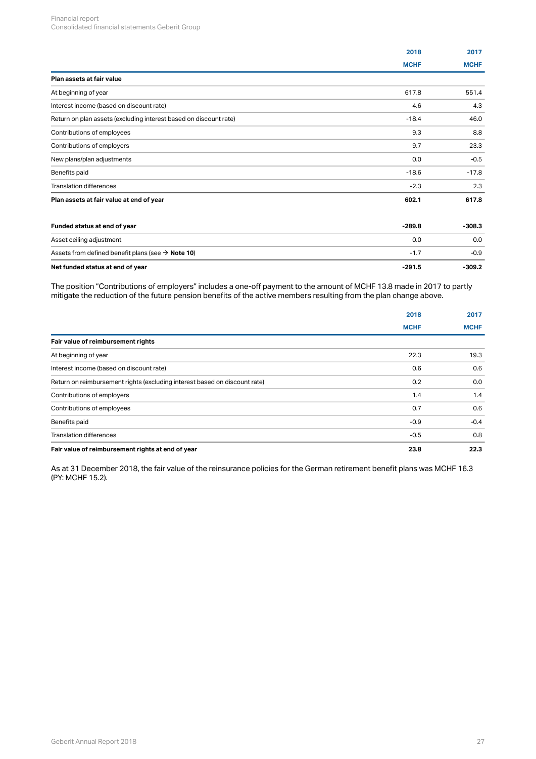| | 2018<br>MCHF | 2017<br>MCHF |
|---|---|---|
| **Plan assets at fair value** | | |
| At beginning of year | 617.8 | 551.4 |
| Interest income (based on discount rate) | 4.6 | 4.3 |
| Return on plan assets (excluding interest based on discount rate) | -18.4 | 46.0 |
| Contributions of employees | 9.3 | 8.8 |
| Contributions of employers | 9.7 | 23.3 |
| New plans/plan adjustments | 0.0 | -0.5 |
| Benefits paid | -18.6 | -17.8 |
| Translation differences | -2.3 | 2.3 |
| **Plan assets at fair value at end of year** | **602.1** | **617.8** |
| | | |
| **Funded status at end of year** | **-289.8** | **-308.3** |
| Asset ceiling adjustment | 0.0 | 0.0 |
| Assets from defined benefit plans (see → **Note 10**) | -1.7 | -0.9 |
| **Net funded status at end of year** | **-291.5** | **-309.2** |

The position "Contributions of employers" includes a one-off payment to the amount of MCHF 13.8 made in 2017 to partly mitigate the reduction of the future pension benefits of the active members resulting from the plan change above.

| | 2018<br>MCHF | 2017<br>MCHF |
|---|---|---|
| **Fair value of reimbursement rights** | | |
| At beginning of year | 22.3 | 19.3 |
| Interest income (based on discount rate) | 0.6 | 0.6 |
| Return on reimbursement rights (excluding interest based on discount rate) | 0.2 | 0.0 |
| Contributions of employers | 1.4 | 1.4 |
| Contributions of employees | 0.7 | 0.6 |
| Benefits paid | -0.9 | -0.4 |
| Translation differences | -0.5 | 0.8 |
| **Fair value of reimbursement rights at end of year** | **23.8** | **22.3** |

As at 31 December 2018, the fair value of the reinsurance policies for the German retirement benefit plans was MCHF 16.3 (PY: MCHF 15.2).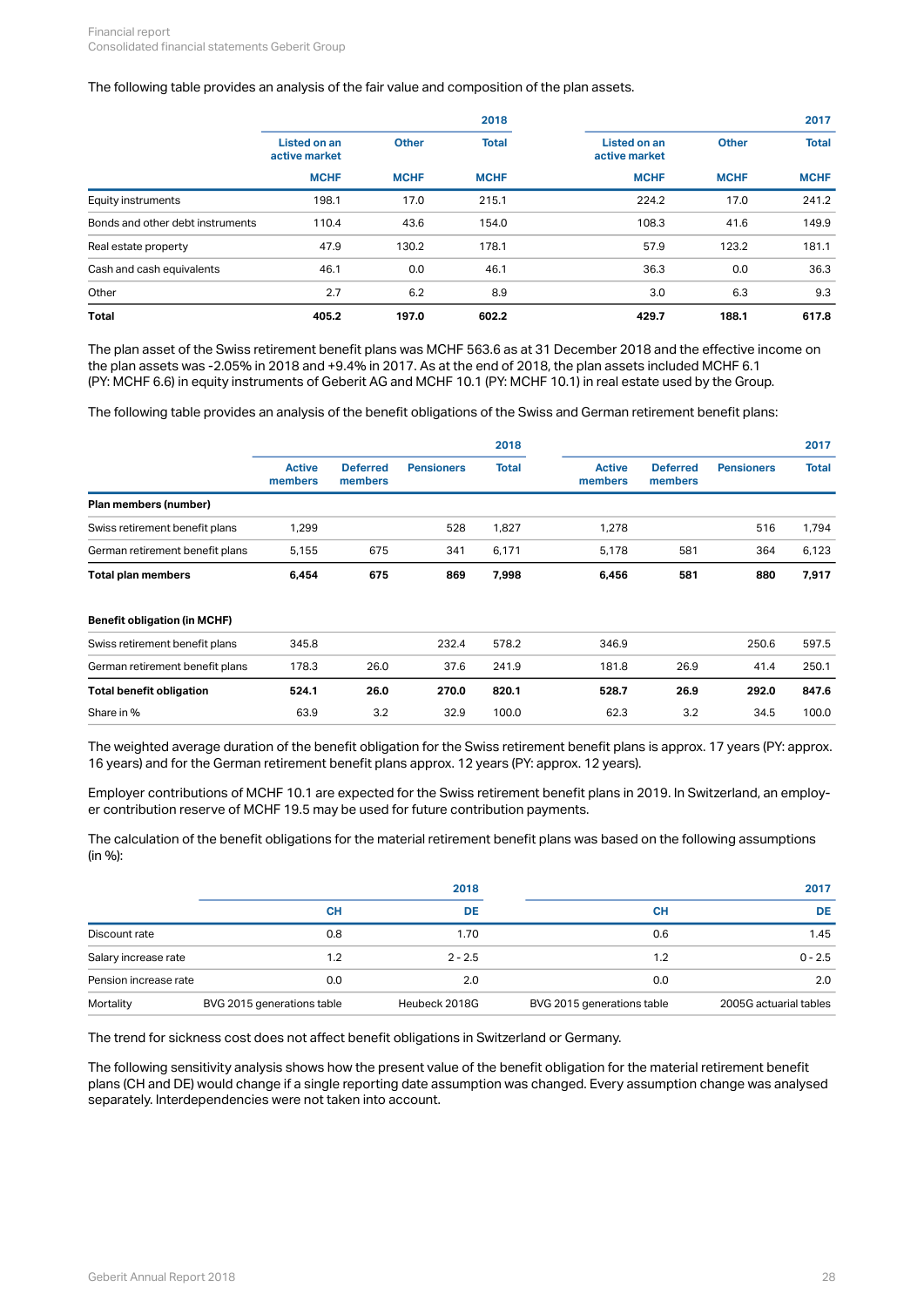The following table provides an analysis of the fair value and composition of the plan assets.

| | 2018 | | | 2017 | | |
|---|---|---|---|---|---|---|
| | Listed on an active market | Other | Total | Listed on an active market | Other | Total |
| | MCHF | MCHF | MCHF | MCHF | MCHF | MCHF |
| Equity instruments | 198.1 | 17.0 | 215.1 | 224.2 | 17.0 | 241.2 |
| Bonds and other debt instruments | 110.4 | 43.6 | 154.0 | 108.3 | 41.6 | 149.9 |
| Real estate property | 47.9 | 130.2 | 178.1 | 57.9 | 123.2 | 181.1 |
| Cash and cash equivalents | 46.1 | 0.0 | 46.1 | 36.3 | 0.0 | 36.3 |
| Other | 2.7 | 6.2 | 8.9 | 3.0 | 6.3 | 9.3 |
| **Total** | **405.2** | **197.0** | **602.2** | **429.7** | **188.1** | **617.8** |

The plan asset of the Swiss retirement benefit plans was MCHF 563.6 as at 31 December 2018 and the effective income on the plan assets was -2.05% in 2018 and +9.4% in 2017. As at the end of 2018, the plan assets included MCHF 6.1 (PY: MCHF 6.6) in equity instruments of Geberit AG and MCHF 10.1 (PY: MCHF 10.1) in real estate used by the Group.

The following table provides an analysis of the benefit obligations of the Swiss and German retirement benefit plans:

| | 2018 | | | | 2017 | | | |
|---|---|---|---|---|---|---|---|---|
| | Active members | Deferred members | Pensioners | Total | Active members | Deferred members | Pensioners | Total |
| **Plan members (number)** | | | | | | | | |
| Swiss retirement benefit plans | 1,299 | | 528 | 1,827 | 1,278 | | 516 | 1,794 |
| German retirement benefit plans | 5,155 | 675 | 341 | 6,171 | 5,178 | 581 | 364 | 6,123 |
| **Total plan members** | **6,454** | **675** | **869** | **7,998** | **6,456** | **581** | **880** | **7,917** |
| | | | | | | | | |
| **Benefit obligation (in MCHF)** | | | | | | | | |
| Swiss retirement benefit plans | 345.8 | | 232.4 | 578.2 | 346.9 | | 250.6 | 597.5 |
| German retirement benefit plans | 178.3 | 26.0 | 37.6 | 241.9 | 181.8 | 26.9 | 41.4 | 250.1 |
| **Total benefit obligation** | **524.1** | **26.0** | **270.0** | **820.1** | **528.7** | **26.9** | **292.0** | **847.6** |
| Share in % | 63.9 | 3.2 | 32.9 | 100.0 | 62.3 | 3.2 | 34.5 | 100.0 |

The weighted average duration of the benefit obligation for the Swiss retirement benefit plans is approx. 17 years (PY: approx. 16 years) and for the German retirement benefit plans approx. 12 years (PY: approx. 12 years).

Employer contributions of MCHF 10.1 are expected for the Swiss retirement benefit plans in 2019. In Switzerland, an employer contribution reserve of MCHF 19.5 may be used for future contribution payments.

The calculation of the benefit obligations for the material retirement benefit plans was based on the following assumptions (in %):

| | 2018 | | 2017 | |
|---|---|---|---|---|
| | CH | DE | CH | DE |
| Discount rate | 0.8 | 1.70 | 0.6 | 1.45 |
| Salary increase rate | 1.2 | 2 - 2.5 | 1.2 | 0 - 2.5 |
| Pension increase rate | 0.0 | 2.0 | 0.0 | 2.0 |
| Mortality | BVG 2015 generations table | Heubeck 2018G | BVG 2015 generations table | 2005G actuarial tables |

The trend for sickness cost does not affect benefit obligations in Switzerland or Germany.

The following sensitivity analysis shows how the present value of the benefit obligation for the material retirement benefit plans (CH and DE) would change if a single reporting date assumption was changed. Every assumption change was analysed separately. Interdependencies were not taken into account.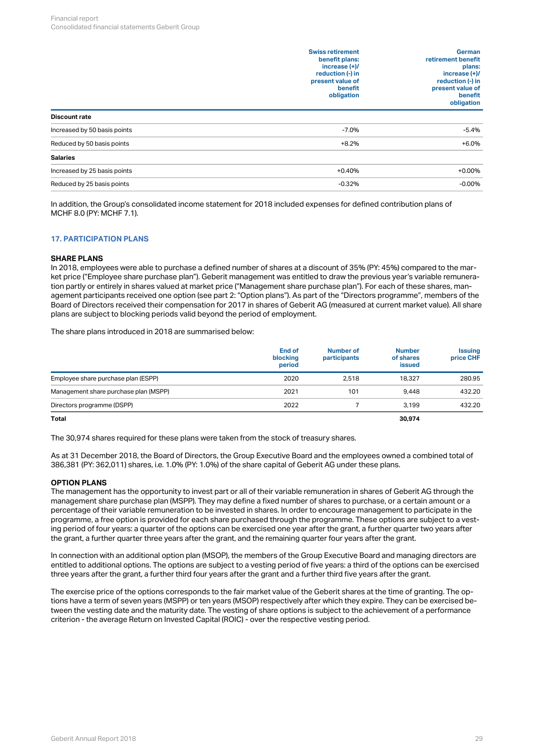| | Swiss retirement benefit plans: increase (+)/ reduction (-) in present value of benefit obligation | German retirement benefit plans: increase (+)/ reduction (-) in present value of benefit obligation |
|---|---|---|
| **Discount rate** | | |
| Increased by 50 basis points | -7.0% | -5.4% |
| Reduced by 50 basis points | +8.2% | +6.0% |
| **Salaries** | | |
| Increased by 25 basis points | +0.40% | +0.00% |
| Reduced by 25 basis points | -0.32% | -0.00% |

In addition, the Group's consolidated income statement for 2018 included expenses for defined contribution plans of MCHF 8.0 (PY: MCHF 7.1).

## 17. PARTICIPATION PLANS

### SHARE PLANS

In 2018, employees were able to purchase a defined number of shares at a discount of 35% (PY: 45%) compared to the market price ("Employee share purchase plan"). Geberit management was entitled to draw the previous year's variable remuneration partly or entirely in shares valued at market price ("Management share purchase plan"). For each of these shares, management participants received one option (see part 2: "Option plans"). As part of the "Directors programme", members of the Board of Directors received their compensation for 2017 in shares of Geberit AG (measured at current market value). All share plans are subject to blocking periods valid beyond the period of employment.

The share plans introduced in 2018 are summarised below:

| | End of blocking period | Number of participants | Number of shares issued | Issuing price CHF |
|---|---|---|---|---|
| Employee share purchase plan (ESPP) | 2020 | 2,518 | 18,327 | 280.95 |
| Management share purchase plan (MSPP) | 2021 | 101 | 9,448 | 432.20 |
| Directors programme (DSPP) | 2022 | 7 | 3,199 | 432.20 |
| **Total** | | | **30,974** | |

The 30,974 shares required for these plans were taken from the stock of treasury shares.

As at 31 December 2018, the Board of Directors, the Group Executive Board and the employees owned a combined total of 386,381 (PY: 362,011) shares, i.e. 1.0% (PY: 1.0%) of the share capital of Geberit AG under these plans.

### OPTION PLANS

The management has the opportunity to invest part or all of their variable remuneration in shares of Geberit AG through the management share purchase plan (MSPP). They may define a fixed number of shares to purchase, or a certain amount or a percentage of their variable remuneration to be invested in shares. In order to encourage management to participate in the programme, a free option is provided for each share purchased through the programme. These options are subject to a vesting period of four years: a quarter of the options can be exercised one year after the grant, a further quarter two years after the grant, a further quarter three years after the grant, and the remaining quarter four years after the grant.

In connection with an additional option plan (MSOP), the members of the Group Executive Board and managing directors are entitled to additional options. The options are subject to a vesting period of five years: a third of the options can be exercised three years after the grant, a further third four years after the grant and a further third five years after the grant.

The exercise price of the options corresponds to the fair market value of the Geberit shares at the time of granting. The options have a term of seven years (MSPP) or ten years (MSOP) respectively after which they expire. They can be exercised between the vesting date and the maturity date. The vesting of share options is subject to the achievement of a performance criterion - the average Return on Invested Capital (ROIC) - over the respective vesting period.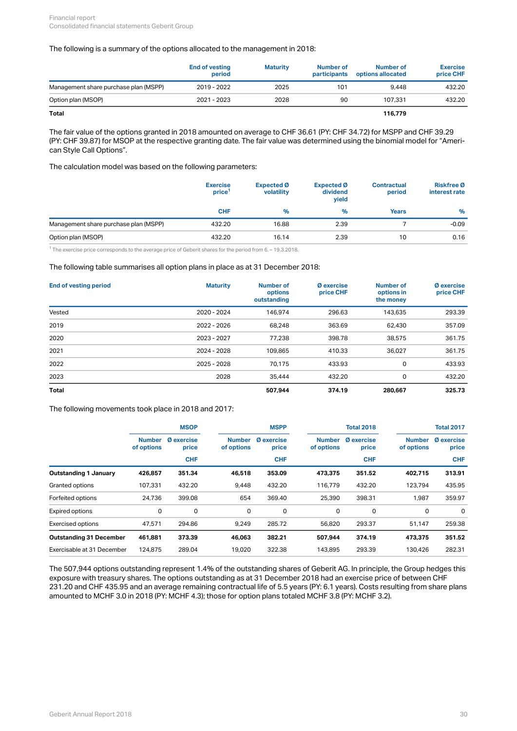The following is a summary of the options allocated to the management in 2018:

| | End of vesting period | Maturity | Number of participants | Number of options allocated | Exercise price CHF |
|---|---|---|---|---|---|
| Management share purchase plan (MSPP) | 2019 - 2022 | 2025 | 101 | 9,448 | 432.20 |
| Option plan (MSOP) | 2021 - 2023 | 2028 | 90 | 107,331 | 432.20 |
| **Total** | | | | **116,779** | |

The fair value of the options granted in 2018 amounted on average to CHF 36.61 (PY: CHF 34.72) for MSPP and CHF 39.29 (PY: CHF 39.87) for MSOP at the respective granting date. The fair value was determined using the binomial model for "American Style Call Options".

The calculation model was based on the following parameters:

| | Exercise price[1] | Expected Ø volatility | Expected Ø dividend yield | Contractual period | Riskfree Ø interest rate |
|---|---|---|---|---|---|
| | CHF | % | % | Years | % |
| Management share purchase plan (MSPP) | 432.20 | 16.88 | 2.39 | 7 | -0.09 |
| Option plan (MSOP) | 432.20 | 16.14 | 2.39 | 10 | 0.16 |

[1] The exercise price corresponds to the average price of Geberit shares for the period from 6. – 19.3.2018.

The following table summarises all option plans in place as at 31 December 2018:

| End of vesting period | Maturity | Number of options outstanding | Ø exercise price CHF | Number of options in the money | Ø exercise price CHF |
|---|---|---|---|---|---|
| Vested | 2020 - 2024 | 146,974 | 296.63 | 143,635 | 293.39 |
| 2019 | 2022 - 2026 | 68,248 | 363.69 | 62,430 | 357.09 |
| 2020 | 2023 - 2027 | 77,238 | 398.78 | 38,575 | 361.75 |
| 2021 | 2024 - 2028 | 109,865 | 410.33 | 36,027 | 361.75 |
| 2022 | 2025 - 2028 | 70,175 | 433.93 | 0 | 433.93 |
| 2023 | 2028 | 35,444 | 432.20 | 0 | 432.20 |
| **Total** | | **507,944** | **374.19** | **280,667** | **325.73** |

The following movements took place in 2018 and 2017:

| | MSOP | | MSPP | | Total 2018 | | Total 2017 | |
|---|---|---|---|---|---|---|---|---|
| | Number of options | Ø exercise price | Number of options | Ø exercise price | Number of options | Ø exercise price | Number of options | Ø exercise price |
| | | CHF | | CHF | | CHF | | CHF |
| **Outstanding 1 January** | **426,857** | **351.34** | **46,518** | **353.09** | **473,375** | **351.52** | **402,715** | **313.91** |
| Granted options | 107,331 | 432.20 | 9,448 | 432.20 | 116,779 | 432.20 | 123,794 | 435.95 |
| Forfeited options | 24,736 | 399.08 | 654 | 369.40 | 25,390 | 398.31 | 1,987 | 359.97 |
| Expired options | 0 | 0 | 0 | 0 | 0 | 0 | 0 | 0 |
| Exercised options | 47,571 | 294.86 | 9,249 | 285.72 | 56,820 | 293.37 | 51,147 | 259.38 |
| **Outstanding 31 December** | **461,881** | **373.39** | **46,063** | **382.21** | **507,944** | **374.19** | **473,375** | **351.52** |
| Exercisable at 31 December | 124,875 | 289.04 | 19,020 | 322.38 | 143,895 | 293.39 | 130,426 | 282.31 |

The 507,944 options outstanding represent 1.4% of the outstanding shares of Geberit AG. In principle, the Group hedges this exposure with treasury shares. The options outstanding as at 31 December 2018 had an exercise price of between CHF 231.20 and CHF 435.95 and an average remaining contractual life of 5.5 years (PY: 6.1 years). Costs resulting from share plans amounted to MCHF 3.0 in 2018 (PY: MCHF 4.3); those for option plans totaled MCHF 3.8 (PY: MCHF 3.2).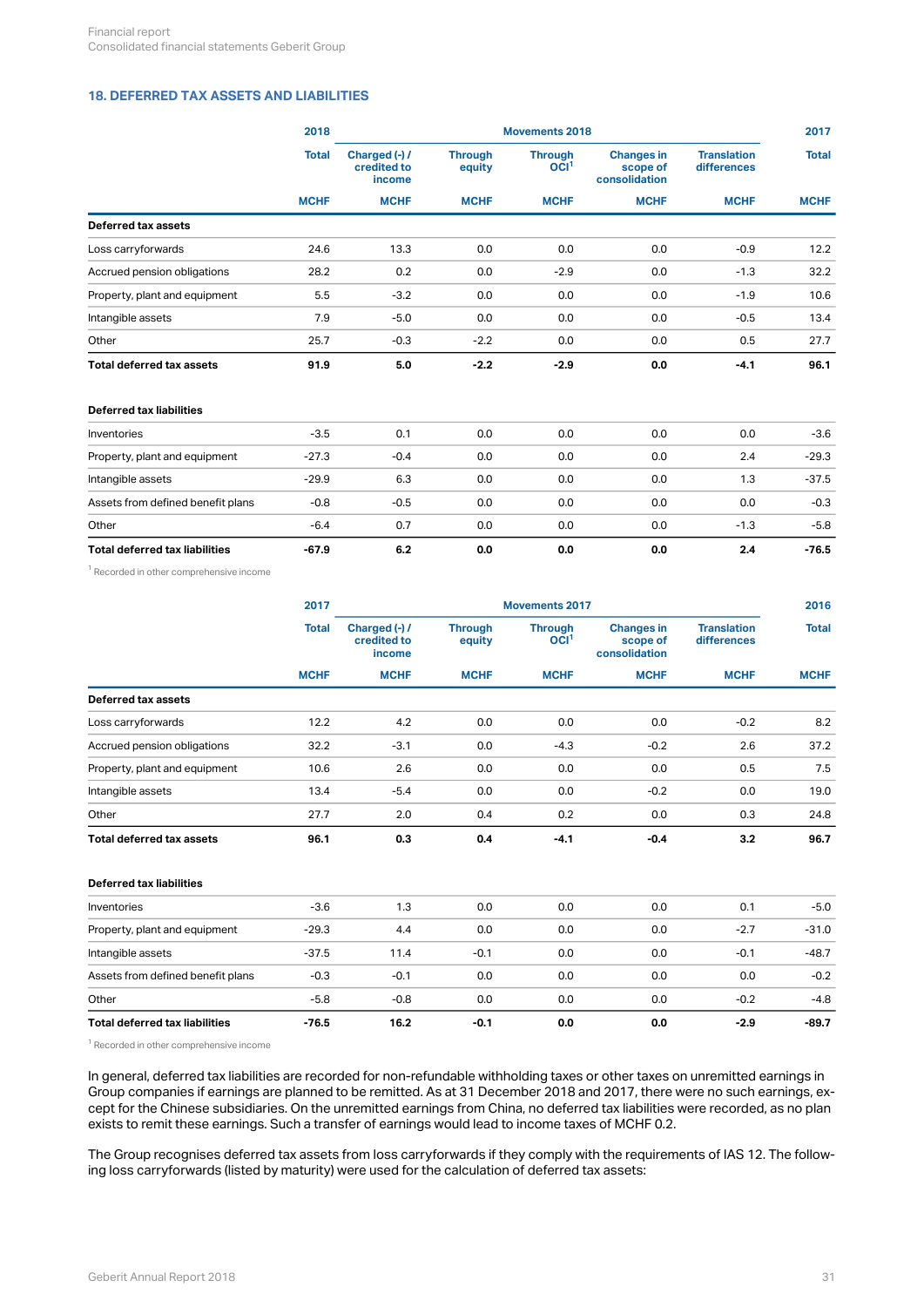## 18. DEFERRED TAX ASSETS AND LIABILITIES

| | 2018 | Movements 2018 | | | | | 2017 |
|---|---|---|---|---|---|---|---|
| | Total | Charged (-) / credited to income | Through equity | Through OCI[1] | Changes in scope of consolidation | Translation differences | Total |
| | MCHF | MCHF | MCHF | MCHF | MCHF | MCHF | MCHF |
| **Deferred tax assets** | | | | | | | |
| Loss carryforwards | 24.6 | 13.3 | 0.0 | 0.0 | 0.0 | -0.9 | 12.2 |
| Accrued pension obligations | 28.2 | 0.2 | 0.0 | -2.9 | 0.0 | -1.3 | 32.2 |
| Property, plant and equipment | 5.5 | -3.2 | 0.0 | 0.0 | 0.0 | -1.9 | 10.6 |
| Intangible assets | 7.9 | -5.0 | 0.0 | 0.0 | 0.0 | -0.5 | 13.4 |
| Other | 25.7 | -0.3 | -2.2 | 0.0 | 0.0 | 0.5 | 27.7 |
| **Total deferred tax assets** | **91.9** | **5.0** | **-2.2** | **-2.9** | **0.0** | **-4.1** | **96.1** |
| | | | | | | | |
| **Deferred tax liabilities** | | | | | | | |
| Inventories | -3.5 | 0.1 | 0.0 | 0.0 | 0.0 | 0.0 | -3.6 |
| Property, plant and equipment | -27.3 | -0.4 | 0.0 | 0.0 | 0.0 | 2.4 | -29.3 |
| Intangible assets | -29.9 | 6.3 | 0.0 | 0.0 | 0.0 | 1.3 | -37.5 |
| Assets from defined benefit plans | -0.8 | -0.5 | 0.0 | 0.0 | 0.0 | 0.0 | -0.3 |
| Other | -6.4 | 0.7 | 0.0 | 0.0 | 0.0 | -1.3 | -5.8 |
| **Total deferred tax liabilities** | **-67.9** | **6.2** | **0.0** | **0.0** | **0.0** | **2.4** | **-76.5** |

[1] Recorded in other comprehensive income

| | 2017 | Movements 2017 | | | | | 2016 |
|---|---|---|---|---|---|---|---|
| | Total | Charged (-) / credited to income | Through equity | Through OCI[1] | Changes in scope of consolidation | Translation differences | Total |
| | MCHF | MCHF | MCHF | MCHF | MCHF | MCHF | MCHF |
| **Deferred tax assets** | | | | | | | |
| Loss carryforwards | 12.2 | 4.2 | 0.0 | 0.0 | 0.0 | -0.2 | 8.2 |
| Accrued pension obligations | 32.2 | -3.1 | 0.0 | -4.3 | -0.2 | 2.6 | 37.2 |
| Property, plant and equipment | 10.6 | 2.6 | 0.0 | 0.0 | 0.0 | 0.5 | 7.5 |
| Intangible assets | 13.4 | -5.4 | 0.0 | 0.0 | -0.2 | 0.0 | 19.0 |
| Other | 27.7 | 2.0 | 0.4 | 0.2 | 0.0 | 0.3 | 24.8 |
| **Total deferred tax assets** | **96.1** | **0.3** | **0.4** | **-4.1** | **-0.4** | **3.2** | **96.7** |
| | | | | | | | |
| **Deferred tax liabilities** | | | | | | | |
| Inventories | -3.6 | 1.3 | 0.0 | 0.0 | 0.0 | 0.1 | -5.0 |
| Property, plant and equipment | -29.3 | 4.4 | 0.0 | 0.0 | 0.0 | -2.7 | -31.0 |
| Intangible assets | -37.5 | 11.4 | -0.1 | 0.0 | 0.0 | -0.1 | -48.7 |
| Assets from defined benefit plans | -0.3 | -0.1 | 0.0 | 0.0 | 0.0 | 0.0 | -0.2 |
| Other | -5.8 | -0.8 | 0.0 | 0.0 | 0.0 | -0.2 | -4.8 |
| **Total deferred tax liabilities** | **-76.5** | **16.2** | **-0.1** | **0.0** | **0.0** | **-2.9** | **-89.7** |

[1] Recorded in other comprehensive income

In general, deferred tax liabilities are recorded for non-refundable withholding taxes or other taxes on unremitted earnings in Group companies if earnings are planned to be remitted. As at 31 December 2018 and 2017, there were no such earnings, except for the Chinese subsidiaries. On the unremitted earnings from China, no deferred tax liabilities were recorded, as no plan exists to remit these earnings. Such a transfer of earnings would lead to income taxes of MCHF 0.2.

The Group recognises deferred tax assets from loss carryforwards if they comply with the requirements of IAS 12. The following loss carryforwards (listed by maturity) were used for the calculation of deferred tax assets: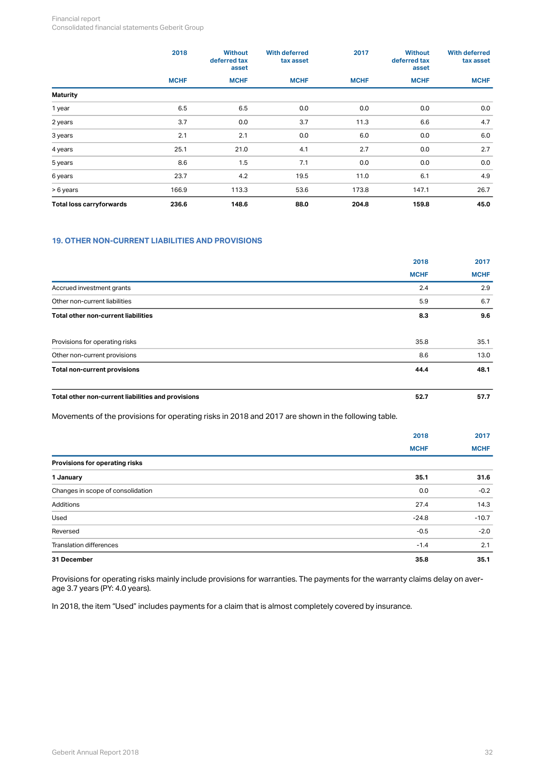| | 2018 | Without deferred tax asset | With deferred tax asset | 2017 | Without deferred tax asset | With deferred tax asset |
|---|---|---|---|---|---|---|
| | MCHF | MCHF | MCHF | MCHF | MCHF | MCHF |
| **Maturity** | | | | | | |
| 1 year | 6.5 | 6.5 | 0.0 | 0.0 | 0.0 | 0.0 |
| 2 years | 3.7 | 0.0 | 3.7 | 11.3 | 6.6 | 4.7 |
| 3 years | 2.1 | 2.1 | 0.0 | 6.0 | 0.0 | 6.0 |
| 4 years | 25.1 | 21.0 | 4.1 | 2.7 | 0.0 | 2.7 |
| 5 years | 8.6 | 1.5 | 7.1 | 0.0 | 0.0 | 0.0 |
| 6 years | 23.7 | 4.2 | 19.5 | 11.0 | 6.1 | 4.9 |
| > 6 years | 166.9 | 113.3 | 53.6 | 173.8 | 147.1 | 26.7 |
| **Total loss carryforwards** | **236.6** | **148.6** | **88.0** | **204.8** | **159.8** | **45.0** |

## 19. OTHER NON-CURRENT LIABILITIES AND PROVISIONS

| | 2018 | 2017 |
|---|---|---|
| | MCHF | MCHF |
| Accrued investment grants | 2.4 | 2.9 |
| Other non-current liabilities | 5.9 | 6.7 |
| **Total other non-current liabilities** | **8.3** | **9.6** |
| | | |
| Provisions for operating risks | 35.8 | 35.1 |
| Other non-current provisions | 8.6 | 13.0 |
| **Total non-current provisions** | **44.4** | **48.1** |
| | | |
| **Total other non-current liabilities and provisions** | **52.7** | **57.7** |

Movements of the provisions for operating risks in 2018 and 2017 are shown in the following table.

| | 2018 | 2017 |
|---|---|---|
| | MCHF | MCHF |
| **Provisions for operating risks** | | |
| **1 January** | **35.1** | **31.6** |
| Changes in scope of consolidation | 0.0 | -0.2 |
| Additions | 27.4 | 14.3 |
| Used | -24.8 | -10.7 |
| Reversed | -0.5 | -2.0 |
| Translation differences | -1.4 | 2.1 |
| **31 December** | **35.8** | **35.1** |

Provisions for operating risks mainly include provisions for warranties. The payments for the warranty claims delay on average 3.7 years (PY: 4.0 years).

In 2018, the item "Used" includes payments for a claim that is almost completely covered by insurance.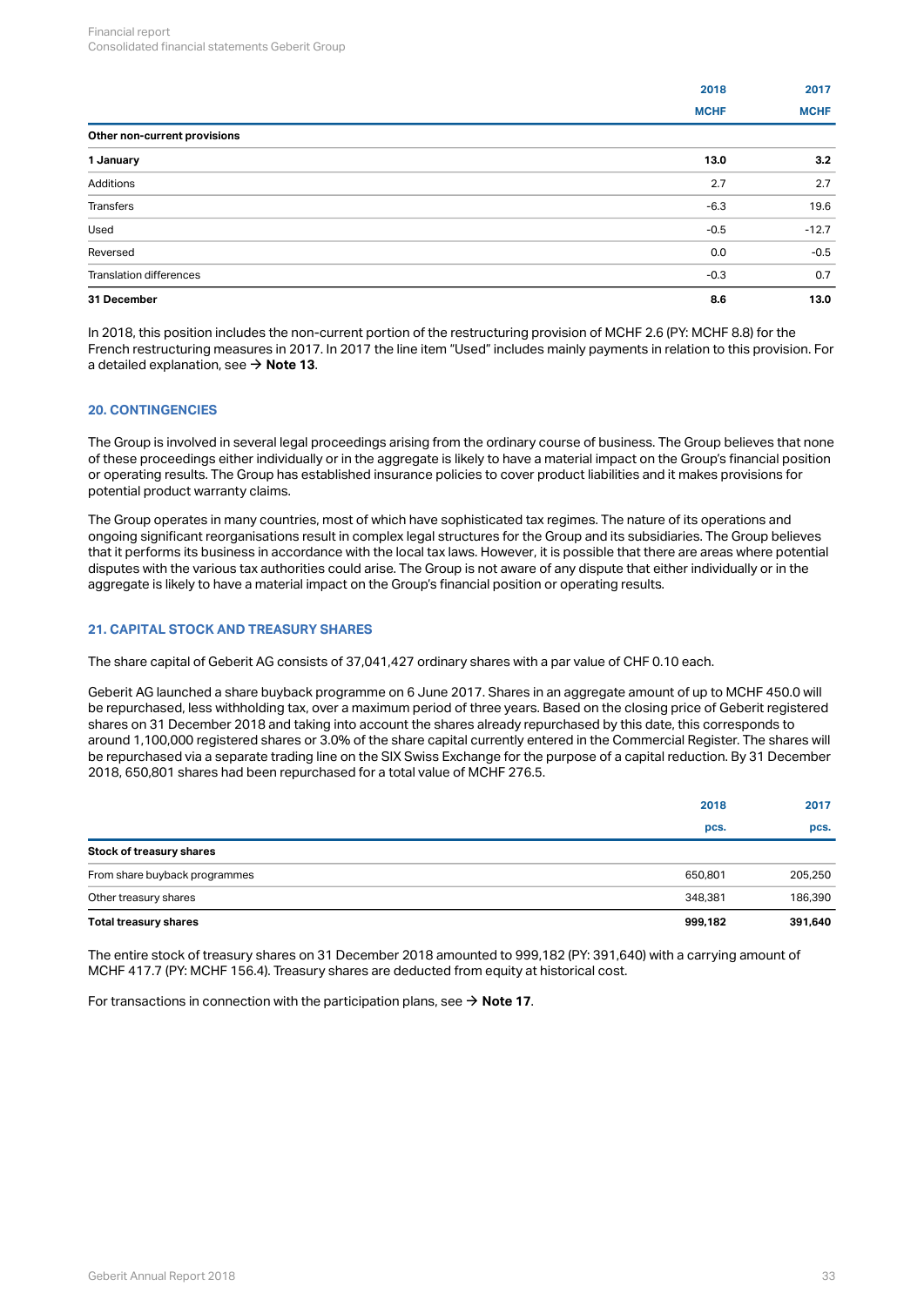| | 2018 | 2017 |
|---|---|---|
| | MCHF | MCHF |
| **Other non-current provisions** | | |
| **1 January** | **13.0** | **3.2** |
| Additions | 2.7 | 2.7 |
| Transfers | -6.3 | 19.6 |
| Used | -0.5 | -12.7 |
| Reversed | 0.0 | -0.5 |
| Translation differences | -0.3 | 0.7 |
| **31 December** | **8.6** | **13.0** |

In 2018, this position includes the non-current portion of the restructuring provision of MCHF 2.6 (PY: MCHF 8.8) for the French restructuring measures in 2017. In 2017 the line item "Used" includes mainly payments in relation to this provision. For a detailed explanation, see → **Note 13**.

## 20. CONTINGENCIES

The Group is involved in several legal proceedings arising from the ordinary course of business. The Group believes that none of these proceedings either individually or in the aggregate is likely to have a material impact on the Group's financial position or operating results. The Group has established insurance policies to cover product liabilities and it makes provisions for potential product warranty claims.

The Group operates in many countries, most of which have sophisticated tax regimes. The nature of its operations and ongoing significant reorganisations result in complex legal structures for the Group and its subsidiaries. The Group believes that it performs its business in accordance with the local tax laws. However, it is possible that there are areas where potential disputes with the various tax authorities could arise. The Group is not aware of any dispute that either individually or in the aggregate is likely to have a material impact on the Group's financial position or operating results.

## 21. CAPITAL STOCK AND TREASURY SHARES

The share capital of Geberit AG consists of 37,041,427 ordinary shares with a par value of CHF 0.10 each.

Geberit AG launched a share buyback programme on 6 June 2017. Shares in an aggregate amount of up to MCHF 450.0 will be repurchased, less withholding tax, over a maximum period of three years. Based on the closing price of Geberit registered shares on 31 December 2018 and taking into account the shares already repurchased by this date, this corresponds to around 1,100,000 registered shares or 3.0% of the share capital currently entered in the Commercial Register. The shares will be repurchased via a separate trading line on the SIX Swiss Exchange for the purpose of a capital reduction. By 31 December 2018, 650,801 shares had been repurchased for a total value of MCHF 276.5.

| | 2018 | 2017 |
|---|---|---|
| | pcs. | pcs. |
| **Stock of treasury shares** | | |
| From share buyback programmes | 650,801 | 205,250 |
| Other treasury shares | 348,381 | 186,390 |
| **Total treasury shares** | **999,182** | **391,640** |

The entire stock of treasury shares on 31 December 2018 amounted to 999,182 (PY: 391,640) with a carrying amount of MCHF 417.7 (PY: MCHF 156.4). Treasury shares are deducted from equity at historical cost.

For transactions in connection with the participation plans, see → **Note 17**.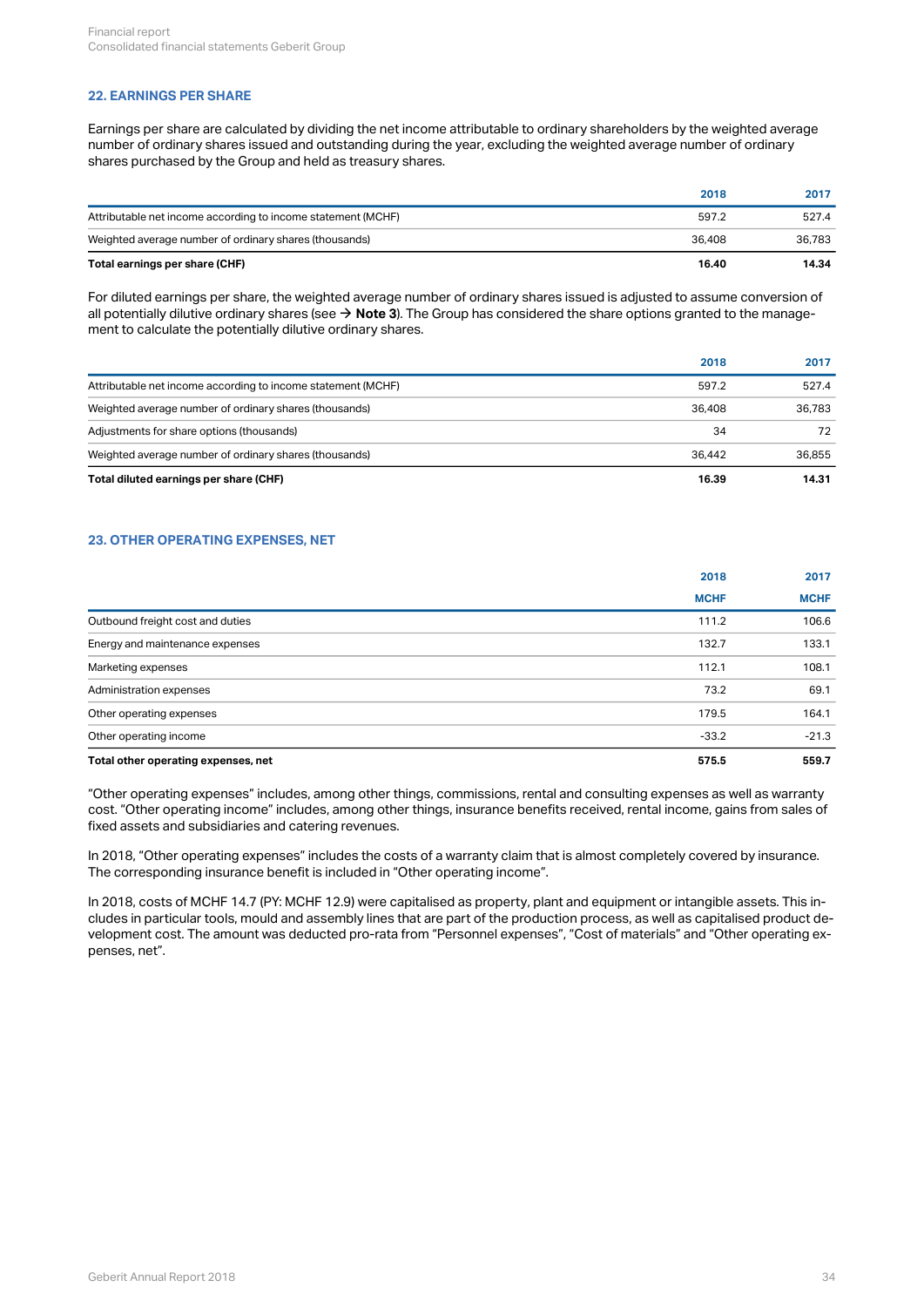## 22. EARNINGS PER SHARE

Earnings per share are calculated by dividing the net income attributable to ordinary shareholders by the weighted average number of ordinary shares issued and outstanding during the year, excluding the weighted average number of ordinary shares purchased by the Group and held as treasury shares.

| | 2018 | 2017 |
|---|---|---|
| Attributable net income according to income statement (MCHF) | 597.2 | 527.4 |
| Weighted average number of ordinary shares (thousands) | 36,408 | 36,783 |
| **Total earnings per share (CHF)** | **16.40** | **14.34** |

For diluted earnings per share, the weighted average number of ordinary shares issued is adjusted to assume conversion of all potentially dilutive ordinary shares (see → **Note 3**). The Group has considered the share options granted to the management to calculate the potentially dilutive ordinary shares.

| | 2018 | 2017 |
|---|---|---|
| Attributable net income according to income statement (MCHF) | 597.2 | 527.4 |
| Weighted average number of ordinary shares (thousands) | 36,408 | 36,783 |
| Adjustments for share options (thousands) | 34 | 72 |
| Weighted average number of ordinary shares (thousands) | 36,442 | 36,855 |
| **Total diluted earnings per share (CHF)** | **16.39** | **14.31** |

## 23. OTHER OPERATING EXPENSES, NET

| | 2018 | 2017 |
|---|---|---|
| | MCHF | MCHF |
| Outbound freight cost and duties | 111.2 | 106.6 |
| Energy and maintenance expenses | 132.7 | 133.1 |
| Marketing expenses | 112.1 | 108.1 |
| Administration expenses | 73.2 | 69.1 |
| Other operating expenses | 179.5 | 164.1 |
| Other operating income | -33.2 | -21.3 |
| **Total other operating expenses, net** | **575.5** | **559.7** |

"Other operating expenses" includes, among other things, commissions, rental and consulting expenses as well as warranty cost. "Other operating income" includes, among other things, insurance benefits received, rental income, gains from sales of fixed assets and subsidiaries and catering revenues.

In 2018, "Other operating expenses" includes the costs of a warranty claim that is almost completely covered by insurance. The corresponding insurance benefit is included in "Other operating income".

In 2018, costs of MCHF 14.7 (PY: MCHF 12.9) were capitalised as property, plant and equipment or intangible assets. This includes in particular tools, mould and assembly lines that are part of the production process, as well as capitalised product development cost. The amount was deducted pro-rata from "Personnel expenses", "Cost of materials" and "Other operating expenses, net".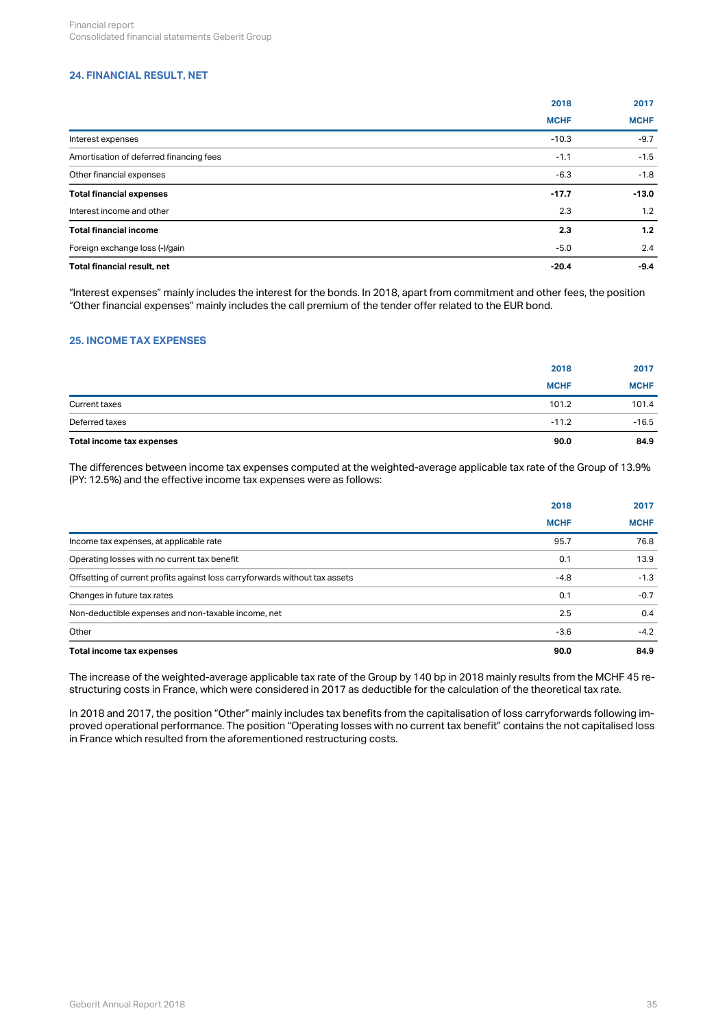## 24. FINANCIAL RESULT, NET

| | 2018 | 2017 |
|---|---|---|
| | MCHF | MCHF |
| Interest expenses | -10.3 | -9.7 |
| Amortisation of deferred financing fees | -1.1 | -1.5 |
| Other financial expenses | -6.3 | -1.8 |
| **Total financial expenses** | **-17.7** | **-13.0** |
| Interest income and other | 2.3 | 1.2 |
| **Total financial income** | **2.3** | **1.2** |
| Foreign exchange loss (-)/gain | -5.0 | 2.4 |
| **Total financial result, net** | **-20.4** | **-9.4** |

"Interest expenses" mainly includes the interest for the bonds. In 2018, apart from commitment and other fees, the position "Other financial expenses" mainly includes the call premium of the tender offer related to the EUR bond.

## 25. INCOME TAX EXPENSES

| | 2018 | 2017 |
|---|---|---|
| | MCHF | MCHF |
| Current taxes | 101.2 | 101.4 |
| Deferred taxes | -11.2 | -16.5 |
| **Total income tax expenses** | **90.0** | **84.9** |

The differences between income tax expenses computed at the weighted-average applicable tax rate of the Group of 13.9% (PY: 12.5%) and the effective income tax expenses were as follows:

| | 2018 | 2017 |
|---|---|---|
| | MCHF | MCHF |
| Income tax expenses, at applicable rate | 95.7 | 76.8 |
| Operating losses with no current tax benefit | 0.1 | 13.9 |
| Offsetting of current profits against loss carryforwards without tax assets | -4.8 | -1.3 |
| Changes in future tax rates | 0.1 | -0.7 |
| Non-deductible expenses and non-taxable income, net | 2.5 | 0.4 |
| Other | -3.6 | -4.2 |
| **Total income tax expenses** | **90.0** | **84.9** |

The increase of the weighted-average applicable tax rate of the Group by 140 bp in 2018 mainly results from the MCHF 45 restructuring costs in France, which were considered in 2017 as deductible for the calculation of the theoretical tax rate.

In 2018 and 2017, the position "Other" mainly includes tax benefits from the capitalisation of loss carryforwards following improved operational performance. The position "Operating losses with no current tax benefit" contains the not capitalised loss in France which resulted from the aforementioned restructuring costs.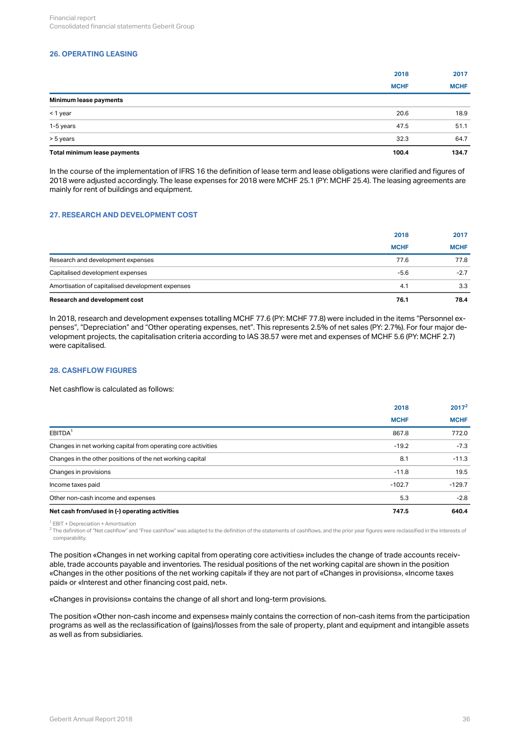## 26. OPERATING LEASING

| | 2018 | 2017 |
|---|---|---|
| | MCHF | MCHF |
| **Minimum lease payments** | | |
| < 1 year | 20.6 | 18.9 |
| 1-5 years | 47.5 | 51.1 |
| > 5 years | 32.3 | 64.7 |
| **Total minimum lease payments** | **100.4** | **134.7** |

In the course of the implementation of IFRS 16 the definition of lease term and lease obligations were clarified and figures of 2018 were adjusted accordingly. The lease expenses for 2018 were MCHF 25.1 (PY: MCHF 25.4). The leasing agreements are mainly for rent of buildings and equipment.

## 27. RESEARCH AND DEVELOPMENT COST

| | 2018 | 2017 |
|---|---|---|
| | MCHF | MCHF |
| Research and development expenses | 77.6 | 77.8 |
| Capitalised development expenses | -5.6 | -2.7 |
| Amortisation of capitalised development expenses | 4.1 | 3.3 |
| **Research and development cost** | **76.1** | **78.4** |

In 2018, research and development expenses totalling MCHF 77.6 (PY: MCHF 77.8) were included in the items "Personnel expenses", "Depreciation" and "Other operating expenses, net". This represents 2.5% of net sales (PY: 2.7%). For four major development projects, the capitalisation criteria according to IAS 38.57 were met and expenses of MCHF 5.6 (PY: MCHF 2.7) were capitalised.

## 28. CASHFLOW FIGURES

Net cashflow is calculated as follows:

| | 2018 | 2017[2] |
|---|---|---|
| | MCHF | MCHF |
| EBITDA[1] | 867.8 | 772.0 |
| Changes in net working capital from operating core activities | -19.2 | -7.3 |
| Changes in the other positions of the net working capital | 8.1 | -11.3 |
| Changes in provisions | -11.8 | 19.5 |
| Income taxes paid | -102.7 | -129.7 |
| Other non-cash income and expenses | 5.3 | -2.8 |
| **Net cash from/used in (-) operating activities** | **747.5** | **640.4** |

[1] EBIT + Depreciation + Amortisation

[2] The definition of "Net cashflow" and "Free cashflow" was adapted to the definition of the statements of cashflows, and the prior year figures were reclassified in the interests of comparability.

The position «Changes in net working capital from operating core activities» includes the change of trade accounts receivable, trade accounts payable and inventories. The residual positions of the net working capital are shown in the position «Changes in the other positions of the net working capital» if they are not part of «Changes in provisions», «Income taxes paid» or «Interest and other financing cost paid, net».

«Changes in provisions» contains the change of all short and long-term provisions.

The position «Other non-cash income and expenses» mainly contains the correction of non-cash items from the participation programs as well as the reclassification of (gains)/losses from the sale of property, plant and equipment and intangible assets as well as from subsidiaries.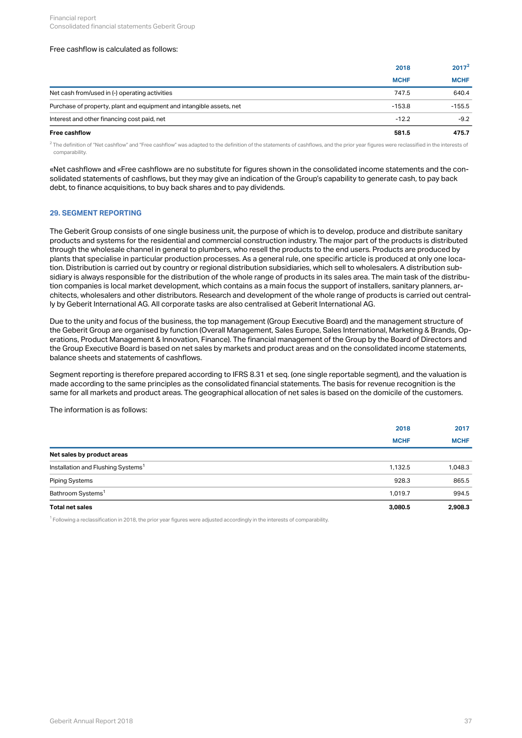Free cashflow is calculated as follows:

| | 2018 | 2017[2] |
|---|---|---|
| | MCHF | MCHF |
| Net cash from/used in (-) operating activities | 747.5 | 640.4 |
| Purchase of property, plant and equipment and intangible assets, net | -153.8 | -155.5 |
| Interest and other financing cost paid, net | -12.2 | -9.2 |
| **Free cashflow** | **581.5** | **475.7** |

[2] The definition of "Net cashflow" and "Free cashflow" was adapted to the definition of the statements of cashflows, and the prior year figures were reclassified in the interests of comparability.

«Net cashflow» and «Free cashflow» are no substitute for figures shown in the consolidated income statements and the consolidated statements of cashflows, but they may give an indication of the Group's capability to generate cash, to pay back debt, to finance acquisitions, to buy back shares and to pay dividends.

## 29. SEGMENT REPORTING

The Geberit Group consists of one single business unit, the purpose of which is to develop, produce and distribute sanitary products and systems for the residential and commercial construction industry. The major part of the products is distributed through the wholesale channel in general to plumbers, who resell the products to the end users. Products are produced by plants that specialise in particular production processes. As a general rule, one specific article is produced at only one location. Distribution is carried out by country or regional distribution subsidiaries, which sell to wholesalers. A distribution subsidiary is always responsible for the distribution of the whole range of products in its sales area. The main task of the distribution companies is local market development, which contains as a main focus the support of installers, sanitary planners, architects, wholesalers and other distributors. Research and development of the whole range of products is carried out centrally by Geberit International AG. All corporate tasks are also centralised at Geberit International AG.

Due to the unity and focus of the business, the top management (Group Executive Board) and the management structure of the Geberit Group are organised by function (Overall Management, Sales Europe, Sales International, Marketing & Brands, Operations, Product Management & Innovation, Finance). The financial management of the Group by the Board of Directors and the Group Executive Board is based on net sales by markets and product areas and on the consolidated income statements, balance sheets and statements of cashflows.

Segment reporting is therefore prepared according to IFRS 8.31 et seq. (one single reportable segment), and the valuation is made according to the same principles as the consolidated financial statements. The basis for revenue recognition is the same for all markets and product areas. The geographical allocation of net sales is based on the domicile of the customers.

The information is as follows:

| | 2018 | 2017 |
|---|---|---|
| | MCHF | MCHF |
| **Net sales by product areas** | | |
| Installation and Flushing Systems[1] | 1,132.5 | 1,048.3 |
| Piping Systems | 928.3 | 865.5 |
| Bathroom Systems[1] | 1,019.7 | 994.5 |
| **Total net sales** | **3,080.5** | **2,908.3** |

[1] Following a reclassification in 2018, the prior year figures were adjusted accordingly in the interests of comparability.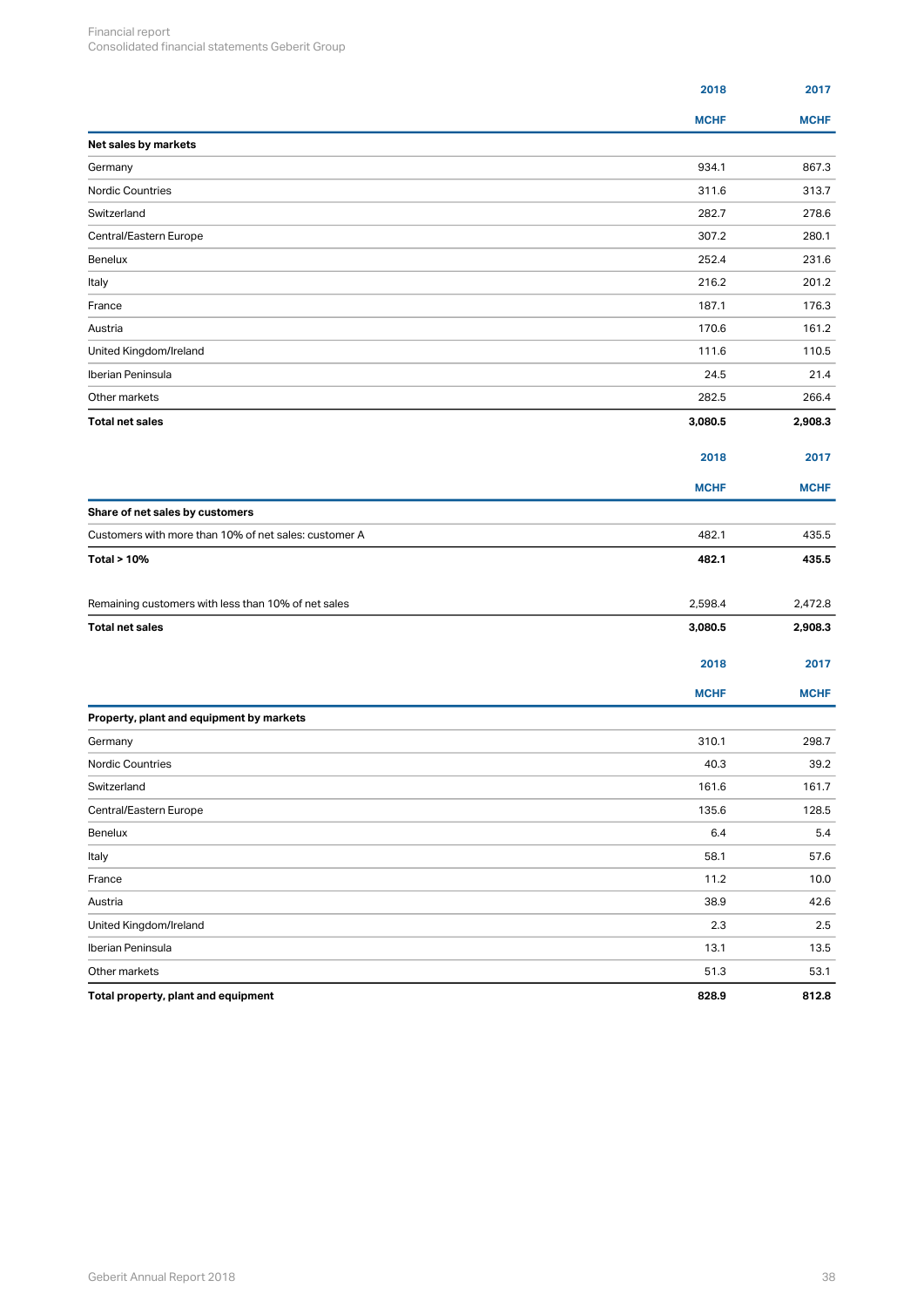| | 2018 | 2017 |
|---|---|---|
| | MCHF | MCHF |
| **Net sales by markets** | | |
| Germany | 934.1 | 867.3 |
| Nordic Countries | 311.6 | 313.7 |
| Switzerland | 282.7 | 278.6 |
| Central/Eastern Europe | 307.2 | 280.1 |
| Benelux | 252.4 | 231.6 |
| Italy | 216.2 | 201.2 |
| France | 187.1 | 176.3 |
| Austria | 170.6 | 161.2 |
| United Kingdom/Ireland | 111.6 | 110.5 |
| Iberian Peninsula | 24.5 | 21.4 |
| Other markets | 282.5 | 266.4 |
| **Total net sales** | **3,080.5** | **2,908.3** |

| | 2018 | 2017 |
|---|---|---|
| | MCHF | MCHF |
| **Share of net sales by customers** | | |
| Customers with more than 10% of net sales: customer A | 482.1 | 435.5 |
| **Total > 10%** | **482.1** | **435.5** |
| Remaining customers with less than 10% of net sales | 2,598.4 | 2,472.8 |
| **Total net sales** | **3,080.5** | **2,908.3** |

| | 2018 | 2017 |
|---|---|---|
| | MCHF | MCHF |
| **Property, plant and equipment by markets** | | |
| Germany | 310.1 | 298.7 |
| Nordic Countries | 40.3 | 39.2 |
| Switzerland | 161.6 | 161.7 |
| Central/Eastern Europe | 135.6 | 128.5 |
| Benelux | 6.4 | 5.4 |
| Italy | 58.1 | 57.6 |
| France | 11.2 | 10.0 |
| Austria | 38.9 | 42.6 |
| United Kingdom/Ireland | 2.3 | 2.5 |
| Iberian Peninsula | 13.1 | 13.5 |
| Other markets | 51.3 | 53.1 |
| **Total property, plant and equipment** | **828.9** | **812.8** |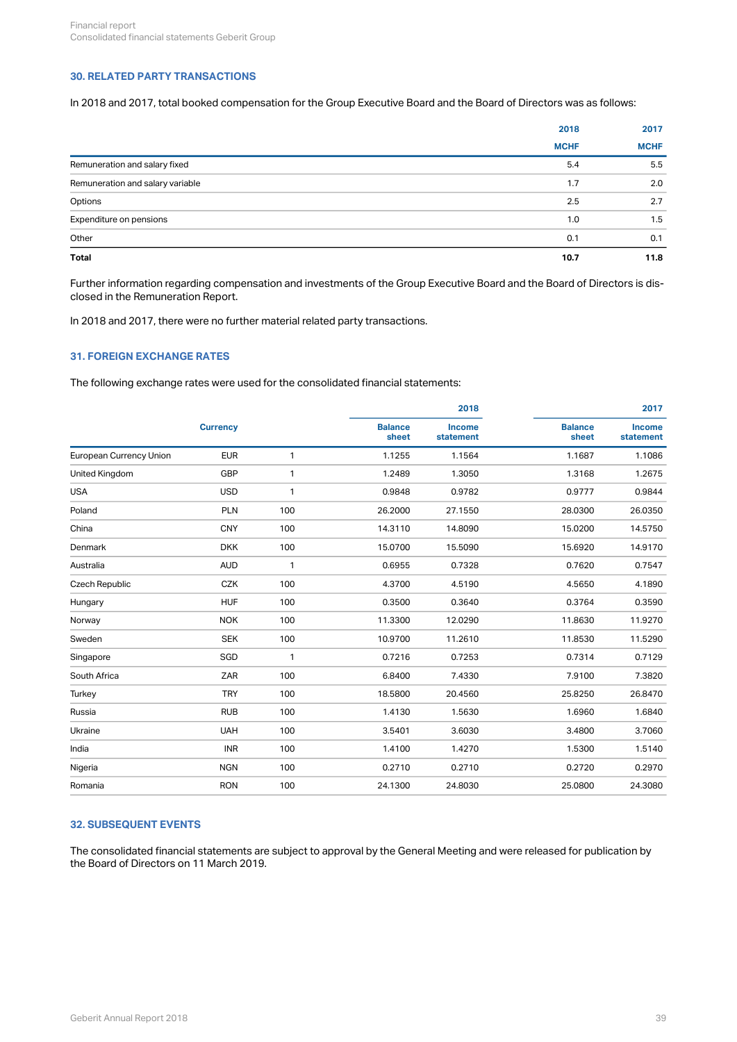## 30. RELATED PARTY TRANSACTIONS

In 2018 and 2017, total booked compensation for the Group Executive Board and the Board of Directors was as follows:

| | 2018 | 2017 |
|---|---|---|
| | MCHF | MCHF |
| Remuneration and salary fixed | 5.4 | 5.5 |
| Remuneration and salary variable | 1.7 | 2.0 |
| Options | 2.5 | 2.7 |
| Expenditure on pensions | 1.0 | 1.5 |
| Other | 0.1 | 0.1 |
| **Total** | **10.7** | **11.8** |

Further information regarding compensation and investments of the Group Executive Board and the Board of Directors is disclosed in the Remuneration Report.

In 2018 and 2017, there were no further material related party transactions.

## 31. FOREIGN EXCHANGE RATES

The following exchange rates were used for the consolidated financial statements:

| | Currency | | 2018 | | 2017 | |
|---|---|---|---|---|---|---|
| | | | Balance sheet | Income statement | Balance sheet | Income statement |
| European Currency Union | EUR | 1 | 1.1255 | 1.1564 | 1.1687 | 1.1086 |
| United Kingdom | GBP | 1 | 1.2489 | 1.3050 | 1.3168 | 1.2675 |
| USA | USD | 1 | 0.9848 | 0.9782 | 0.9777 | 0.9844 |
| Poland | PLN | 100 | 26.2000 | 27.1550 | 28.0300 | 26.0350 |
| China | CNY | 100 | 14.3110 | 14.8090 | 15.0200 | 14.5750 |
| Denmark | DKK | 100 | 15.0700 | 15.5090 | 15.6920 | 14.9170 |
| Australia | AUD | 1 | 0.6955 | 0.7328 | 0.7620 | 0.7547 |
| Czech Republic | CZK | 100 | 4.3700 | 4.5190 | 4.5650 | 4.1890 |
| Hungary | HUF | 100 | 0.3500 | 0.3640 | 0.3764 | 0.3590 |
| Norway | NOK | 100 | 11.3300 | 12.0290 | 11.8630 | 11.9270 |
| Sweden | SEK | 100 | 10.9700 | 11.2610 | 11.8530 | 11.5290 |
| Singapore | SGD | 1 | 0.7216 | 0.7253 | 0.7314 | 0.7129 |
| South Africa | ZAR | 100 | 6.8400 | 7.4330 | 7.9100 | 7.3820 |
| Turkey | TRY | 100 | 18.5800 | 20.4560 | 25.8250 | 26.8470 |
| Russia | RUB | 100 | 1.4130 | 1.5630 | 1.6960 | 1.6840 |
| Ukraine | UAH | 100 | 3.5401 | 3.6030 | 3.4800 | 3.7060 |
| India | INR | 100 | 1.4100 | 1.4270 | 1.5300 | 1.5140 |
| Nigeria | NGN | 100 | 0.2710 | 0.2710 | 0.2720 | 0.2970 |
| Romania | RON | 100 | 24.1300 | 24.8030 | 25.0800 | 24.3080 |

## 32. SUBSEQUENT EVENTS

The consolidated financial statements are subject to approval by the General Meeting and were released for publication by the Board of Directors on 11 March 2019.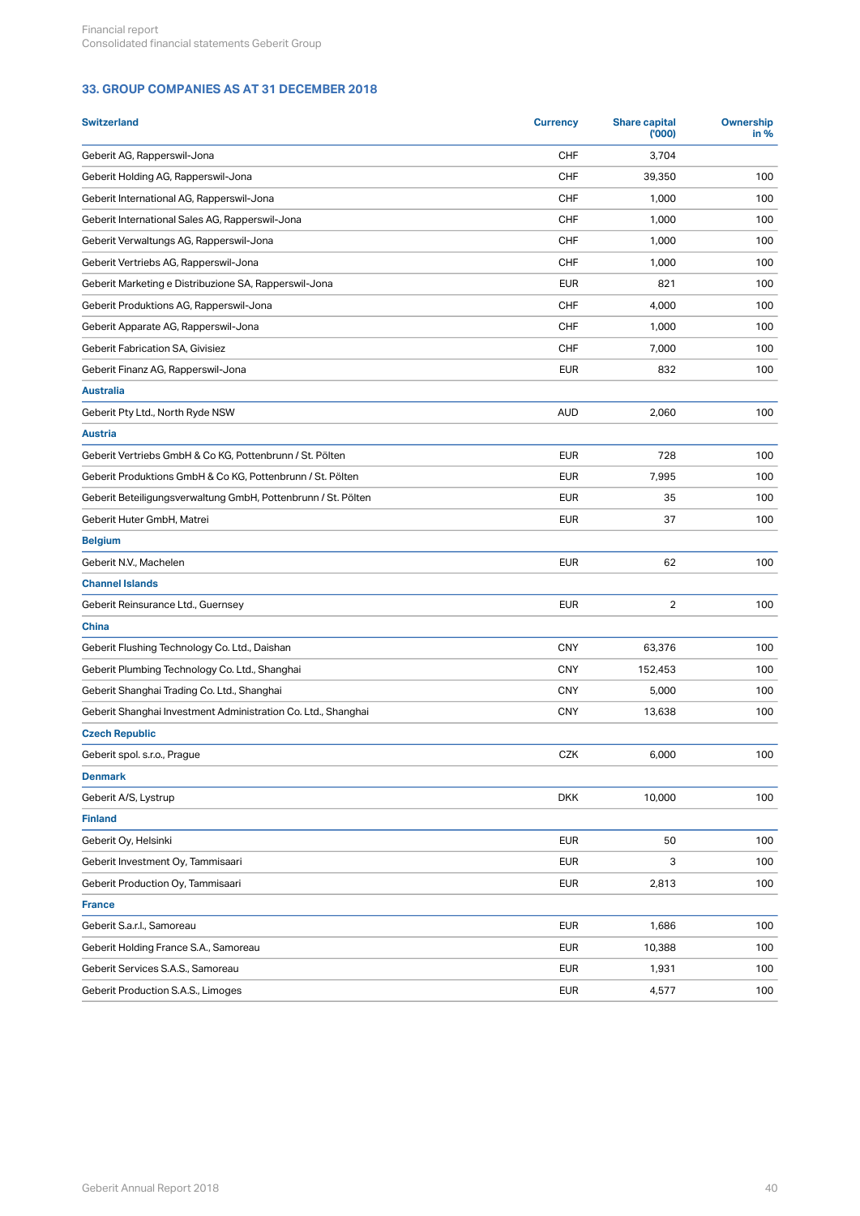## 33. GROUP COMPANIES AS AT 31 DECEMBER 2018

| Switzerland | Currency | Share capital ('000) | Ownership in % |
|---|---|---|---|
| Geberit AG, Rapperswil-Jona | CHF | 3,704 | |
| Geberit Holding AG, Rapperswil-Jona | CHF | 39,350 | 100 |
| Geberit International AG, Rapperswil-Jona | CHF | 1,000 | 100 |
| Geberit International Sales AG, Rapperswil-Jona | CHF | 1,000 | 100 |
| Geberit Verwaltungs AG, Rapperswil-Jona | CHF | 1,000 | 100 |
| Geberit Vertriebs AG, Rapperswil-Jona | CHF | 1,000 | 100 |
| Geberit Marketing e Distribuzione SA, Rapperswil-Jona | EUR | 821 | 100 |
| Geberit Produktions AG, Rapperswil-Jona | CHF | 4,000 | 100 |
| Geberit Apparate AG, Rapperswil-Jona | CHF | 1,000 | 100 |
| Geberit Fabrication SA, Givisiez | CHF | 7,000 | 100 |
| Geberit Finanz AG, Rapperswil-Jona | EUR | 832 | 100 |
| **Australia** | | | |
| Geberit Pty Ltd., North Ryde NSW | AUD | 2,060 | 100 |
| **Austria** | | | |
| Geberit Vertriebs GmbH & Co KG, Pottenbrunn / St. Pölten | EUR | 728 | 100 |
| Geberit Produktions GmbH & Co KG, Pottenbrunn / St. Pölten | EUR | 7,995 | 100 |
| Geberit Beteiligungsverwaltung GmbH, Pottenbrunn / St. Pölten | EUR | 35 | 100 |
| Geberit Huter GmbH, Matrei | EUR | 37 | 100 |
| **Belgium** | | | |
| Geberit N.V., Machelen | EUR | 62 | 100 |
| **Channel Islands** | | | |
| Geberit Reinsurance Ltd., Guernsey | EUR | 2 | 100 |
| **China** | | | |
| Geberit Flushing Technology Co. Ltd., Daishan | CNY | 63,376 | 100 |
| Geberit Plumbing Technology Co. Ltd., Shanghai | CNY | 152,453 | 100 |
| Geberit Shanghai Trading Co. Ltd., Shanghai | CNY | 5,000 | 100 |
| Geberit Shanghai Investment Administration Co. Ltd., Shanghai | CNY | 13,638 | 100 |
| **Czech Republic** | | | |
| Geberit spol. s.r.o., Prague | CZK | 6,000 | 100 |
| **Denmark** | | | |
| Geberit A/S, Lystrup | DKK | 10,000 | 100 |
| **Finland** | | | |
| Geberit Oy, Helsinki | EUR | 50 | 100 |
| Geberit Investment Oy, Tammisaari | EUR | 3 | 100 |
| Geberit Production Oy, Tammisaari | EUR | 2,813 | 100 |
| **France** | | | |
| Geberit S.a.r.l., Samoreau | EUR | 1,686 | 100 |
| Geberit Holding France S.A., Samoreau | EUR | 10,388 | 100 |
| Geberit Services S.A.S., Samoreau | EUR | 1,931 | 100 |
| Geberit Production S.A.S., Limoges | EUR | 4,577 | 100 |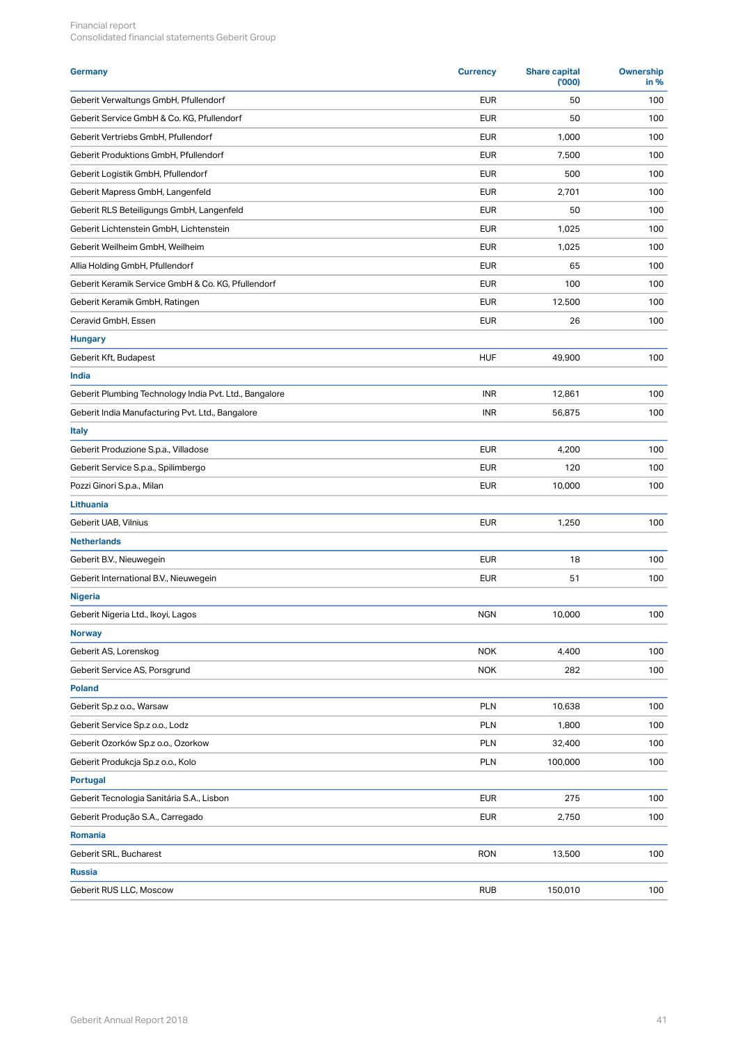| Germany | Currency | Share capital ('000) | Ownership in % |
|---|---|---|---|
| Geberit Verwaltungs GmbH, Pfullendorf | EUR | 50 | 100 |
| Geberit Service GmbH & Co. KG, Pfullendorf | EUR | 50 | 100 |
| Geberit Vertriebs GmbH, Pfullendorf | EUR | 1,000 | 100 |
| Geberit Produktions GmbH, Pfullendorf | EUR | 7,500 | 100 |
| Geberit Logistik GmbH, Pfullendorf | EUR | 500 | 100 |
| Geberit Mapress GmbH, Langenfeld | EUR | 2,701 | 100 |
| Geberit RLS Beteiligungs GmbH, Langenfeld | EUR | 50 | 100 |
| Geberit Lichtenstein GmbH, Lichtenstein | EUR | 1,025 | 100 |
| Geberit Weilheim GmbH, Weilheim | EUR | 1,025 | 100 |
| Allia Holding GmbH, Pfullendorf | EUR | 65 | 100 |
| Geberit Keramik Service GmbH & Co. KG, Pfullendorf | EUR | 100 | 100 |
| Geberit Keramik GmbH, Ratingen | EUR | 12,500 | 100 |
| Ceravid GmbH, Essen | EUR | 26 | 100 |
| **Hungary** | | | |
| Geberit Kft, Budapest | HUF | 49,900 | 100 |
| **India** | | | |
| Geberit Plumbing Technology India Pvt. Ltd., Bangalore | INR | 12,861 | 100 |
| Geberit India Manufacturing Pvt. Ltd., Bangalore | INR | 56,875 | 100 |
| **Italy** | | | |
| Geberit Produzione S.p.a., Villadose | EUR | 4,200 | 100 |
| Geberit Service S.p.a., Spilimbergo | EUR | 120 | 100 |
| Pozzi Ginori S.p.a., Milan | EUR | 10,000 | 100 |
| **Lithuania** | | | |
| Geberit UAB, Vilnius | EUR | 1,250 | 100 |
| **Netherlands** | | | |
| Geberit B.V., Nieuwegein | EUR | 18 | 100 |
| Geberit International B.V., Nieuwegein | EUR | 51 | 100 |
| **Nigeria** | | | |
| Geberit Nigeria Ltd., Ikoyi, Lagos | NGN | 10,000 | 100 |
| **Norway** | | | |
| Geberit AS, Lorenskog | NOK | 4,400 | 100 |
| Geberit Service AS, Porsgrund | NOK | 282 | 100 |
| **Poland** | | | |
| Geberit Sp.z o.o., Warsaw | PLN | 10,638 | 100 |
| Geberit Service Sp.z o.o., Lodz | PLN | 1,800 | 100 |
| Geberit Ozorków Sp.z o.o., Ozorkow | PLN | 32,400 | 100 |
| Geberit Produkcja Sp.z o.o., Kolo | PLN | 100,000 | 100 |
| **Portugal** | | | |
| Geberit Tecnologia Sanitária S.A., Lisbon | EUR | 275 | 100 |
| Geberit Produção S.A., Carregado | EUR | 2,750 | 100 |
| **Romania** | | | |
| Geberit SRL, Bucharest | RON | 13,500 | 100 |
| **Russia** | | | |
| Geberit RUS LLC, Moscow | RUB | 150,010 | 100 |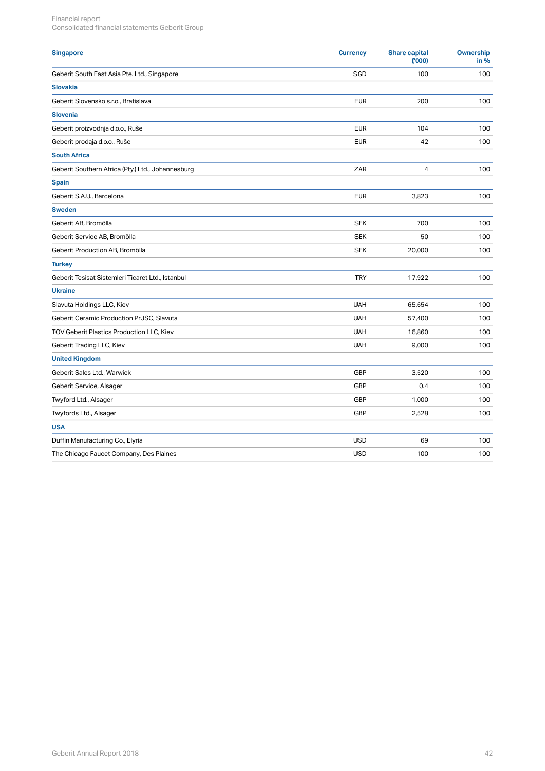| Singapore | Currency | Share capital ('000) | Ownership in % |
|---|---|---|---|
| Geberit South East Asia Pte. Ltd., Singapore | SGD | 100 | 100 |
| **Slovakia** | | | |
| Geberit Slovensko s.r.o., Bratislava | EUR | 200 | 100 |
| **Slovenia** | | | |
| Geberit proizvodnja d.o.o., Ruše | EUR | 104 | 100 |
| Geberit prodaja d.o.o., Ruše | EUR | 42 | 100 |
| **South Africa** | | | |
| Geberit Southern Africa (Pty.) Ltd., Johannesburg | ZAR | 4 | 100 |
| **Spain** | | | |
| Geberit S.A.U., Barcelona | EUR | 3,823 | 100 |
| **Sweden** | | | |
| Geberit AB, Bromölla | SEK | 700 | 100 |
| Geberit Service AB, Bromölla | SEK | 50 | 100 |
| Geberit Production AB, Bromölla | SEK | 20,000 | 100 |
| **Turkey** | | | |
| Geberit Tesisat Sistemleri Ticaret Ltd., Istanbul | TRY | 17,922 | 100 |
| **Ukraine** | | | |
| Slavuta Holdings LLC, Kiev | UAH | 65,654 | 100 |
| Geberit Ceramic Production PrJSC, Slavuta | UAH | 57,400 | 100 |
| TOV Geberit Plastics Production LLC, Kiev | UAH | 16,860 | 100 |
| Geberit Trading LLC, Kiev | UAH | 9,000 | 100 |
| **United Kingdom** | | | |
| Geberit Sales Ltd., Warwick | GBP | 3,520 | 100 |
| Geberit Service, Alsager | GBP | 0.4 | 100 |
| Twyford Ltd., Alsager | GBP | 1,000 | 100 |
| Twyfords Ltd., Alsager | GBP | 2,528 | 100 |
| **USA** | | | |
| Duffin Manufacturing Co., Elyria | USD | 69 | 100 |
| The Chicago Faucet Company, Des Plaines | USD | 100 | 100 |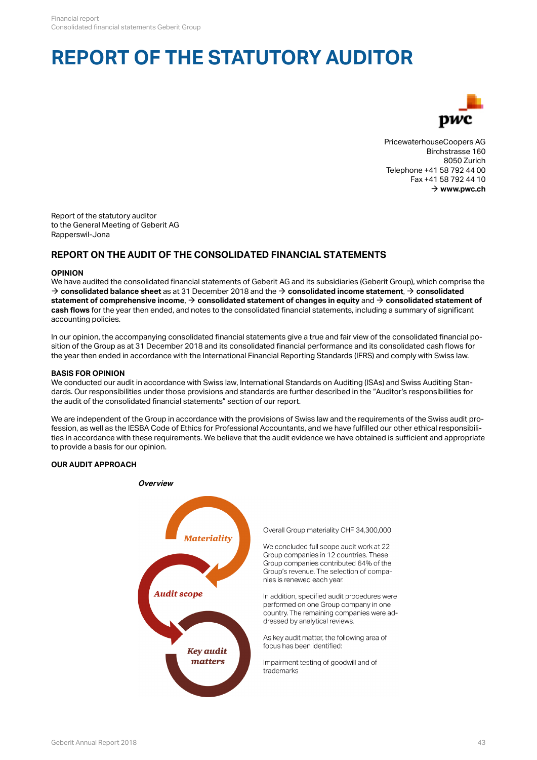# REPORT OF THE STATUTORY AUDITOR

PricewaterhouseCoopers AG
Birchstrasse 160
8050 Zurich
Telephone +41 58 792 44 00
Fax +41 58 792 44 10
→ **www.pwc.ch**

Report of the statutory auditor
to the General Meeting of Geberit AG
Rapperswil-Jona

## REPORT ON THE AUDIT OF THE CONSOLIDATED FINANCIAL STATEMENTS

### OPINION

We have audited the consolidated financial statements of Geberit AG and its subsidiaries (Geberit Group), which comprise the → **consolidated balance sheet** as at 31 December 2018 and the → **consolidated income statement**, → **consolidated statement of comprehensive income**, → **consolidated statement of changes in equity** and → **consolidated statement of cash flows** for the year then ended, and notes to the consolidated financial statements, including a summary of significant accounting policies.

In our opinion, the accompanying consolidated financial statements give a true and fair view of the consolidated financial position of the Group as at 31 December 2018 and its consolidated financial performance and its consolidated cash flows for the year then ended in accordance with the International Financial Reporting Standards (IFRS) and comply with Swiss law.

### BASIS FOR OPINION

We conducted our audit in accordance with Swiss law, International Standards on Auditing (ISAs) and Swiss Auditing Standards. Our responsibilities under those provisions and standards are further described in the "Auditor's responsibilities for the audit of the consolidated financial statements" section of our report.

We are independent of the Group in accordance with the provisions of Swiss law and the requirements of the Swiss audit profession, as well as the IESBA Code of Ethics for Professional Accountants, and we have fulfilled our other ethical responsibilities in accordance with these requirements. We believe that the audit evidence we have obtained is sufficient and appropriate to provide a basis for our opinion.

### OUR AUDIT APPROACH

***Overview***

*Materiality*

Overall Group materiality CHF 34,300,000

*Audit scope*

We concluded full scope audit work at 22 Group companies in 12 countries. These Group companies contributed 64% of the Group's revenue. The selection of companies is renewed each year.

In addition, specified audit procedures were performed on one Group company in one country. The remaining companies were addressed by analytical reviews.

*Key audit matters*

As key audit matter, the following area of focus has been identified:

Impairment testing of goodwill and of trademarks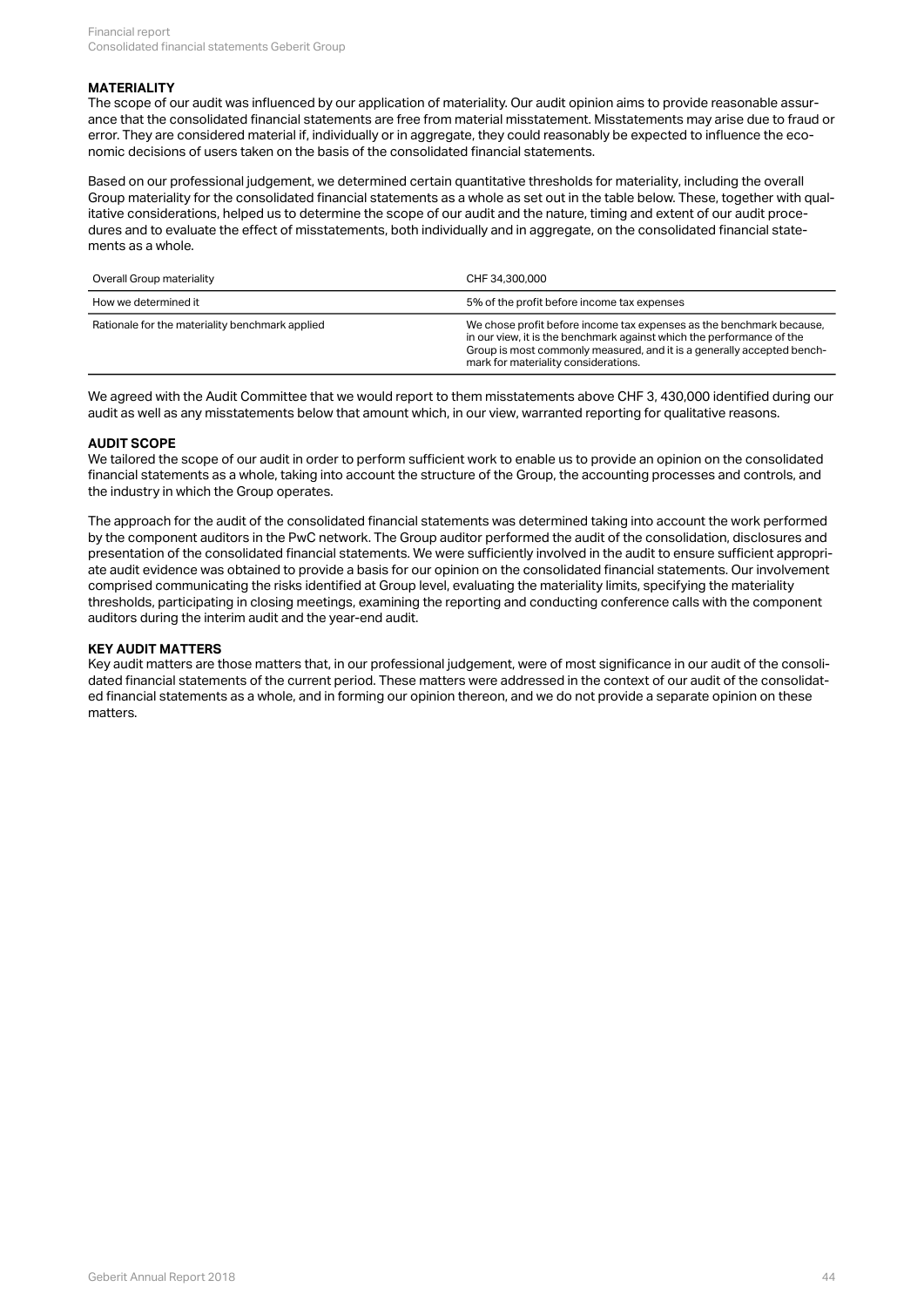## MATERIALITY

The scope of our audit was influenced by our application of materiality. Our audit opinion aims to provide reasonable assurance that the consolidated financial statements are free from material misstatement. Misstatements may arise due to fraud or error. They are considered material if, individually or in aggregate, they could reasonably be expected to influence the economic decisions of users taken on the basis of the consolidated financial statements.

Based on our professional judgement, we determined certain quantitative thresholds for materiality, including the overall Group materiality for the consolidated financial statements as a whole as set out in the table below. These, together with qualitative considerations, helped us to determine the scope of our audit and the nature, timing and extent of our audit procedures and to evaluate the effect of misstatements, both individually and in aggregate, on the consolidated financial statements as a whole.

| Overall Group materiality | CHF 34,300,000 |
|---|---|
| How we determined it | 5% of the profit before income tax expenses |
| Rationale for the materiality benchmark applied | We chose profit before income tax expenses as the benchmark because, in our view, it is the benchmark against which the performance of the Group is most commonly measured, and it is a generally accepted benchmark for materiality considerations. |

We agreed with the Audit Committee that we would report to them misstatements above CHF 3, 430,000 identified during our audit as well as any misstatements below that amount which, in our view, warranted reporting for qualitative reasons.

## AUDIT SCOPE

We tailored the scope of our audit in order to perform sufficient work to enable us to provide an opinion on the consolidated financial statements as a whole, taking into account the structure of the Group, the accounting processes and controls, and the industry in which the Group operates.

The approach for the audit of the consolidated financial statements was determined taking into account the work performed by the component auditors in the PwC network. The Group auditor performed the audit of the consolidation, disclosures and presentation of the consolidated financial statements. We were sufficiently involved in the audit to ensure sufficient appropriate audit evidence was obtained to provide a basis for our opinion on the consolidated financial statements. Our involvement comprised communicating the risks identified at Group level, evaluating the materiality limits, specifying the materiality thresholds, participating in closing meetings, examining the reporting and conducting conference calls with the component auditors during the interim audit and the year-end audit.

## KEY AUDIT MATTERS

Key audit matters are those matters that, in our professional judgement, were of most significance in our audit of the consolidated financial statements of the current period. These matters were addressed in the context of our audit of the consolidated financial statements as a whole, and in forming our opinion thereon, and we do not provide a separate opinion on these matters.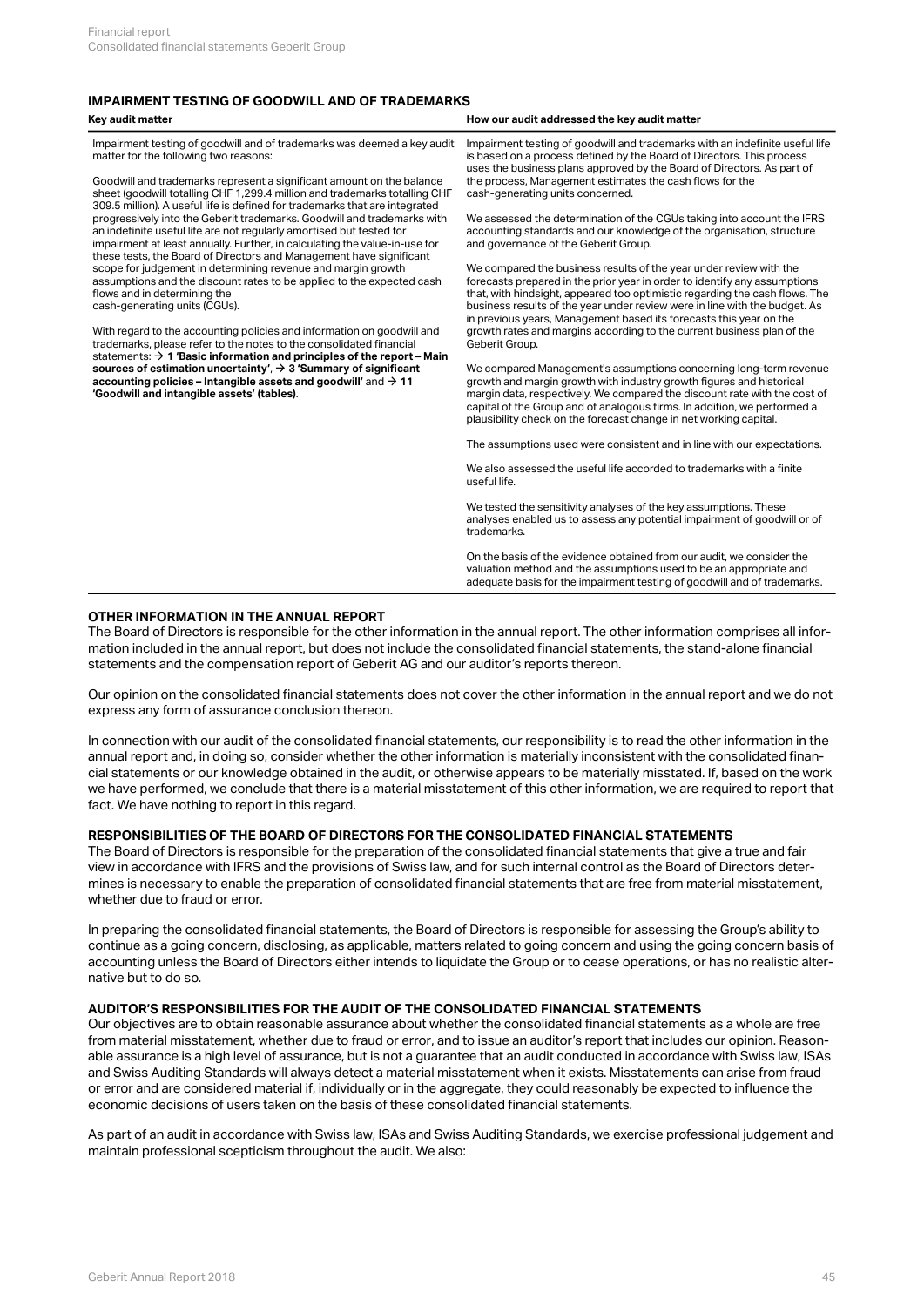### IMPAIRMENT TESTING OF GOODWILL AND OF TRADEMARKS

| Key audit matter | How our audit addressed the key audit matter |
| --- | --- |
| Impairment testing of goodwill and of trademarks was deemed a key audit matter for the following two reasons:<br><br>Goodwill and trademarks represent a significant amount on the balance sheet (goodwill totalling CHF 1,299.4 million and trademarks totalling CHF 309.5 million). A useful life is defined for trademarks that are integrated progressively into the Geberit trademarks. Goodwill and trademarks with an indefinite useful life are not regularly amortised but tested for impairment at least annually. Further, in calculating the value-in-use for these tests, the Board of Directors and Management have significant scope for judgement in determining revenue and margin growth assumptions and the discount rates to be applied to the expected cash flows and in determining the cash-generating units (CGUs).<br><br>With regard to the accounting policies and information on goodwill and trademarks, please refer to the notes to the consolidated financial statements: → **1 'Basic information and principles of the report – Main sources of estimation uncertainty'**, → **3 'Summary of significant accounting policies – Intangible assets and goodwill'** and → **11 'Goodwill and intangible assets' (tables)**. | Impairment testing of goodwill and trademarks with an indefinite useful life is based on a process defined by the Board of Directors. This process uses the business plans approved by the Board of Directors. As part of the process, Management estimates the cash flows for the cash-generating units concerned.<br><br>We assessed the determination of the CGUs taking into account the IFRS accounting standards and our knowledge of the organisation, structure and governance of the Geberit Group.<br><br>We compared the business results of the year under review with the forecasts prepared in the prior year in order to identify any assumptions that, with hindsight, appeared too optimistic regarding the cash flows. The business results of the year under review were in line with the budget. As in previous years, Management based its forecasts this year on the growth rates and margins according to the current business plan of the Geberit Group.<br><br>We compared Management's assumptions concerning long-term revenue growth and margin growth with industry growth figures and historical margin data, respectively. We compared the discount rate with the cost of capital of the Group and of analogous firms. In addition, we performed a plausibility check on the forecast change in net working capital.<br><br>The assumptions used were consistent and in line with our expectations.<br><br>We also assessed the useful life accorded to trademarks with a finite useful life.<br><br>We tested the sensitivity analyses of the key assumptions. These analyses enabled us to assess any potential impairment of goodwill or of trademarks.<br><br>On the basis of the evidence obtained from our audit, we consider the valuation method and the assumptions used to be an appropriate and adequate basis for the impairment testing of goodwill and of trademarks. |

### OTHER INFORMATION IN THE ANNUAL REPORT

The Board of Directors is responsible for the other information in the annual report. The other information comprises all information included in the annual report, but does not include the consolidated financial statements, the stand-alone financial statements and the compensation report of Geberit AG and our auditor's reports thereon.

Our opinion on the consolidated financial statements does not cover the other information in the annual report and we do not express any form of assurance conclusion thereon.

In connection with our audit of the consolidated financial statements, our responsibility is to read the other information in the annual report and, in doing so, consider whether the other information is materially inconsistent with the consolidated financial statements or our knowledge obtained in the audit, or otherwise appears to be materially misstated. If, based on the work we have performed, we conclude that there is a material misstatement of this other information, we are required to report that fact. We have nothing to report in this regard.

### RESPONSIBILITIES OF THE BOARD OF DIRECTORS FOR THE CONSOLIDATED FINANCIAL STATEMENTS

The Board of Directors is responsible for the preparation of the consolidated financial statements that give a true and fair view in accordance with IFRS and the provisions of Swiss law, and for such internal control as the Board of Directors determines is necessary to enable the preparation of consolidated financial statements that are free from material misstatement, whether due to fraud or error.

In preparing the consolidated financial statements, the Board of Directors is responsible for assessing the Group's ability to continue as a going concern, disclosing, as applicable, matters related to going concern and using the going concern basis of accounting unless the Board of Directors either intends to liquidate the Group or to cease operations, or has no realistic alternative but to do so.

### AUDITOR'S RESPONSIBILITIES FOR THE AUDIT OF THE CONSOLIDATED FINANCIAL STATEMENTS

Our objectives are to obtain reasonable assurance about whether the consolidated financial statements as a whole are free from material misstatement, whether due to fraud or error, and to issue an auditor's report that includes our opinion. Reasonable assurance is a high level of assurance, but is not a guarantee that an audit conducted in accordance with Swiss law, ISAs and Swiss Auditing Standards will always detect a material misstatement when it exists. Misstatements can arise from fraud or error and are considered material if, individually or in the aggregate, they could reasonably be expected to influence the economic decisions of users taken on the basis of these consolidated financial statements.

As part of an audit in accordance with Swiss law, ISAs and Swiss Auditing Standards, we exercise professional judgement and maintain professional scepticism throughout the audit. We also: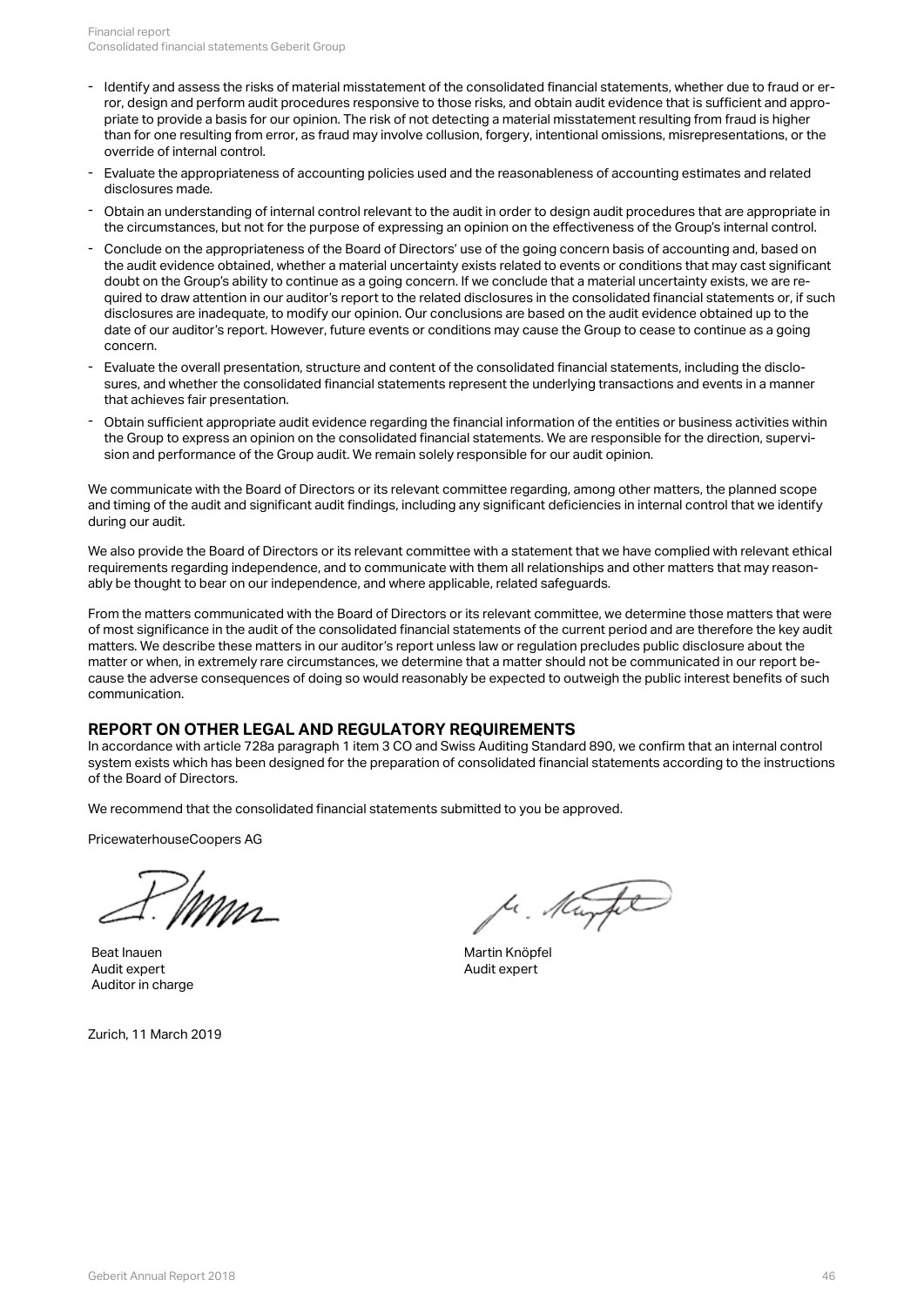- Identify and assess the risks of material misstatement of the consolidated financial statements, whether due to fraud or error, design and perform audit procedures responsive to those risks, and obtain audit evidence that is sufficient and appropriate to provide a basis for our opinion. The risk of not detecting a material misstatement resulting from fraud is higher than for one resulting from error, as fraud may involve collusion, forgery, intentional omissions, misrepresentations, or the override of internal control.
- Evaluate the appropriateness of accounting policies used and the reasonableness of accounting estimates and related disclosures made.
- Obtain an understanding of internal control relevant to the audit in order to design audit procedures that are appropriate in the circumstances, but not for the purpose of expressing an opinion on the effectiveness of the Group's internal control.
- Conclude on the appropriateness of the Board of Directors' use of the going concern basis of accounting and, based on the audit evidence obtained, whether a material uncertainty exists related to events or conditions that may cast significant doubt on the Group's ability to continue as a going concern. If we conclude that a material uncertainty exists, we are required to draw attention in our auditor's report to the related disclosures in the consolidated financial statements or, if such disclosures are inadequate, to modify our opinion. Our conclusions are based on the audit evidence obtained up to the date of our auditor's report. However, future events or conditions may cause the Group to cease to continue as a going concern.
- Evaluate the overall presentation, structure and content of the consolidated financial statements, including the disclosures, and whether the consolidated financial statements represent the underlying transactions and events in a manner that achieves fair presentation.
- Obtain sufficient appropriate audit evidence regarding the financial information of the entities or business activities within the Group to express an opinion on the consolidated financial statements. We are responsible for the direction, supervision and performance of the Group audit. We remain solely responsible for our audit opinion.

We communicate with the Board of Directors or its relevant committee regarding, among other matters, the planned scope and timing of the audit and significant audit findings, including any significant deficiencies in internal control that we identify during our audit.

We also provide the Board of Directors or its relevant committee with a statement that we have complied with relevant ethical requirements regarding independence, and to communicate with them all relationships and other matters that may reasonably be thought to bear on our independence, and where applicable, related safeguards.

From the matters communicated with the Board of Directors or its relevant committee, we determine those matters that were of most significance in the audit of the consolidated financial statements of the current period and are therefore the key audit matters. We describe these matters in our auditor's report unless law or regulation precludes public disclosure about the matter or when, in extremely rare circumstances, we determine that a matter should not be communicated in our report because the adverse consequences of doing so would reasonably be expected to outweigh the public interest benefits of such communication.

## REPORT ON OTHER LEGAL AND REGULATORY REQUIREMENTS

In accordance with article 728a paragraph 1 item 3 CO and Swiss Auditing Standard 890, we confirm that an internal control system exists which has been designed for the preparation of consolidated financial statements according to the instructions of the Board of Directors.

We recommend that the consolidated financial statements submitted to you be approved.

PricewaterhouseCoopers AG

Beat Inauen
Audit expert
Auditor in charge

Martin Knöpfel
Audit expert

Zurich, 11 March 2019